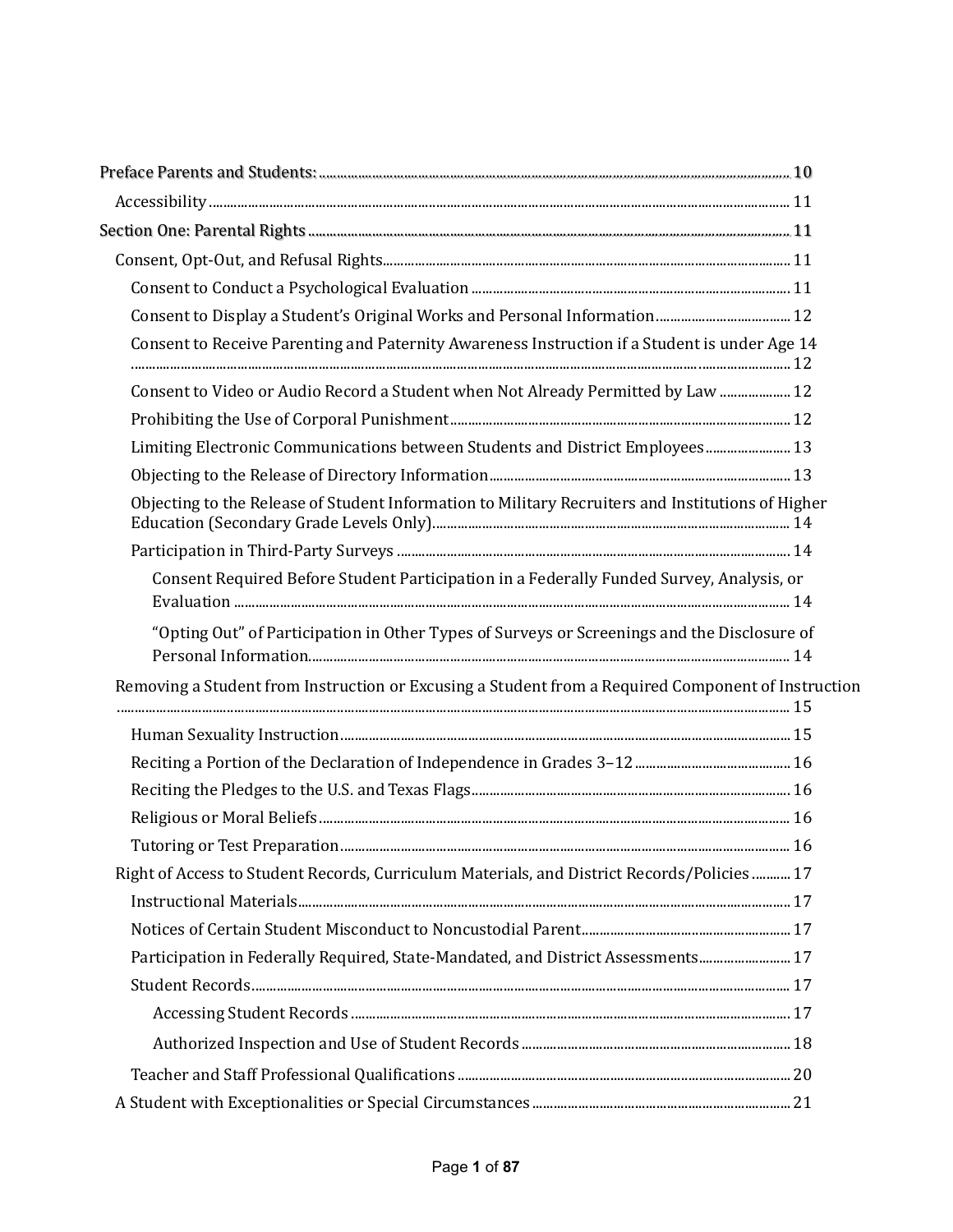- Preface Parents and Students: 10
  - Accessibility 11
- Section One: Parental Rights 11
  - Consent, Opt-Out, and Refusal Rights 11
    - Consent to Conduct a Psychological Evaluation 11
    - Consent to Display a Student's Original Works and Personal Information 12
    - Consent to Receive Parenting and Paternity Awareness Instruction if a Student is under Age 14 12
    - Consent to Video or Audio Record a Student when Not Already Permitted by Law 12
    - Prohibiting the Use of Corporal Punishment 12
    - Limiting Electronic Communications between Students and District Employees 13
    - Objecting to the Release of Directory Information 13
    - Objecting to the Release of Student Information to Military Recruiters and Institutions of Higher Education (Secondary Grade Levels Only) 14
    - Participation in Third-Party Surveys 14
      - Consent Required Before Student Participation in a Federally Funded Survey, Analysis, or Evaluation 14
      - "Opting Out" of Participation in Other Types of Surveys or Screenings and the Disclosure of Personal Information 14
  - Removing a Student from Instruction or Excusing a Student from a Required Component of Instruction 15
    - Human Sexuality Instruction 15
    - Reciting a Portion of the Declaration of Independence in Grades 3–12 16
    - Reciting the Pledges to the U.S. and Texas Flags 16
    - Religious or Moral Beliefs 16
    - Tutoring or Test Preparation 16
  - Right of Access to Student Records, Curriculum Materials, and District Records/Policies 17
    - Instructional Materials 17
    - Notices of Certain Student Misconduct to Noncustodial Parent 17
    - Participation in Federally Required, State-Mandated, and District Assessments 17
    - Student Records 17
      - Accessing Student Records 17
      - Authorized Inspection and Use of Student Records 18
    - Teacher and Staff Professional Qualifications 20
  - A Student with Exceptionalities or Special Circumstances 21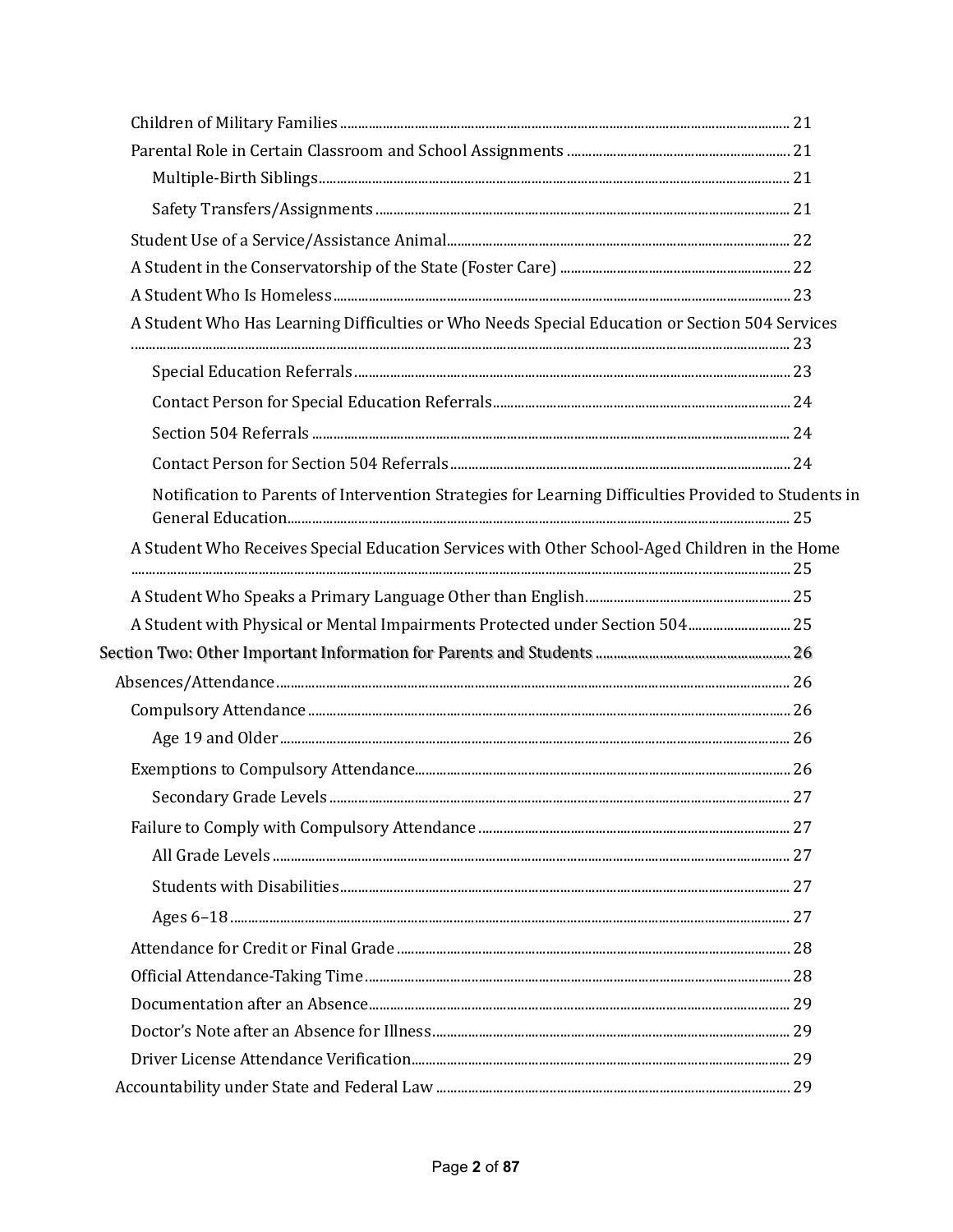- Children of Military Families ........ 21
- Parental Role in Certain Classroom and School Assignments ........ 21
  - Multiple-Birth Siblings ........ 21
  - Safety Transfers/Assignments ........ 21
- Student Use of a Service/Assistance Animal ........ 22
- A Student in the Conservatorship of the State (Foster Care) ........ 22
- A Student Who Is Homeless ........ 23
- A Student Who Has Learning Difficulties or Who Needs Special Education or Section 504 Services ........ 23
  - Special Education Referrals ........ 23
  - Contact Person for Special Education Referrals ........ 24
  - Section 504 Referrals ........ 24
  - Contact Person for Section 504 Referrals ........ 24
  - Notification to Parents of Intervention Strategies for Learning Difficulties Provided to Students in General Education ........ 25
- A Student Who Receives Special Education Services with Other School-Aged Children in the Home ........ 25
- A Student Who Speaks a Primary Language Other than English ........ 25
- A Student with Physical or Mental Impairments Protected under Section 504 ........ 25

Section Two: Other Important Information for Parents and Students ........ 26

- Absences/Attendance ........ 26
  - Compulsory Attendance ........ 26
    - Age 19 and Older ........ 26
  - Exemptions to Compulsory Attendance ........ 26
    - Secondary Grade Levels ........ 27
  - Failure to Comply with Compulsory Attendance ........ 27
    - All Grade Levels ........ 27
    - Students with Disabilities ........ 27
    - Ages 6–18 ........ 27
  - Attendance for Credit or Final Grade ........ 28
  - Official Attendance-Taking Time ........ 28
  - Documentation after an Absence ........ 29
  - Doctor’s Note after an Absence for Illness ........ 29
  - Driver License Attendance Verification ........ 29
- Accountability under State and Federal Law ........ 29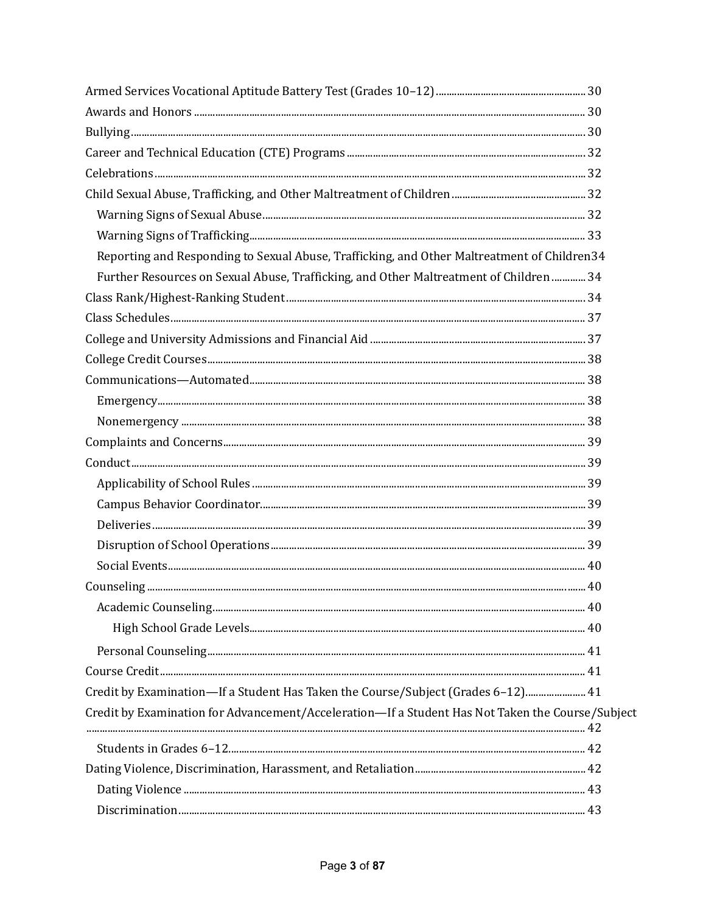- Armed Services Vocational Aptitude Battery Test (Grades 10–12) ........ 30
- Awards and Honors ........ 30
- Bullying ........ 30
- Career and Technical Education (CTE) Programs ........ 32
- Celebrations ........ 32
- Child Sexual Abuse, Trafficking, and Other Maltreatment of Children ........ 32
  - Warning Signs of Sexual Abuse ........ 32
  - Warning Signs of Trafficking ........ 33
  - Reporting and Responding to Sexual Abuse, Trafficking, and Other Maltreatment of Children 34
  - Further Resources on Sexual Abuse, Trafficking, and Other Maltreatment of Children ........ 34
- Class Rank/Highest-Ranking Student ........ 34
- Class Schedules ........ 37
- College and University Admissions and Financial Aid ........ 37
- College Credit Courses ........ 38
- Communications—Automated ........ 38
  - Emergency ........ 38
  - Nonemergency ........ 38
- Complaints and Concerns ........ 39
- Conduct ........ 39
  - Applicability of School Rules ........ 39
  - Campus Behavior Coordinator ........ 39
  - Deliveries ........ 39
  - Disruption of School Operations ........ 39
  - Social Events ........ 40
- Counseling ........ 40
  - Academic Counseling ........ 40
    - High School Grade Levels ........ 40
  - Personal Counseling ........ 41
- Course Credit ........ 41
- Credit by Examination—If a Student Has Taken the Course/Subject (Grades 6–12) ........ 41
- Credit by Examination for Advancement/Acceleration—If a Student Has Not Taken the Course/Subject ........ 42
  - Students in Grades 6–12 ........ 42
- Dating Violence, Discrimination, Harassment, and Retaliation ........ 42
  - Dating Violence ........ 43
  - Discrimination ........ 43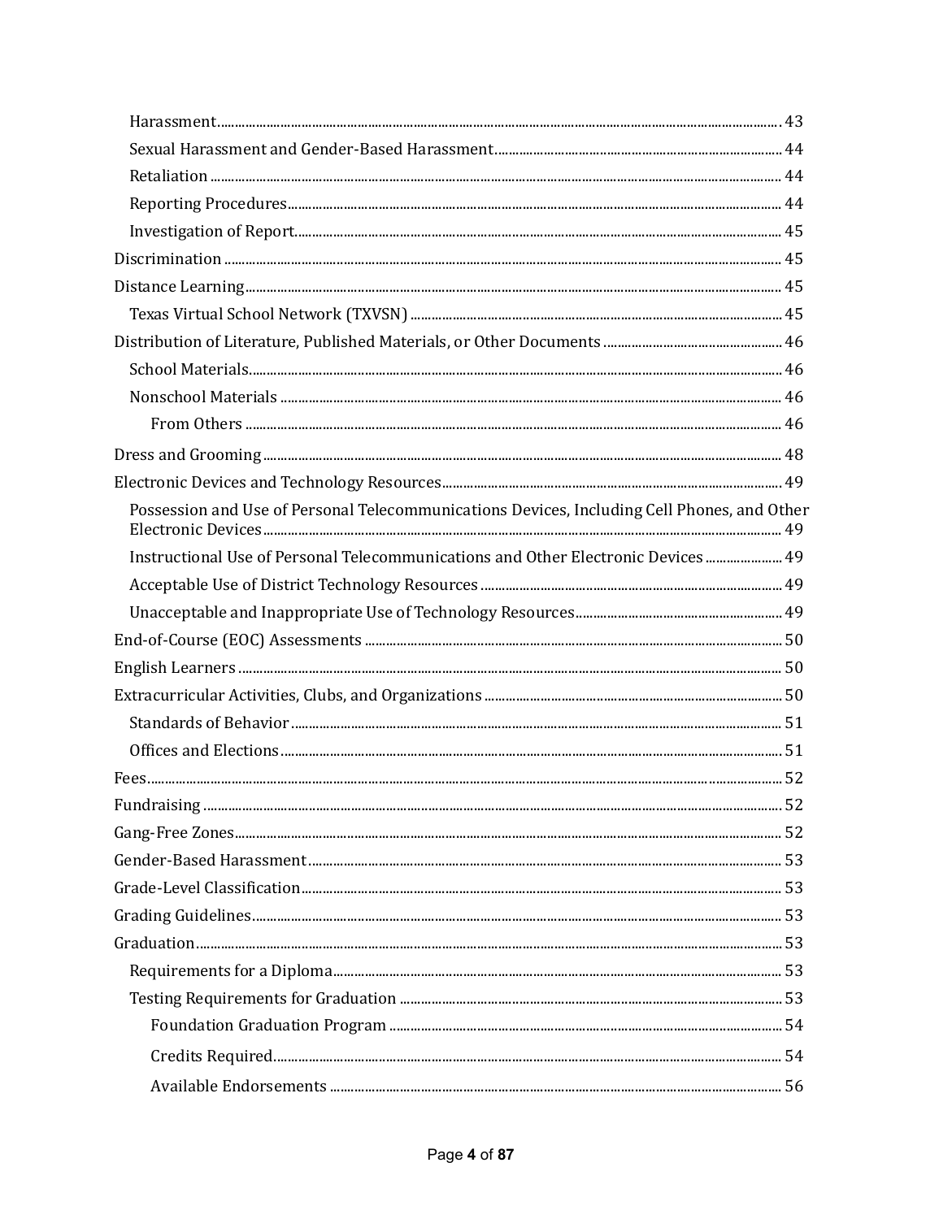- Harassment ... 43
- Sexual Harassment and Gender-Based Harassment ... 44
- Retaliation ... 44
- Reporting Procedures ... 44
- Investigation of Report ... 45

Discrimination ... 45

Distance Learning ... 45

- Texas Virtual School Network (TXVSN) ... 45

Distribution of Literature, Published Materials, or Other Documents ... 46

- School Materials ... 46
- Nonschool Materials ... 46
  - From Others ... 46

Dress and Grooming ... 48

Electronic Devices and Technology Resources ... 49

- Possession and Use of Personal Telecommunications Devices, Including Cell Phones, and Other Electronic Devices ... 49
- Instructional Use of Personal Telecommunications and Other Electronic Devices ... 49
- Acceptable Use of District Technology Resources ... 49
- Unacceptable and Inappropriate Use of Technology Resources ... 49

End-of-Course (EOC) Assessments ... 50

English Learners ... 50

Extracurricular Activities, Clubs, and Organizations ... 50

- Standards of Behavior ... 51
- Offices and Elections ... 51

Fees ... 52

Fundraising ... 52

Gang-Free Zones ... 52

Gender-Based Harassment ... 53

Grade-Level Classification ... 53

Grading Guidelines ... 53

Graduation ... 53

- Requirements for a Diploma ... 53
- Testing Requirements for Graduation ... 53
  - Foundation Graduation Program ... 54
  - Credits Required ... 54
  - Available Endorsements ... 56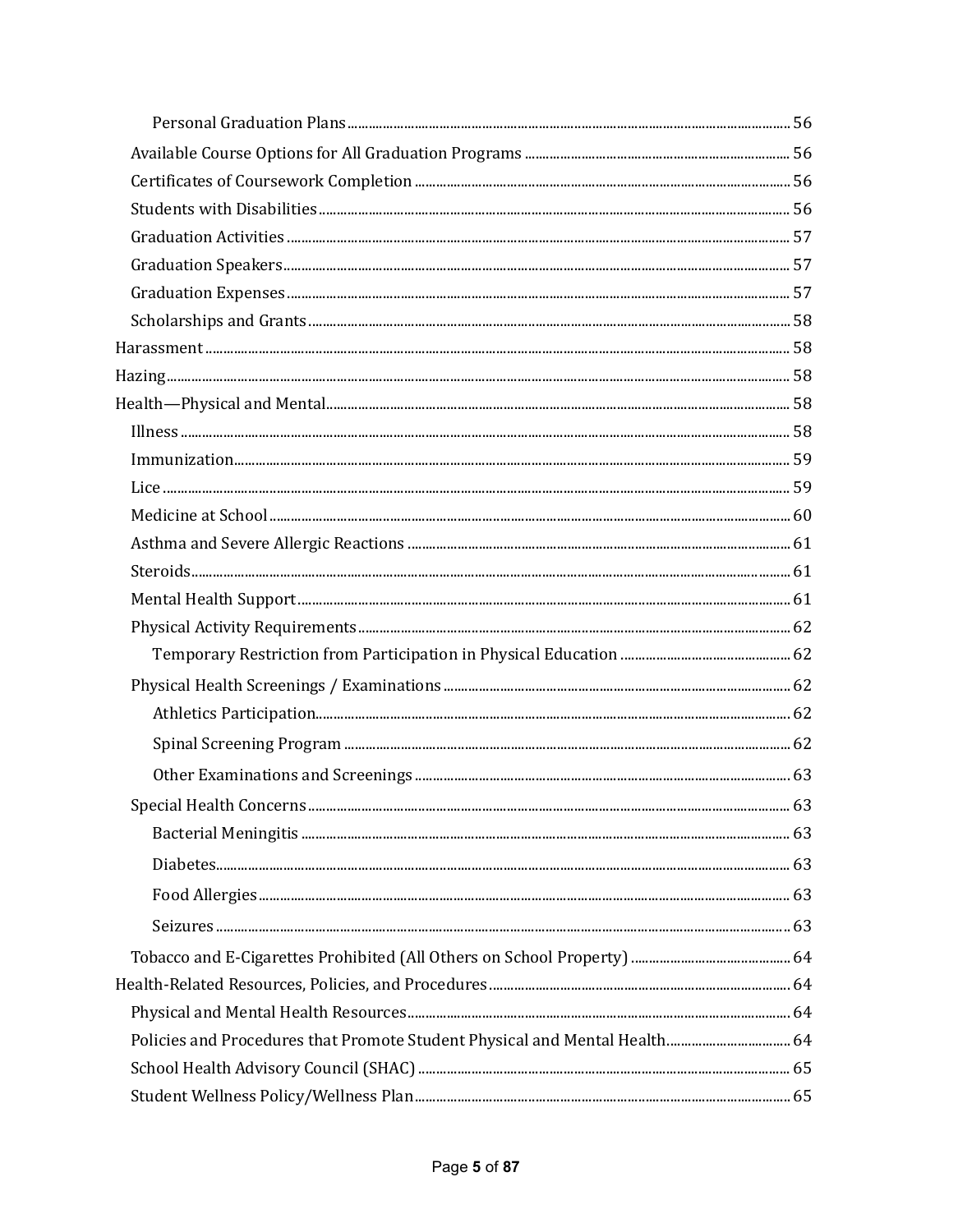- Personal Graduation Plans ........ 56
- Available Course Options for All Graduation Programs ........ 56
- Certificates of Coursework Completion ........ 56
- Students with Disabilities ........ 56
- Graduation Activities ........ 57
- Graduation Speakers ........ 57
- Graduation Expenses ........ 57
- Scholarships and Grants ........ 58

Harassment ........ 58

Hazing ........ 58

Health—Physical and Mental ........ 58

- Illness ........ 58
- Immunization ........ 59
- Lice ........ 59
- Medicine at School ........ 60
- Asthma and Severe Allergic Reactions ........ 61
- Steroids ........ 61
- Mental Health Support ........ 61
- Physical Activity Requirements ........ 62
  - Temporary Restriction from Participation in Physical Education ........ 62
- Physical Health Screenings / Examinations ........ 62
  - Athletics Participation ........ 62
  - Spinal Screening Program ........ 62
  - Other Examinations and Screenings ........ 63
- Special Health Concerns ........ 63
  - Bacterial Meningitis ........ 63
  - Diabetes ........ 63
  - Food Allergies ........ 63
  - Seizures ........ 63
- Tobacco and E-Cigarettes Prohibited (All Others on School Property) ........ 64

Health-Related Resources, Policies, and Procedures ........ 64

- Physical and Mental Health Resources ........ 64
- Policies and Procedures that Promote Student Physical and Mental Health ........ 64
- School Health Advisory Council (SHAC) ........ 65
- Student Wellness Policy/Wellness Plan ........ 65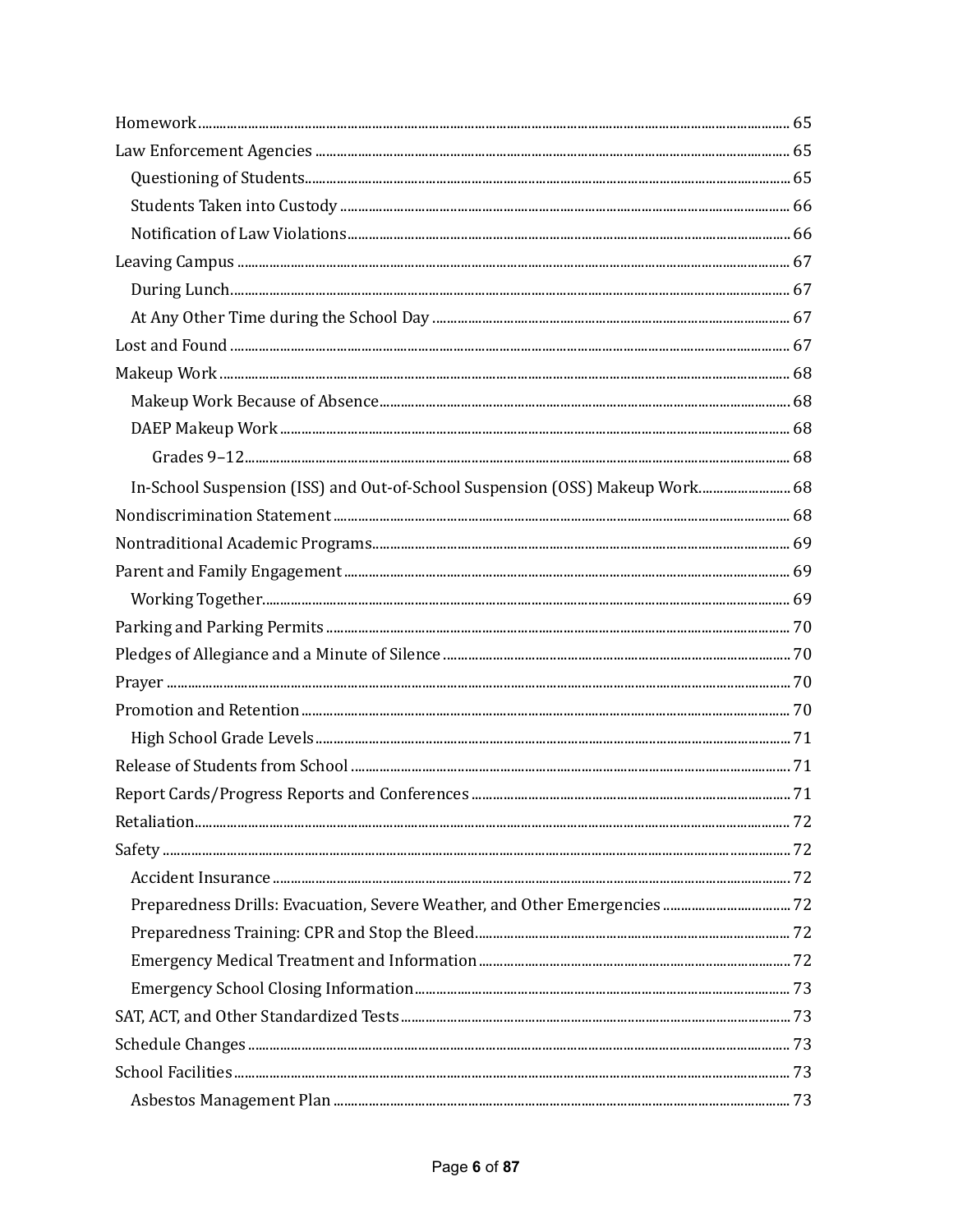- Homework ... 65
- Law Enforcement Agencies ... 65
  - Questioning of Students ... 65
  - Students Taken into Custody ... 66
  - Notification of Law Violations ... 66
- Leaving Campus ... 67
  - During Lunch ... 67
  - At Any Other Time during the School Day ... 67
- Lost and Found ... 67
- Makeup Work ... 68
  - Makeup Work Because of Absence ... 68
  - DAEP Makeup Work ... 68
    - Grades 9–12 ... 68
  - In-School Suspension (ISS) and Out-of-School Suspension (OSS) Makeup Work ... 68
- Nondiscrimination Statement ... 68
- Nontraditional Academic Programs ... 69
- Parent and Family Engagement ... 69
  - Working Together ... 69
- Parking and Parking Permits ... 70
- Pledges of Allegiance and a Minute of Silence ... 70
- Prayer ... 70
- Promotion and Retention ... 70
  - High School Grade Levels ... 71
- Release of Students from School ... 71
- Report Cards/Progress Reports and Conferences ... 71
- Retaliation ... 72
- Safety ... 72
  - Accident Insurance ... 72
  - Preparedness Drills: Evacuation, Severe Weather, and Other Emergencies ... 72
  - Preparedness Training: CPR and Stop the Bleed ... 72
  - Emergency Medical Treatment and Information ... 72
  - Emergency School Closing Information ... 73
- SAT, ACT, and Other Standardized Tests ... 73
- Schedule Changes ... 73
- School Facilities ... 73
  - Asbestos Management Plan ... 73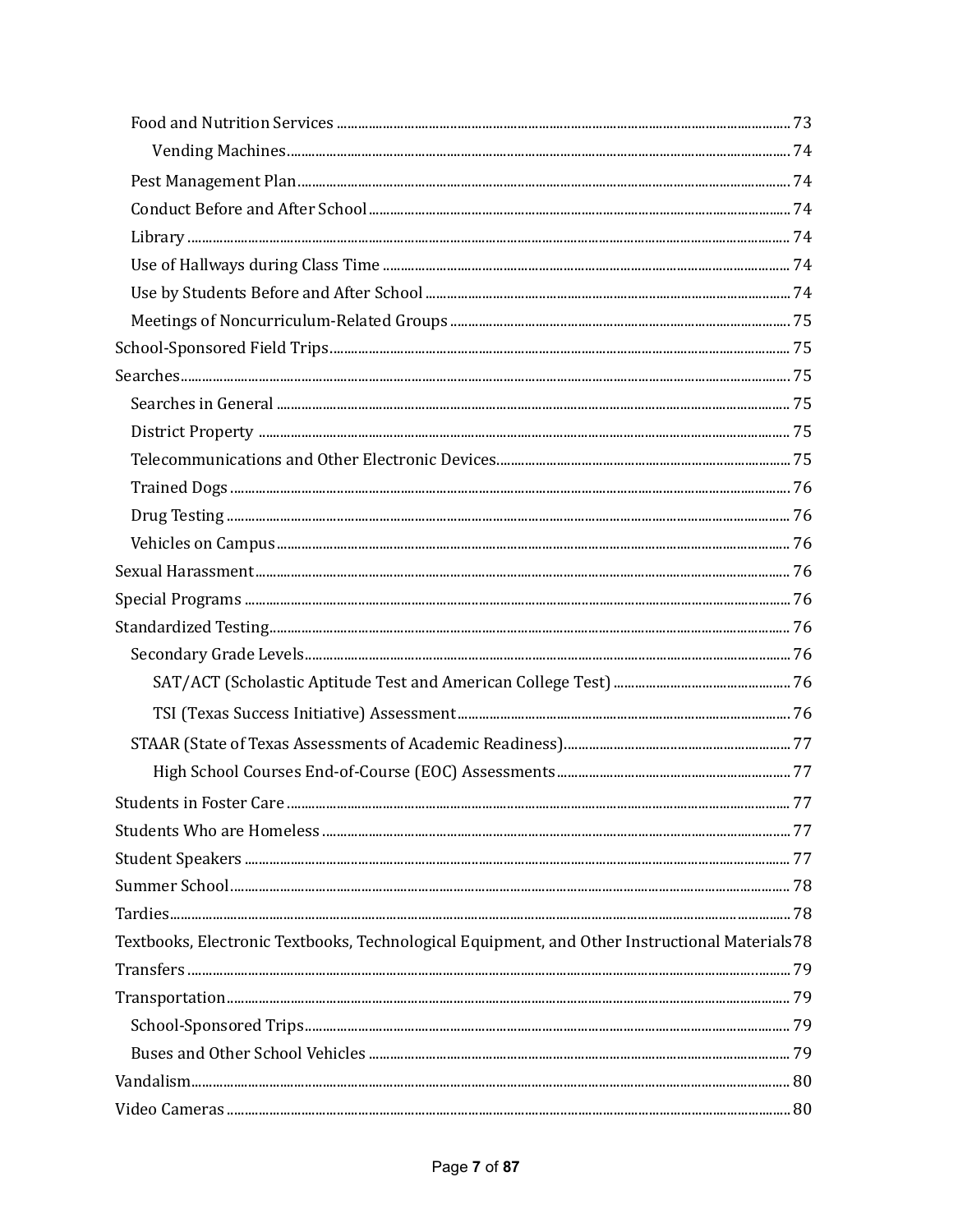- Food and Nutrition Services ........ 73
  - Vending Machines ........ 74
- Pest Management Plan ........ 74
- Conduct Before and After School ........ 74
- Library ........ 74
- Use of Hallways during Class Time ........ 74
- Use by Students Before and After School ........ 74
- Meetings of Noncurriculum-Related Groups ........ 75

School-Sponsored Field Trips ........ 75

Searches ........ 75

- Searches in General ........ 75
- District Property ........ 75
- Telecommunications and Other Electronic Devices ........ 75
- Trained Dogs ........ 76
- Drug Testing ........ 76
- Vehicles on Campus ........ 76

Sexual Harassment ........ 76

Special Programs ........ 76

Standardized Testing ........ 76

- Secondary Grade Levels ........ 76
  - SAT/ACT (Scholastic Aptitude Test and American College Test) ........ 76
  - TSI (Texas Success Initiative) Assessment ........ 76
- STAAR (State of Texas Assessments of Academic Readiness) ........ 77
  - High School Courses End-of-Course (EOC) Assessments ........ 77

Students in Foster Care ........ 77

Students Who are Homeless ........ 77

Student Speakers ........ 77

Summer School ........ 78

Tardies ........ 78

Textbooks, Electronic Textbooks, Technological Equipment, and Other Instructional Materials 78

Transfers ........ 79

Transportation ........ 79

- School-Sponsored Trips ........ 79
- Buses and Other School Vehicles ........ 79

Vandalism ........ 80

Video Cameras ........ 80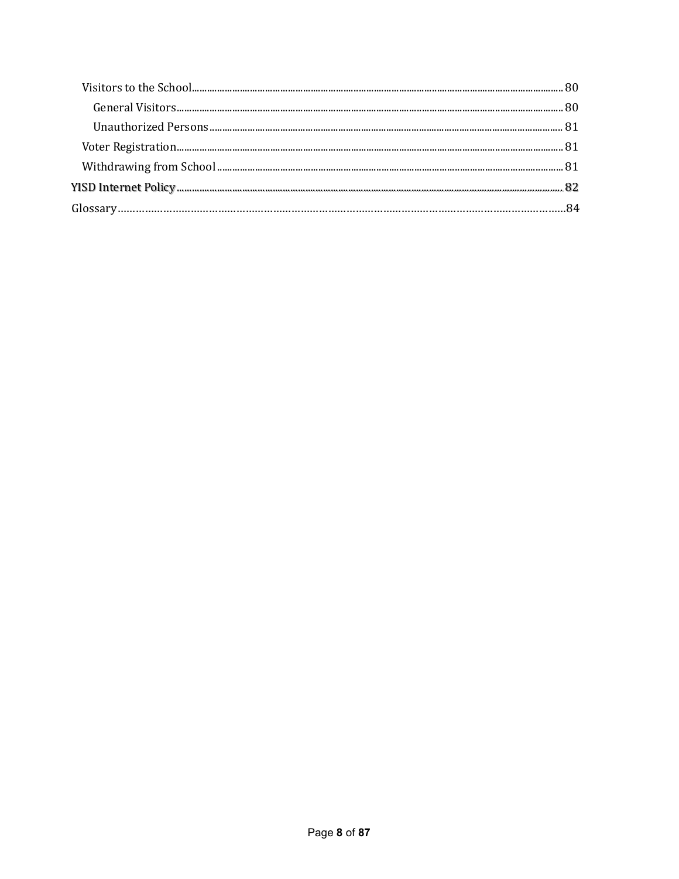- Visitors to the School ... 80
  - General Visitors ... 80
  - Unauthorized Persons ... 81
- Voter Registration ... 81
- Withdrawing from School ... 81

YISD Internet Policy ... 82

Glossary ... 84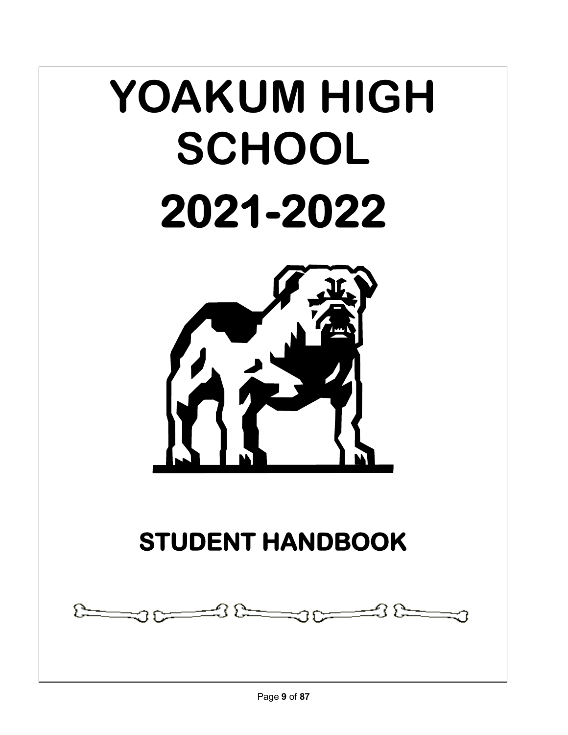# YOAKUM HIGH SCHOOL

# 2021-2022

## STUDENT HANDBOOK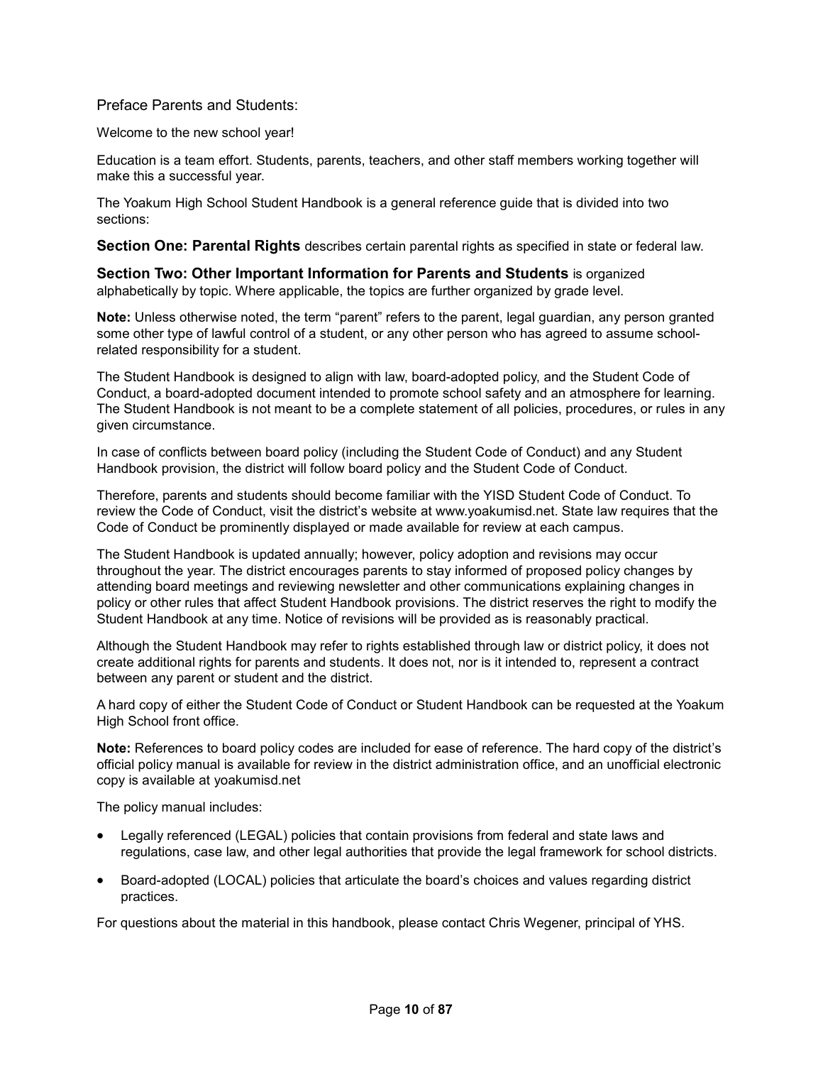Preface Parents and Students:

Welcome to the new school year!

Education is a team effort. Students, parents, teachers, and other staff members working together will make this a successful year.

The Yoakum High School Student Handbook is a general reference guide that is divided into two sections:

**Section One: Parental Rights** describes certain parental rights as specified in state or federal law.

**Section Two: Other Important Information for Parents and Students** is organized alphabetically by topic. Where applicable, the topics are further organized by grade level.

**Note:** Unless otherwise noted, the term "parent" refers to the parent, legal guardian, any person granted some other type of lawful control of a student, or any other person who has agreed to assume school-related responsibility for a student.

The Student Handbook is designed to align with law, board-adopted policy, and the Student Code of Conduct, a board-adopted document intended to promote school safety and an atmosphere for learning. The Student Handbook is not meant to be a complete statement of all policies, procedures, or rules in any given circumstance.

In case of conflicts between board policy (including the Student Code of Conduct) and any Student Handbook provision, the district will follow board policy and the Student Code of Conduct.

Therefore, parents and students should become familiar with the YISD Student Code of Conduct. To review the Code of Conduct, visit the district's website at www.yoakumisd.net. State law requires that the Code of Conduct be prominently displayed or made available for review at each campus.

The Student Handbook is updated annually; however, policy adoption and revisions may occur throughout the year. The district encourages parents to stay informed of proposed policy changes by attending board meetings and reviewing newsletter and other communications explaining changes in policy or other rules that affect Student Handbook provisions. The district reserves the right to modify the Student Handbook at any time. Notice of revisions will be provided as is reasonably practical.

Although the Student Handbook may refer to rights established through law or district policy, it does not create additional rights for parents and students. It does not, nor is it intended to, represent a contract between any parent or student and the district.

A hard copy of either the Student Code of Conduct or Student Handbook can be requested at the Yoakum High School front office.

**Note:** References to board policy codes are included for ease of reference. The hard copy of the district's official policy manual is available for review in the district administration office, and an unofficial electronic copy is available at yoakumisd.net

The policy manual includes:

- Legally referenced (LEGAL) policies that contain provisions from federal and state laws and regulations, case law, and other legal authorities that provide the legal framework for school districts.
- Board-adopted (LOCAL) policies that articulate the board's choices and values regarding district practices.

For questions about the material in this handbook, please contact Chris Wegener, principal of YHS.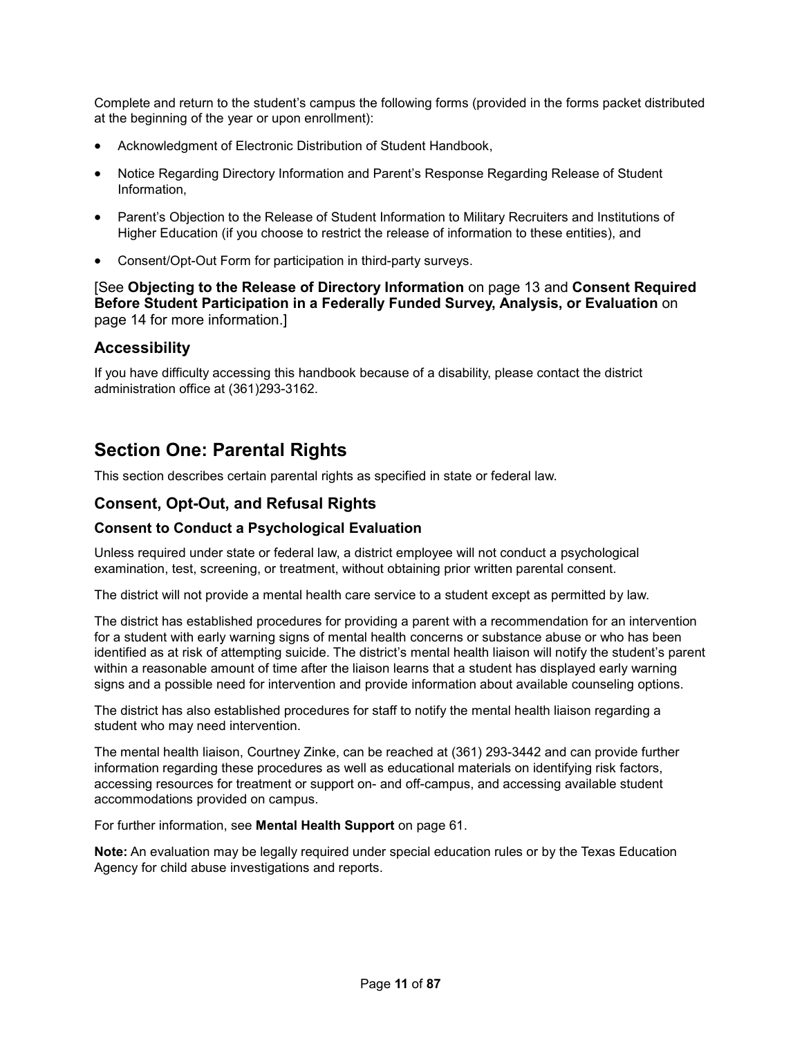Complete and return to the student's campus the following forms (provided in the forms packet distributed at the beginning of the year or upon enrollment):

- Acknowledgment of Electronic Distribution of Student Handbook,
- Notice Regarding Directory Information and Parent's Response Regarding Release of Student Information,
- Parent's Objection to the Release of Student Information to Military Recruiters and Institutions of Higher Education (if you choose to restrict the release of information to these entities), and
- Consent/Opt-Out Form for participation in third-party surveys.

[See **Objecting to the Release of Directory Information** on page 13 and **Consent Required Before Student Participation in a Federally Funded Survey, Analysis, or Evaluation** on page 14 for more information.]

## Accessibility

If you have difficulty accessing this handbook because of a disability, please contact the district administration office at (361)293-3162.

# Section One: Parental Rights

This section describes certain parental rights as specified in state or federal law.

## Consent, Opt-Out, and Refusal Rights

### Consent to Conduct a Psychological Evaluation

Unless required under state or federal law, a district employee will not conduct a psychological examination, test, screening, or treatment, without obtaining prior written parental consent.

The district will not provide a mental health care service to a student except as permitted by law.

The district has established procedures for providing a parent with a recommendation for an intervention for a student with early warning signs of mental health concerns or substance abuse or who has been identified as at risk of attempting suicide. The district's mental health liaison will notify the student's parent within a reasonable amount of time after the liaison learns that a student has displayed early warning signs and a possible need for intervention and provide information about available counseling options.

The district has also established procedures for staff to notify the mental health liaison regarding a student who may need intervention.

The mental health liaison, Courtney Zinke, can be reached at (361) 293-3442 and can provide further information regarding these procedures as well as educational materials on identifying risk factors, accessing resources for treatment or support on- and off-campus, and accessing available student accommodations provided on campus.

For further information, see **Mental Health Support** on page 61.

**Note:** An evaluation may be legally required under special education rules or by the Texas Education Agency for child abuse investigations and reports.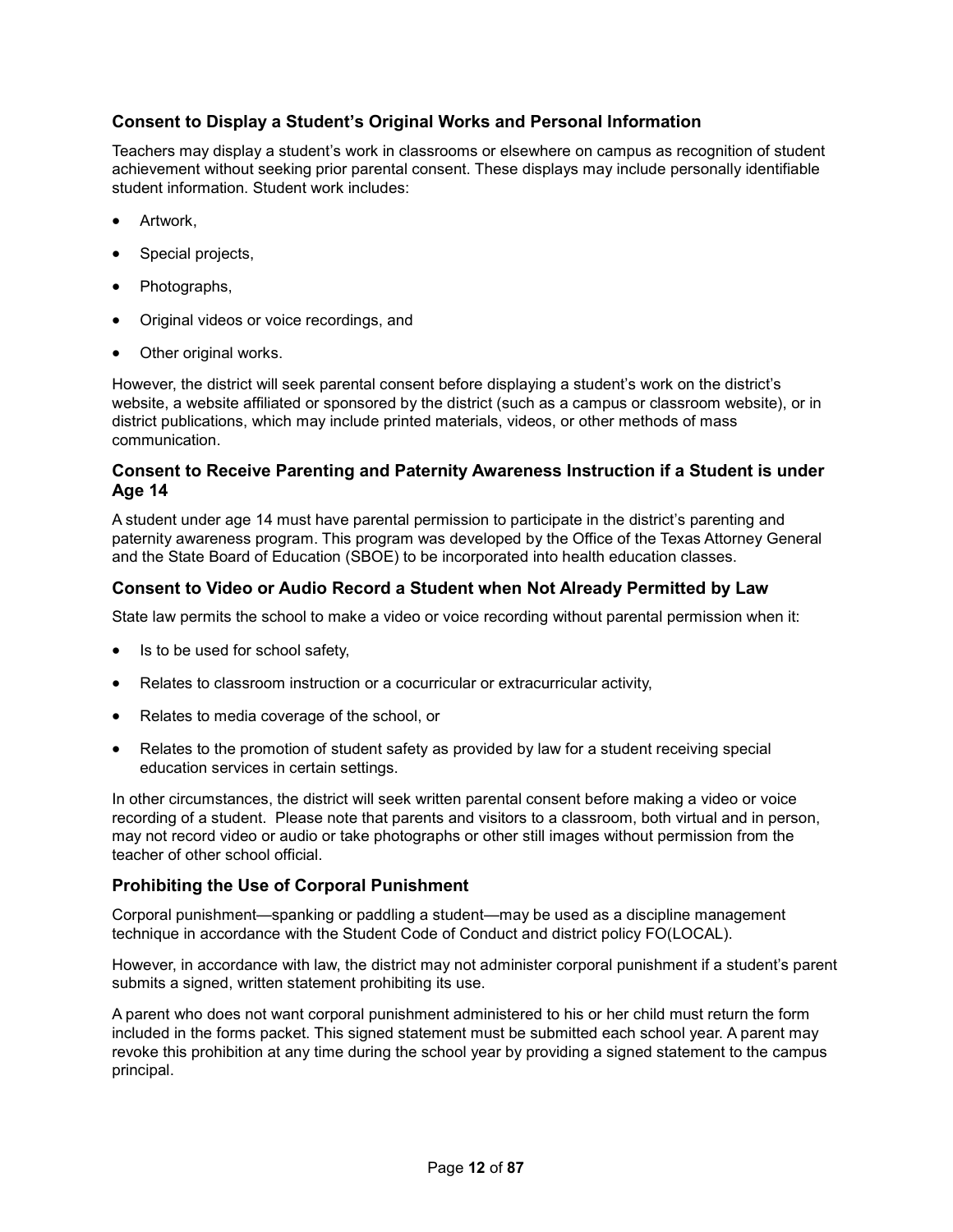### Consent to Display a Student's Original Works and Personal Information

Teachers may display a student's work in classrooms or elsewhere on campus as recognition of student achievement without seeking prior parental consent. These displays may include personally identifiable student information. Student work includes:

- Artwork,
- Special projects,
- Photographs,
- Original videos or voice recordings, and
- Other original works.

However, the district will seek parental consent before displaying a student's work on the district's website, a website affiliated or sponsored by the district (such as a campus or classroom website), or in district publications, which may include printed materials, videos, or other methods of mass communication.

### Consent to Receive Parenting and Paternity Awareness Instruction if a Student is under Age 14

A student under age 14 must have parental permission to participate in the district's parenting and paternity awareness program. This program was developed by the Office of the Texas Attorney General and the State Board of Education (SBOE) to be incorporated into health education classes.

### Consent to Video or Audio Record a Student when Not Already Permitted by Law

State law permits the school to make a video or voice recording without parental permission when it:

- Is to be used for school safety,
- Relates to classroom instruction or a cocurricular or extracurricular activity,
- Relates to media coverage of the school, or
- Relates to the promotion of student safety as provided by law for a student receiving special education services in certain settings.

In other circumstances, the district will seek written parental consent before making a video or voice recording of a student. Please note that parents and visitors to a classroom, both virtual and in person, may not record video or audio or take photographs or other still images without permission from the teacher of other school official.

### Prohibiting the Use of Corporal Punishment

Corporal punishment—spanking or paddling a student—may be used as a discipline management technique in accordance with the Student Code of Conduct and district policy FO(LOCAL).

However, in accordance with law, the district may not administer corporal punishment if a student's parent submits a signed, written statement prohibiting its use.

A parent who does not want corporal punishment administered to his or her child must return the form included in the forms packet. This signed statement must be submitted each school year. A parent may revoke this prohibition at any time during the school year by providing a signed statement to the campus principal.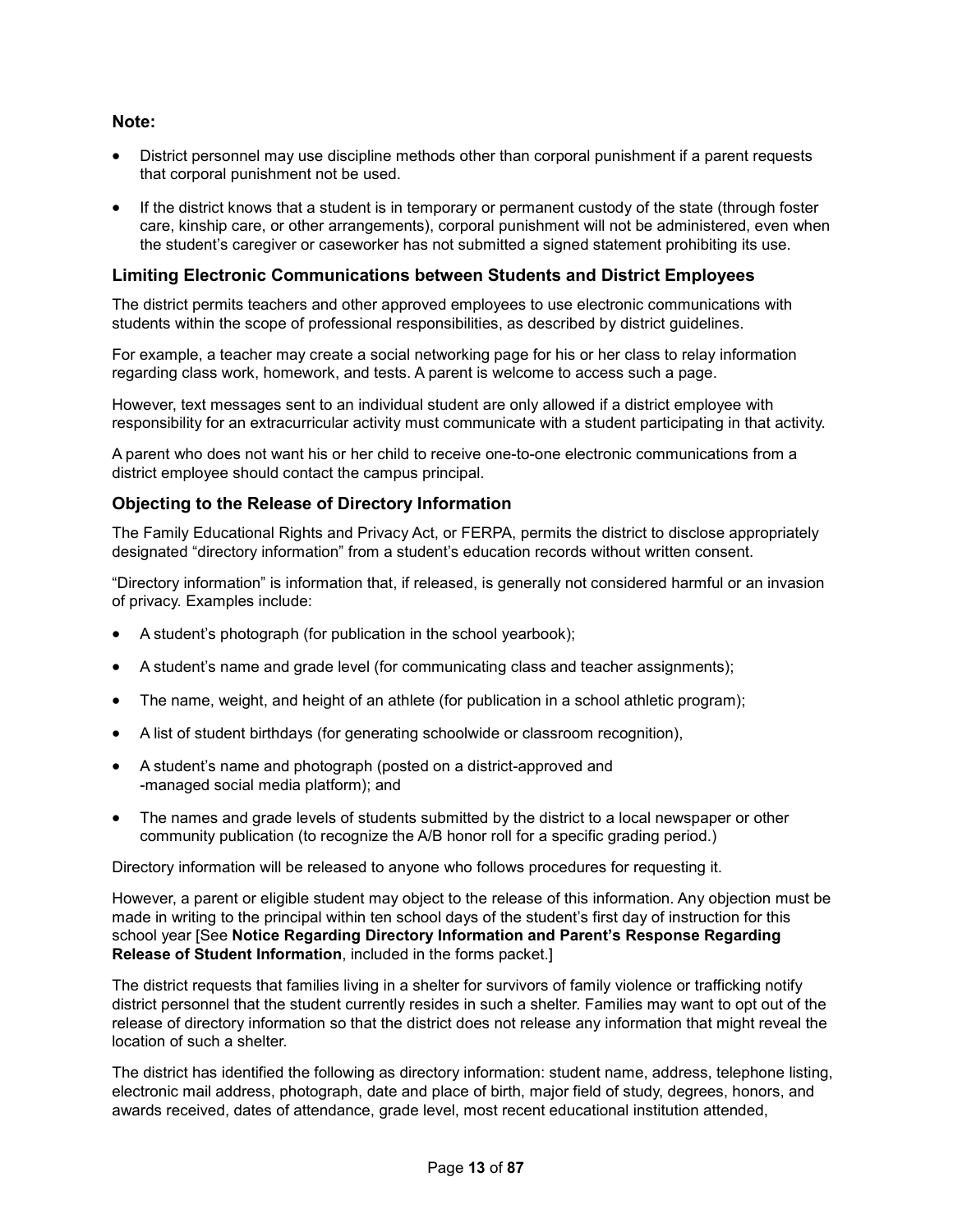**Note:**

- District personnel may use discipline methods other than corporal punishment if a parent requests that corporal punishment not be used.
- If the district knows that a student is in temporary or permanent custody of the state (through foster care, kinship care, or other arrangements), corporal punishment will not be administered, even when the student's caregiver or caseworker has not submitted a signed statement prohibiting its use.

### Limiting Electronic Communications between Students and District Employees

The district permits teachers and other approved employees to use electronic communications with students within the scope of professional responsibilities, as described by district guidelines.

For example, a teacher may create a social networking page for his or her class to relay information regarding class work, homework, and tests. A parent is welcome to access such a page.

However, text messages sent to an individual student are only allowed if a district employee with responsibility for an extracurricular activity must communicate with a student participating in that activity.

A parent who does not want his or her child to receive one-to-one electronic communications from a district employee should contact the campus principal.

### Objecting to the Release of Directory Information

The Family Educational Rights and Privacy Act, or FERPA, permits the district to disclose appropriately designated "directory information" from a student's education records without written consent.

"Directory information" is information that, if released, is generally not considered harmful or an invasion of privacy. Examples include:

- A student's photograph (for publication in the school yearbook);
- A student's name and grade level (for communicating class and teacher assignments);
- The name, weight, and height of an athlete (for publication in a school athletic program);
- A list of student birthdays (for generating schoolwide or classroom recognition),
- A student's name and photograph (posted on a district-approved and -managed social media platform); and
- The names and grade levels of students submitted by the district to a local newspaper or other community publication (to recognize the A/B honor roll for a specific grading period.)

Directory information will be released to anyone who follows procedures for requesting it.

However, a parent or eligible student may object to the release of this information. Any objection must be made in writing to the principal within ten school days of the student's first day of instruction for this school year [See **Notice Regarding Directory Information and Parent's Response Regarding Release of Student Information**, included in the forms packet.]

The district requests that families living in a shelter for survivors of family violence or trafficking notify district personnel that the student currently resides in such a shelter. Families may want to opt out of the release of directory information so that the district does not release any information that might reveal the location of such a shelter.

The district has identified the following as directory information: student name, address, telephone listing, electronic mail address, photograph, date and place of birth, major field of study, degrees, honors, and awards received, dates of attendance, grade level, most recent educational institution attended,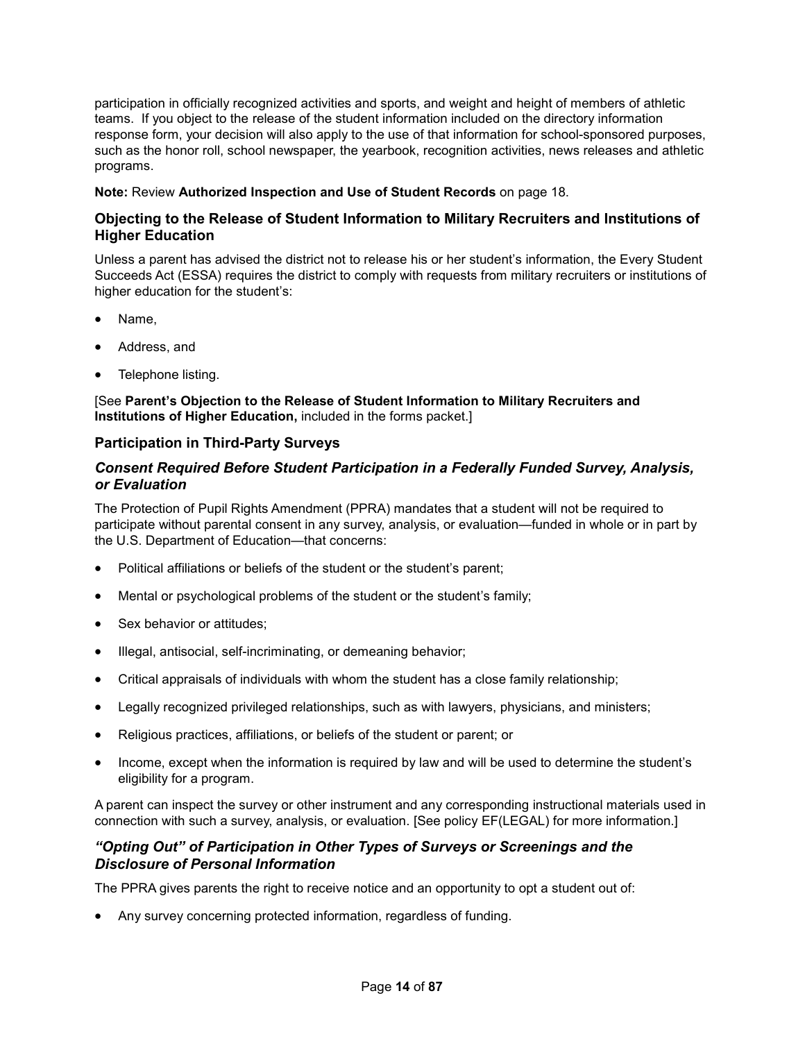participation in officially recognized activities and sports, and weight and height of members of athletic teams. If you object to the release of the student information included on the directory information response form, your decision will also apply to the use of that information for school-sponsored purposes, such as the honor roll, school newspaper, the yearbook, recognition activities, news releases and athletic programs.

**Note:** Review **Authorized Inspection and Use of Student Records** on page 18.

### Objecting to the Release of Student Information to Military Recruiters and Institutions of Higher Education

Unless a parent has advised the district not to release his or her student's information, the Every Student Succeeds Act (ESSA) requires the district to comply with requests from military recruiters or institutions of higher education for the student's:

- Name,
- Address, and
- Telephone listing.

[See **Parent's Objection to the Release of Student Information to Military Recruiters and Institutions of Higher Education,** included in the forms packet.]

### Participation in Third-Party Surveys

#### *Consent Required Before Student Participation in a Federally Funded Survey, Analysis, or Evaluation*

The Protection of Pupil Rights Amendment (PPRA) mandates that a student will not be required to participate without parental consent in any survey, analysis, or evaluation—funded in whole or in part by the U.S. Department of Education—that concerns:

- Political affiliations or beliefs of the student or the student's parent;
- Mental or psychological problems of the student or the student's family;
- Sex behavior or attitudes;
- Illegal, antisocial, self-incriminating, or demeaning behavior;
- Critical appraisals of individuals with whom the student has a close family relationship;
- Legally recognized privileged relationships, such as with lawyers, physicians, and ministers;
- Religious practices, affiliations, or beliefs of the student or parent; or
- Income, except when the information is required by law and will be used to determine the student's eligibility for a program.

A parent can inspect the survey or other instrument and any corresponding instructional materials used in connection with such a survey, analysis, or evaluation. [See policy EF(LEGAL) for more information.]

#### *"Opting Out" of Participation in Other Types of Surveys or Screenings and the Disclosure of Personal Information*

The PPRA gives parents the right to receive notice and an opportunity to opt a student out of:

- Any survey concerning protected information, regardless of funding.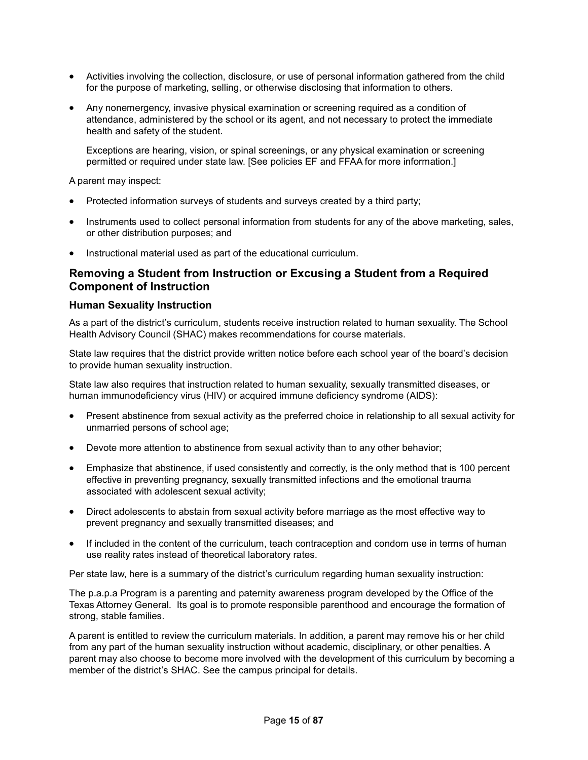- Activities involving the collection, disclosure, or use of personal information gathered from the child for the purpose of marketing, selling, or otherwise disclosing that information to others.
- Any nonemergency, invasive physical examination or screening required as a condition of attendance, administered by the school or its agent, and not necessary to protect the immediate health and safety of the student.

  Exceptions are hearing, vision, or spinal screenings, or any physical examination or screening permitted or required under state law. [See policies EF and FFAA for more information.]

A parent may inspect:

- Protected information surveys of students and surveys created by a third party;
- Instruments used to collect personal information from students for any of the above marketing, sales, or other distribution purposes; and
- Instructional material used as part of the educational curriculum.

## Removing a Student from Instruction or Excusing a Student from a Required Component of Instruction

### Human Sexuality Instruction

As a part of the district's curriculum, students receive instruction related to human sexuality. The School Health Advisory Council (SHAC) makes recommendations for course materials.

State law requires that the district provide written notice before each school year of the board's decision to provide human sexuality instruction.

State law also requires that instruction related to human sexuality, sexually transmitted diseases, or human immunodeficiency virus (HIV) or acquired immune deficiency syndrome (AIDS):

- Present abstinence from sexual activity as the preferred choice in relationship to all sexual activity for unmarried persons of school age;
- Devote more attention to abstinence from sexual activity than to any other behavior;
- Emphasize that abstinence, if used consistently and correctly, is the only method that is 100 percent effective in preventing pregnancy, sexually transmitted infections and the emotional trauma associated with adolescent sexual activity;
- Direct adolescents to abstain from sexual activity before marriage as the most effective way to prevent pregnancy and sexually transmitted diseases; and
- If included in the content of the curriculum, teach contraception and condom use in terms of human use reality rates instead of theoretical laboratory rates.

Per state law, here is a summary of the district's curriculum regarding human sexuality instruction:

The p.a.p.a Program is a parenting and paternity awareness program developed by the Office of the Texas Attorney General. Its goal is to promote responsible parenthood and encourage the formation of strong, stable families.

A parent is entitled to review the curriculum materials. In addition, a parent may remove his or her child from any part of the human sexuality instruction without academic, disciplinary, or other penalties. A parent may also choose to become more involved with the development of this curriculum by becoming a member of the district's SHAC. See the campus principal for details.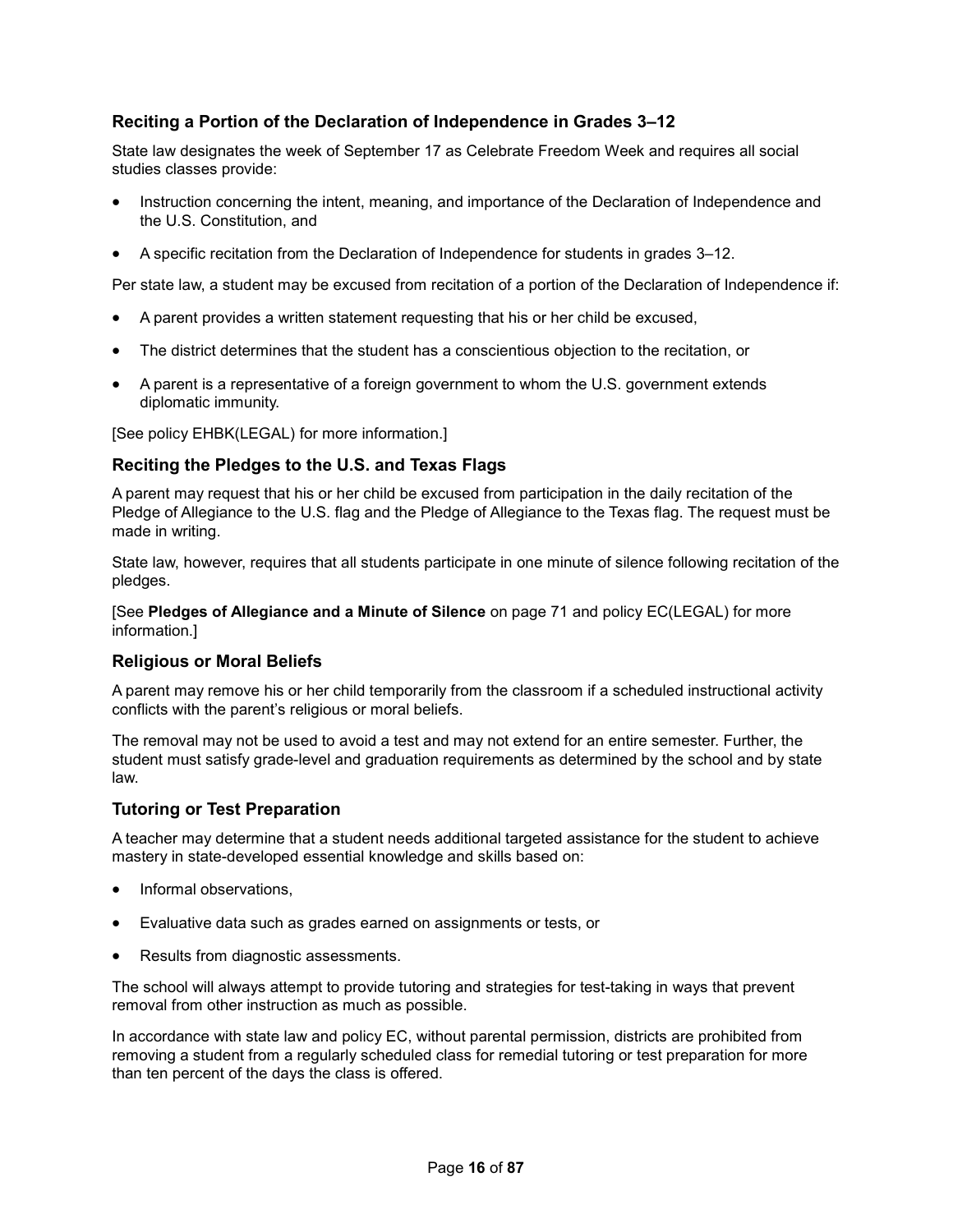### Reciting a Portion of the Declaration of Independence in Grades 3–12

State law designates the week of September 17 as Celebrate Freedom Week and requires all social studies classes provide:

- Instruction concerning the intent, meaning, and importance of the Declaration of Independence and the U.S. Constitution, and
- A specific recitation from the Declaration of Independence for students in grades 3–12.

Per state law, a student may be excused from recitation of a portion of the Declaration of Independence if:

- A parent provides a written statement requesting that his or her child be excused,
- The district determines that the student has a conscientious objection to the recitation, or
- A parent is a representative of a foreign government to whom the U.S. government extends diplomatic immunity.

[See policy EHBK(LEGAL) for more information.]

### Reciting the Pledges to the U.S. and Texas Flags

A parent may request that his or her child be excused from participation in the daily recitation of the Pledge of Allegiance to the U.S. flag and the Pledge of Allegiance to the Texas flag. The request must be made in writing.

State law, however, requires that all students participate in one minute of silence following recitation of the pledges.

[See **Pledges of Allegiance and a Minute of Silence** on page 71 and policy EC(LEGAL) for more information.]

### Religious or Moral Beliefs

A parent may remove his or her child temporarily from the classroom if a scheduled instructional activity conflicts with the parent's religious or moral beliefs.

The removal may not be used to avoid a test and may not extend for an entire semester. Further, the student must satisfy grade-level and graduation requirements as determined by the school and by state law.

### Tutoring or Test Preparation

A teacher may determine that a student needs additional targeted assistance for the student to achieve mastery in state-developed essential knowledge and skills based on:

- Informal observations,
- Evaluative data such as grades earned on assignments or tests, or
- Results from diagnostic assessments.

The school will always attempt to provide tutoring and strategies for test-taking in ways that prevent removal from other instruction as much as possible.

In accordance with state law and policy EC, without parental permission, districts are prohibited from removing a student from a regularly scheduled class for remedial tutoring or test preparation for more than ten percent of the days the class is offered.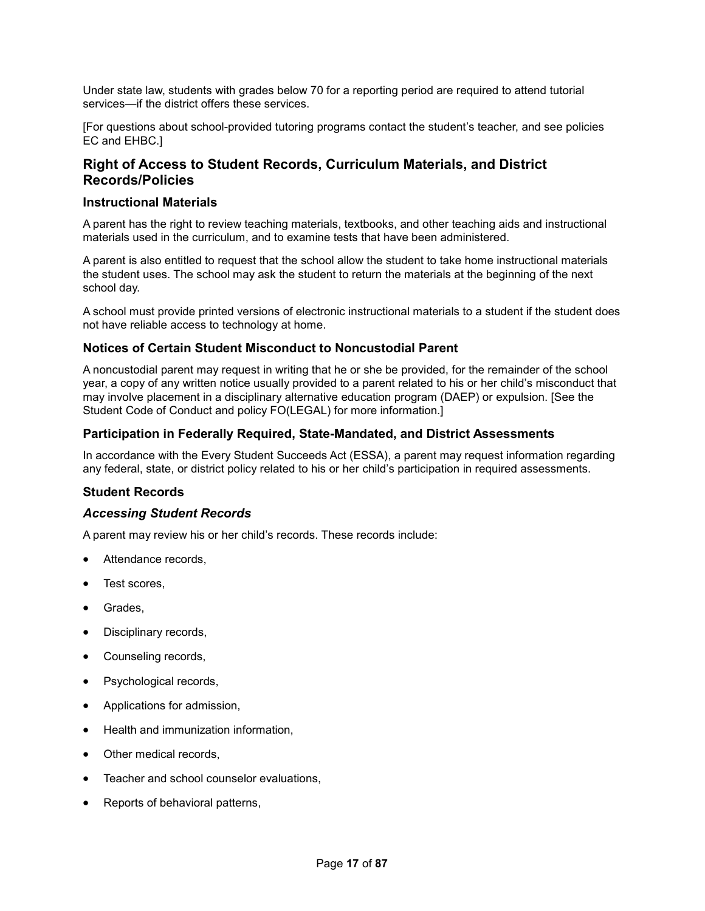Under state law, students with grades below 70 for a reporting period are required to attend tutorial services—if the district offers these services.

[For questions about school-provided tutoring programs contact the student's teacher, and see policies EC and EHBC.]

## Right of Access to Student Records, Curriculum Materials, and District Records/Policies

### Instructional Materials

A parent has the right to review teaching materials, textbooks, and other teaching aids and instructional materials used in the curriculum, and to examine tests that have been administered.

A parent is also entitled to request that the school allow the student to take home instructional materials the student uses. The school may ask the student to return the materials at the beginning of the next school day.

A school must provide printed versions of electronic instructional materials to a student if the student does not have reliable access to technology at home.

### Notices of Certain Student Misconduct to Noncustodial Parent

A noncustodial parent may request in writing that he or she be provided, for the remainder of the school year, a copy of any written notice usually provided to a parent related to his or her child's misconduct that may involve placement in a disciplinary alternative education program (DAEP) or expulsion. [See the Student Code of Conduct and policy FO(LEGAL) for more information.]

### Participation in Federally Required, State-Mandated, and District Assessments

In accordance with the Every Student Succeeds Act (ESSA), a parent may request information regarding any federal, state, or district policy related to his or her child's participation in required assessments.

### Student Records

#### *Accessing Student Records*

A parent may review his or her child's records. These records include:

- Attendance records,
- Test scores,
- Grades,
- Disciplinary records,
- Counseling records,
- Psychological records,
- Applications for admission,
- Health and immunization information,
- Other medical records,
- Teacher and school counselor evaluations,
- Reports of behavioral patterns,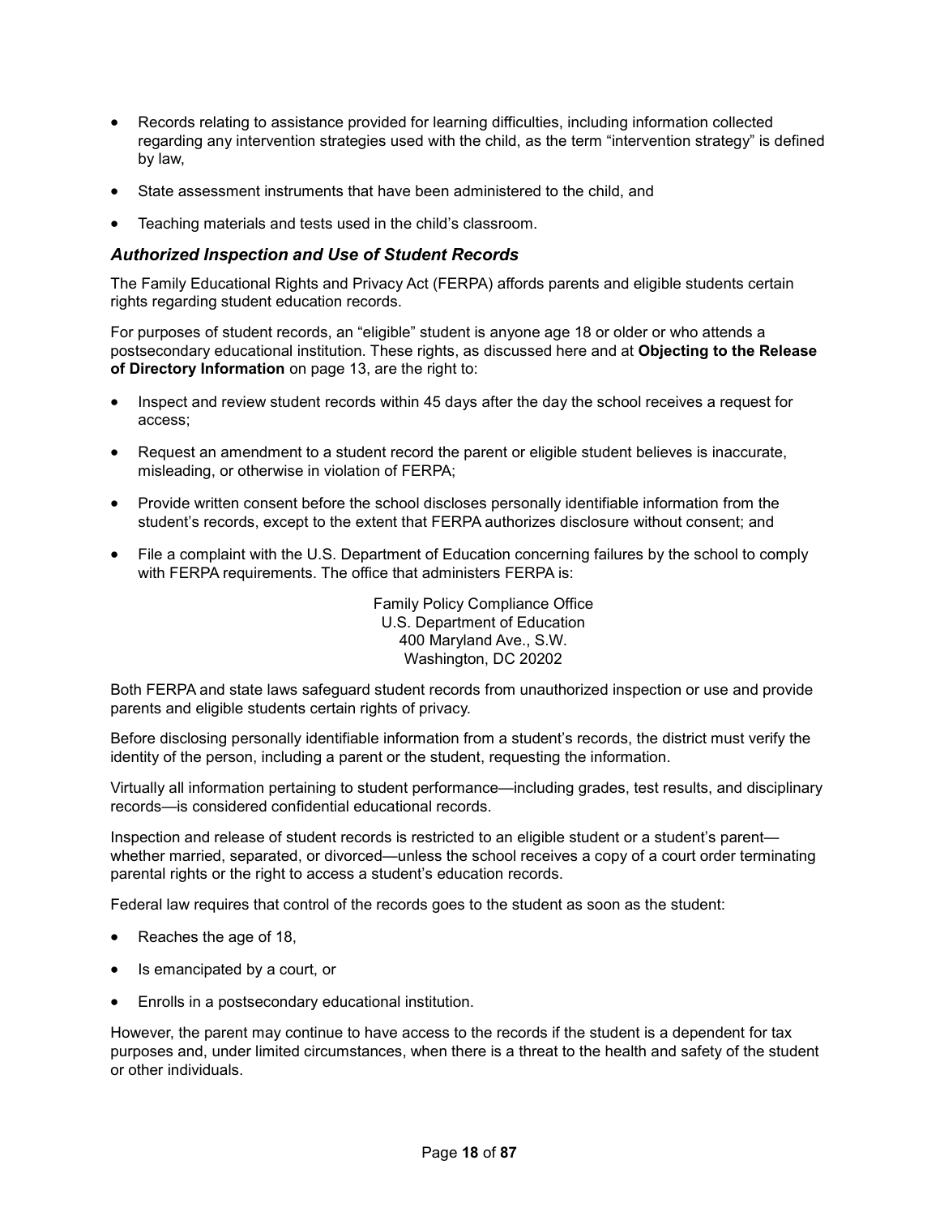- Records relating to assistance provided for learning difficulties, including information collected regarding any intervention strategies used with the child, as the term "intervention strategy" is defined by law,
- State assessment instruments that have been administered to the child, and
- Teaching materials and tests used in the child's classroom.

### *Authorized Inspection and Use of Student Records*

The Family Educational Rights and Privacy Act (FERPA) affords parents and eligible students certain rights regarding student education records.

For purposes of student records, an "eligible" student is anyone age 18 or older or who attends a postsecondary educational institution. These rights, as discussed here and at **Objecting to the Release of Directory Information** on page 13, are the right to:

- Inspect and review student records within 45 days after the day the school receives a request for access;
- Request an amendment to a student record the parent or eligible student believes is inaccurate, misleading, or otherwise in violation of FERPA;
- Provide written consent before the school discloses personally identifiable information from the student's records, except to the extent that FERPA authorizes disclosure without consent; and
- File a complaint with the U.S. Department of Education concerning failures by the school to comply with FERPA requirements. The office that administers FERPA is:

  Family Policy Compliance Office
  U.S. Department of Education
  400 Maryland Ave., S.W.
  Washington, DC 20202

Both FERPA and state laws safeguard student records from unauthorized inspection or use and provide parents and eligible students certain rights of privacy.

Before disclosing personally identifiable information from a student's records, the district must verify the identity of the person, including a parent or the student, requesting the information.

Virtually all information pertaining to student performance—including grades, test results, and disciplinary records—is considered confidential educational records.

Inspection and release of student records is restricted to an eligible student or a student's parent—whether married, separated, or divorced—unless the school receives a copy of a court order terminating parental rights or the right to access a student's education records.

Federal law requires that control of the records goes to the student as soon as the student:

- Reaches the age of 18,
- Is emancipated by a court, or
- Enrolls in a postsecondary educational institution.

However, the parent may continue to have access to the records if the student is a dependent for tax purposes and, under limited circumstances, when there is a threat to the health and safety of the student or other individuals.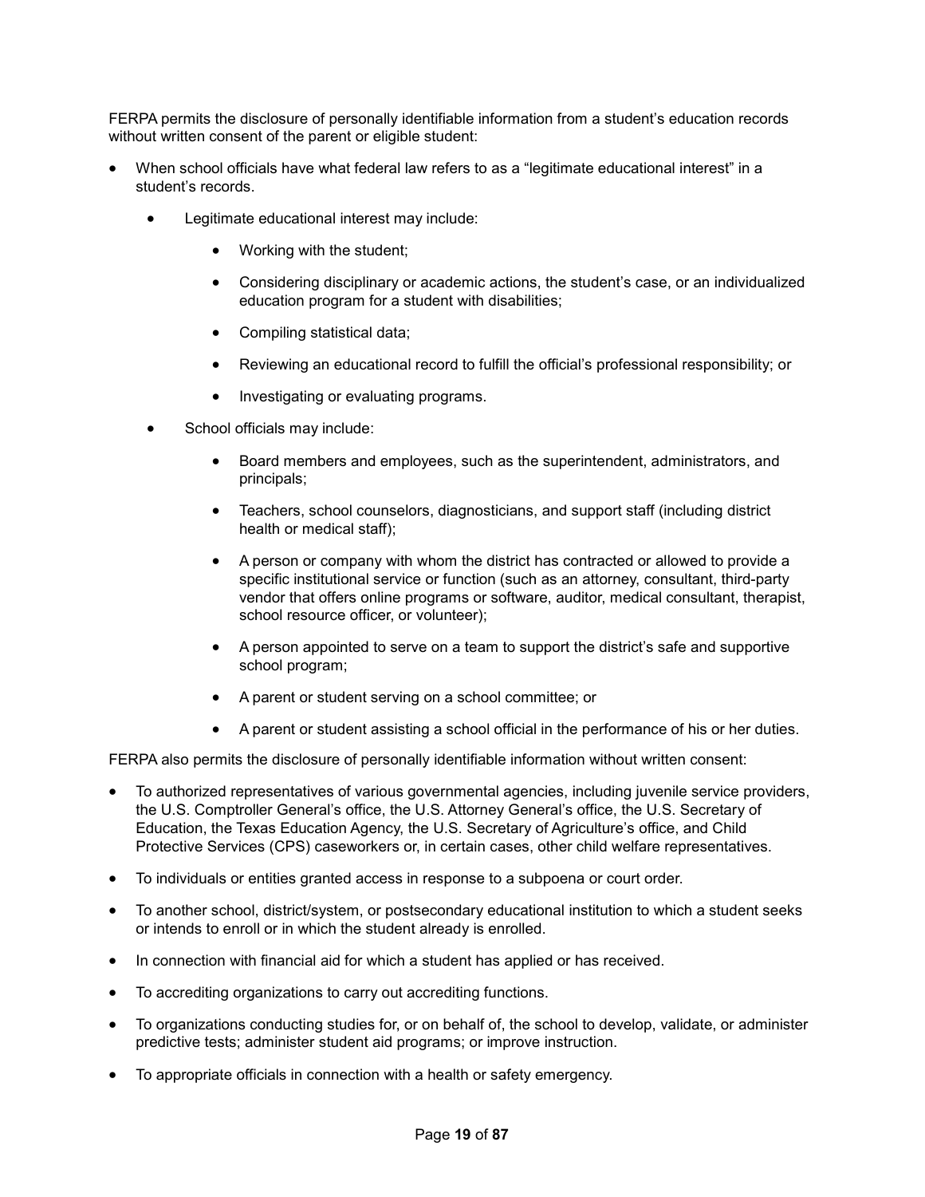FERPA permits the disclosure of personally identifiable information from a student's education records without written consent of the parent or eligible student:

- When school officials have what federal law refers to as a "legitimate educational interest" in a student's records.
  - Legitimate educational interest may include:
    - Working with the student;
    - Considering disciplinary or academic actions, the student's case, or an individualized education program for a student with disabilities;
    - Compiling statistical data;
    - Reviewing an educational record to fulfill the official's professional responsibility; or
    - Investigating or evaluating programs.
  - School officials may include:
    - Board members and employees, such as the superintendent, administrators, and principals;
    - Teachers, school counselors, diagnosticians, and support staff (including district health or medical staff);
    - A person or company with whom the district has contracted or allowed to provide a specific institutional service or function (such as an attorney, consultant, third-party vendor that offers online programs or software, auditor, medical consultant, therapist, school resource officer, or volunteer);
    - A person appointed to serve on a team to support the district's safe and supportive school program;
    - A parent or student serving on a school committee; or
    - A parent or student assisting a school official in the performance of his or her duties.

FERPA also permits the disclosure of personally identifiable information without written consent:

- To authorized representatives of various governmental agencies, including juvenile service providers, the U.S. Comptroller General's office, the U.S. Attorney General's office, the U.S. Secretary of Education, the Texas Education Agency, the U.S. Secretary of Agriculture's office, and Child Protective Services (CPS) caseworkers or, in certain cases, other child welfare representatives.
- To individuals or entities granted access in response to a subpoena or court order.
- To another school, district/system, or postsecondary educational institution to which a student seeks or intends to enroll or in which the student already is enrolled.
- In connection with financial aid for which a student has applied or has received.
- To accrediting organizations to carry out accrediting functions.
- To organizations conducting studies for, or on behalf of, the school to develop, validate, or administer predictive tests; administer student aid programs; or improve instruction.
- To appropriate officials in connection with a health or safety emergency.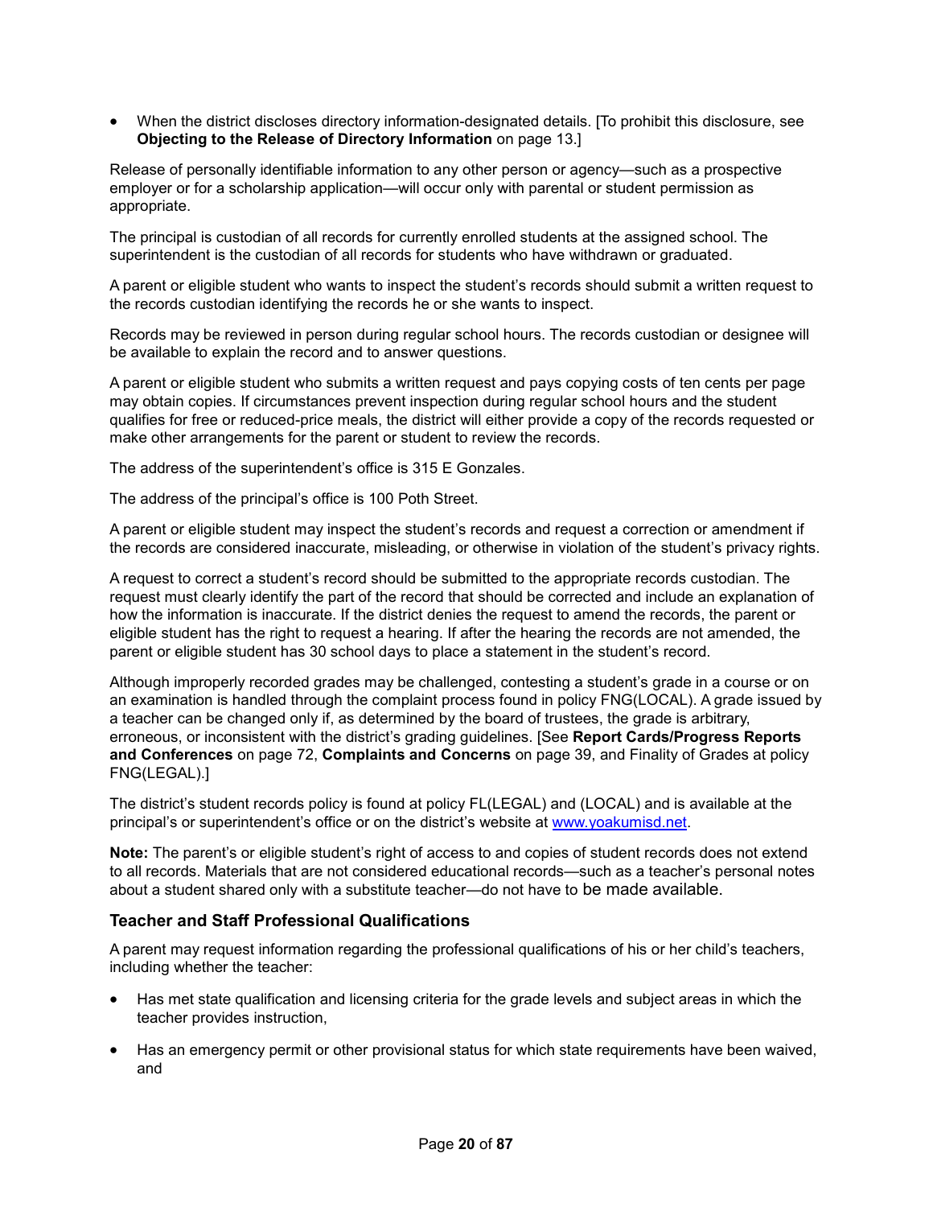- When the district discloses directory information-designated details. [To prohibit this disclosure, see **Objecting to the Release of Directory Information** on page 13.]

Release of personally identifiable information to any other person or agency—such as a prospective employer or for a scholarship application—will occur only with parental or student permission as appropriate.

The principal is custodian of all records for currently enrolled students at the assigned school. The superintendent is the custodian of all records for students who have withdrawn or graduated.

A parent or eligible student who wants to inspect the student's records should submit a written request to the records custodian identifying the records he or she wants to inspect.

Records may be reviewed in person during regular school hours. The records custodian or designee will be available to explain the record and to answer questions.

A parent or eligible student who submits a written request and pays copying costs of ten cents per page may obtain copies. If circumstances prevent inspection during regular school hours and the student qualifies for free or reduced-price meals, the district will either provide a copy of the records requested or make other arrangements for the parent or student to review the records.

The address of the superintendent's office is 315 E Gonzales.

The address of the principal's office is 100 Poth Street.

A parent or eligible student may inspect the student's records and request a correction or amendment if the records are considered inaccurate, misleading, or otherwise in violation of the student's privacy rights.

A request to correct a student's record should be submitted to the appropriate records custodian. The request must clearly identify the part of the record that should be corrected and include an explanation of how the information is inaccurate. If the district denies the request to amend the records, the parent or eligible student has the right to request a hearing. If after the hearing the records are not amended, the parent or eligible student has 30 school days to place a statement in the student's record.

Although improperly recorded grades may be challenged, contesting a student's grade in a course or on an examination is handled through the complaint process found in policy FNG(LOCAL). A grade issued by a teacher can be changed only if, as determined by the board of trustees, the grade is arbitrary, erroneous, or inconsistent with the district's grading guidelines. [See **Report Cards/Progress Reports and Conferences** on page 72, **Complaints and Concerns** on page 39, and Finality of Grades at policy FNG(LEGAL).]

The district's student records policy is found at policy FL(LEGAL) and (LOCAL) and is available at the principal's or superintendent's office or on the district's website at www.yoakumisd.net.

**Note:** The parent's or eligible student's right of access to and copies of student records does not extend to all records. Materials that are not considered educational records—such as a teacher's personal notes about a student shared only with a substitute teacher—do not have to be made available.

### Teacher and Staff Professional Qualifications

A parent may request information regarding the professional qualifications of his or her child's teachers, including whether the teacher:

- Has met state qualification and licensing criteria for the grade levels and subject areas in which the teacher provides instruction,
- Has an emergency permit or other provisional status for which state requirements have been waived, and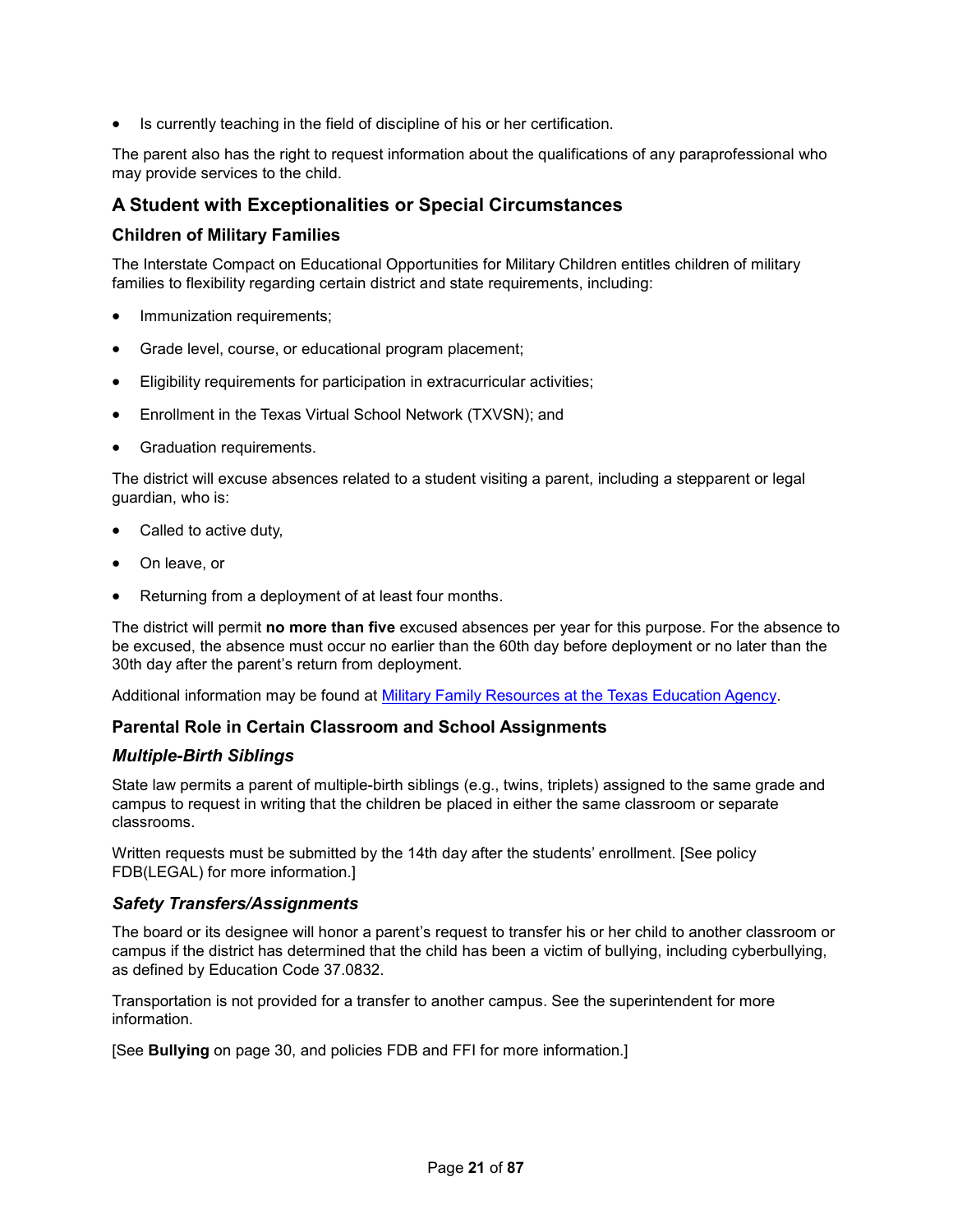- Is currently teaching in the field of discipline of his or her certification.

The parent also has the right to request information about the qualifications of any paraprofessional who may provide services to the child.

## A Student with Exceptionalities or Special Circumstances

### Children of Military Families

The Interstate Compact on Educational Opportunities for Military Children entitles children of military families to flexibility regarding certain district and state requirements, including:

- Immunization requirements;
- Grade level, course, or educational program placement;
- Eligibility requirements for participation in extracurricular activities;
- Enrollment in the Texas Virtual School Network (TXVSN); and
- Graduation requirements.

The district will excuse absences related to a student visiting a parent, including a stepparent or legal guardian, who is:

- Called to active duty,
- On leave, or
- Returning from a deployment of at least four months.

The district will permit **no more than five** excused absences per year for this purpose. For the absence to be excused, the absence must occur no earlier than the 60th day before deployment or no later than the 30th day after the parent's return from deployment.

Additional information may be found at Military Family Resources at the Texas Education Agency.

### Parental Role in Certain Classroom and School Assignments

#### *Multiple-Birth Siblings*

State law permits a parent of multiple-birth siblings (e.g., twins, triplets) assigned to the same grade and campus to request in writing that the children be placed in either the same classroom or separate classrooms.

Written requests must be submitted by the 14th day after the students' enrollment. [See policy FDB(LEGAL) for more information.]

#### *Safety Transfers/Assignments*

The board or its designee will honor a parent's request to transfer his or her child to another classroom or campus if the district has determined that the child has been a victim of bullying, including cyberbullying, as defined by Education Code 37.0832.

Transportation is not provided for a transfer to another campus. See the superintendent for more information.

[See **Bullying** on page 30, and policies FDB and FFI for more information.]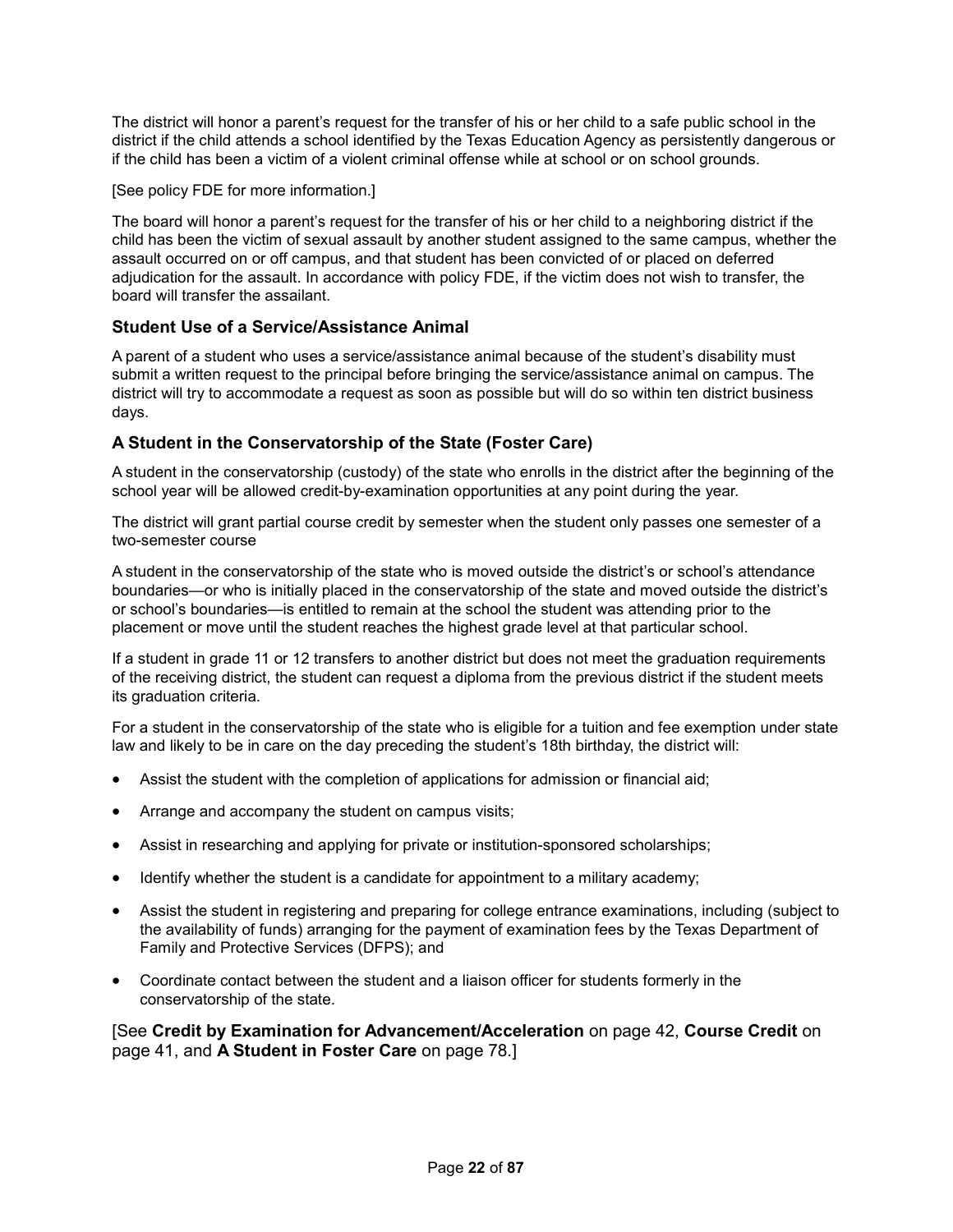The district will honor a parent's request for the transfer of his or her child to a safe public school in the district if the child attends a school identified by the Texas Education Agency as persistently dangerous or if the child has been a victim of a violent criminal offense while at school or on school grounds.

[See policy FDE for more information.]

The board will honor a parent's request for the transfer of his or her child to a neighboring district if the child has been the victim of sexual assault by another student assigned to the same campus, whether the assault occurred on or off campus, and that student has been convicted of or placed on deferred adjudication for the assault. In accordance with policy FDE, if the victim does not wish to transfer, the board will transfer the assailant.

### Student Use of a Service/Assistance Animal

A parent of a student who uses a service/assistance animal because of the student's disability must submit a written request to the principal before bringing the service/assistance animal on campus. The district will try to accommodate a request as soon as possible but will do so within ten district business days.

### A Student in the Conservatorship of the State (Foster Care)

A student in the conservatorship (custody) of the state who enrolls in the district after the beginning of the school year will be allowed credit-by-examination opportunities at any point during the year.

The district will grant partial course credit by semester when the student only passes one semester of a two-semester course

A student in the conservatorship of the state who is moved outside the district's or school's attendance boundaries—or who is initially placed in the conservatorship of the state and moved outside the district's or school's boundaries—is entitled to remain at the school the student was attending prior to the placement or move until the student reaches the highest grade level at that particular school.

If a student in grade 11 or 12 transfers to another district but does not meet the graduation requirements of the receiving district, the student can request a diploma from the previous district if the student meets its graduation criteria.

For a student in the conservatorship of the state who is eligible for a tuition and fee exemption under state law and likely to be in care on the day preceding the student's 18th birthday, the district will:

- Assist the student with the completion of applications for admission or financial aid;
- Arrange and accompany the student on campus visits;
- Assist in researching and applying for private or institution-sponsored scholarships;
- Identify whether the student is a candidate for appointment to a military academy;
- Assist the student in registering and preparing for college entrance examinations, including (subject to the availability of funds) arranging for the payment of examination fees by the Texas Department of Family and Protective Services (DFPS); and
- Coordinate contact between the student and a liaison officer for students formerly in the conservatorship of the state.

[See **Credit by Examination for Advancement/Acceleration** on page 42, **Course Credit** on page 41, and **A Student in Foster Care** on page 78.]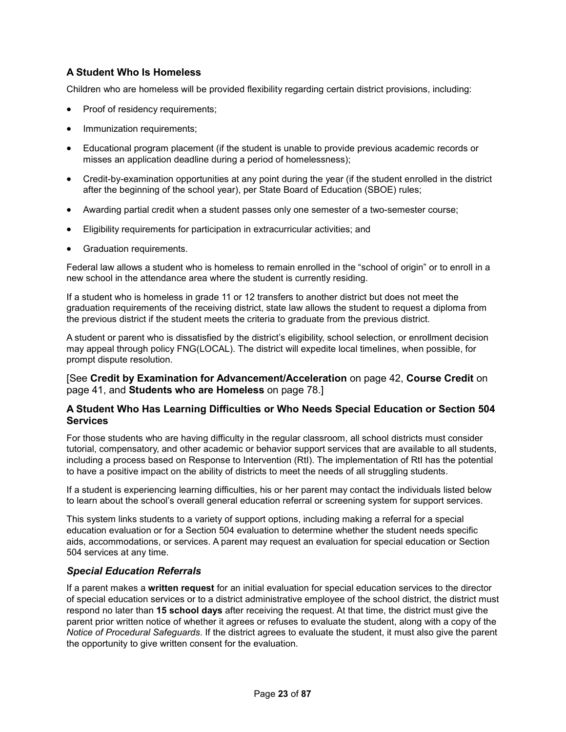### A Student Who Is Homeless

Children who are homeless will be provided flexibility regarding certain district provisions, including:

- Proof of residency requirements;
- Immunization requirements;
- Educational program placement (if the student is unable to provide previous academic records or misses an application deadline during a period of homelessness);
- Credit-by-examination opportunities at any point during the year (if the student enrolled in the district after the beginning of the school year), per State Board of Education (SBOE) rules;
- Awarding partial credit when a student passes only one semester of a two-semester course;
- Eligibility requirements for participation in extracurricular activities; and
- Graduation requirements.

Federal law allows a student who is homeless to remain enrolled in the "school of origin" or to enroll in a new school in the attendance area where the student is currently residing.

If a student who is homeless in grade 11 or 12 transfers to another district but does not meet the graduation requirements of the receiving district, state law allows the student to request a diploma from the previous district if the student meets the criteria to graduate from the previous district.

A student or parent who is dissatisfied by the district's eligibility, school selection, or enrollment decision may appeal through policy FNG(LOCAL). The district will expedite local timelines, when possible, for prompt dispute resolution.

[See **Credit by Examination for Advancement/Acceleration** on page 42, **Course Credit** on page 41, and **Students who are Homeless** on page 78.]

### A Student Who Has Learning Difficulties or Who Needs Special Education or Section 504 Services

For those students who are having difficulty in the regular classroom, all school districts must consider tutorial, compensatory, and other academic or behavior support services that are available to all students, including a process based on Response to Intervention (RtI). The implementation of RtI has the potential to have a positive impact on the ability of districts to meet the needs of all struggling students.

If a student is experiencing learning difficulties, his or her parent may contact the individuals listed below to learn about the school's overall general education referral or screening system for support services.

This system links students to a variety of support options, including making a referral for a special education evaluation or for a Section 504 evaluation to determine whether the student needs specific aids, accommodations, or services. A parent may request an evaluation for special education or Section 504 services at any time.

#### *Special Education Referrals*

If a parent makes a **written request** for an initial evaluation for special education services to the director of special education services or to a district administrative employee of the school district, the district must respond no later than **15 school days** after receiving the request. At that time, the district must give the parent prior written notice of whether it agrees or refuses to evaluate the student, along with a copy of the *Notice of Procedural Safeguards*. If the district agrees to evaluate the student, it must also give the parent the opportunity to give written consent for the evaluation.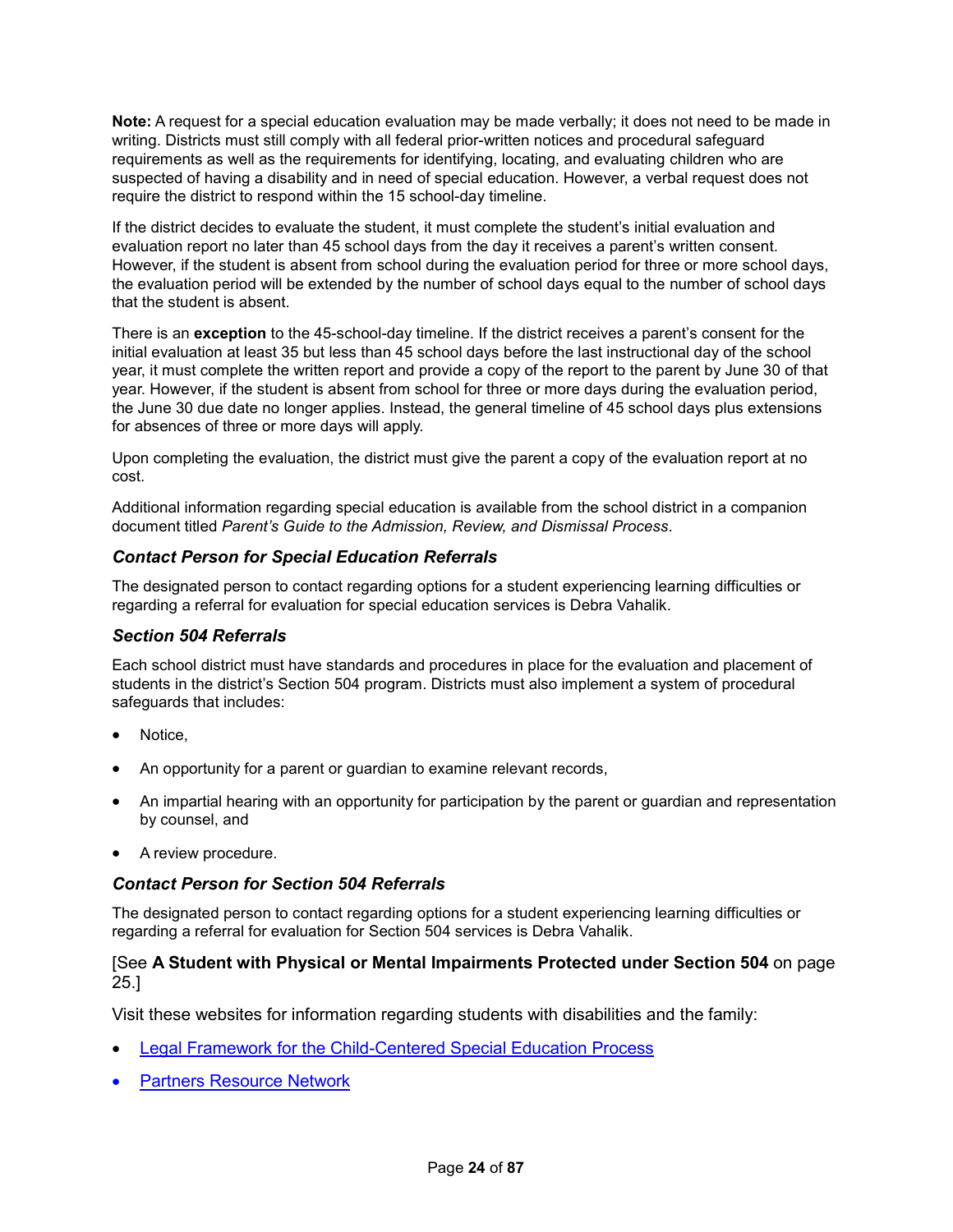**Note:** A request for a special education evaluation may be made verbally; it does not need to be made in writing. Districts must still comply with all federal prior-written notices and procedural safeguard requirements as well as the requirements for identifying, locating, and evaluating children who are suspected of having a disability and in need of special education. However, a verbal request does not require the district to respond within the 15 school-day timeline.

If the district decides to evaluate the student, it must complete the student's initial evaluation and evaluation report no later than 45 school days from the day it receives a parent's written consent. However, if the student is absent from school during the evaluation period for three or more school days, the evaluation period will be extended by the number of school days equal to the number of school days that the student is absent.

There is an **exception** to the 45-school-day timeline. If the district receives a parent's consent for the initial evaluation at least 35 but less than 45 school days before the last instructional day of the school year, it must complete the written report and provide a copy of the report to the parent by June 30 of that year. However, if the student is absent from school for three or more days during the evaluation period, the June 30 due date no longer applies. Instead, the general timeline of 45 school days plus extensions for absences of three or more days will apply.

Upon completing the evaluation, the district must give the parent a copy of the evaluation report at no cost.

Additional information regarding special education is available from the school district in a companion document titled *Parent's Guide to the Admission, Review, and Dismissal Process*.

### *Contact Person for Special Education Referrals*

The designated person to contact regarding options for a student experiencing learning difficulties or regarding a referral for evaluation for special education services is Debra Vahalik.

### *Section 504 Referrals*

Each school district must have standards and procedures in place for the evaluation and placement of students in the district's Section 504 program. Districts must also implement a system of procedural safeguards that includes:

- Notice,
- An opportunity for a parent or guardian to examine relevant records,
- An impartial hearing with an opportunity for participation by the parent or guardian and representation by counsel, and
- A review procedure.

### *Contact Person for Section 504 Referrals*

The designated person to contact regarding options for a student experiencing learning difficulties or regarding a referral for evaluation for Section 504 services is Debra Vahalik.

[See **A Student with Physical or Mental Impairments Protected under Section 504** on page 25.]

Visit these websites for information regarding students with disabilities and the family:

- Legal Framework for the Child-Centered Special Education Process
- Partners Resource Network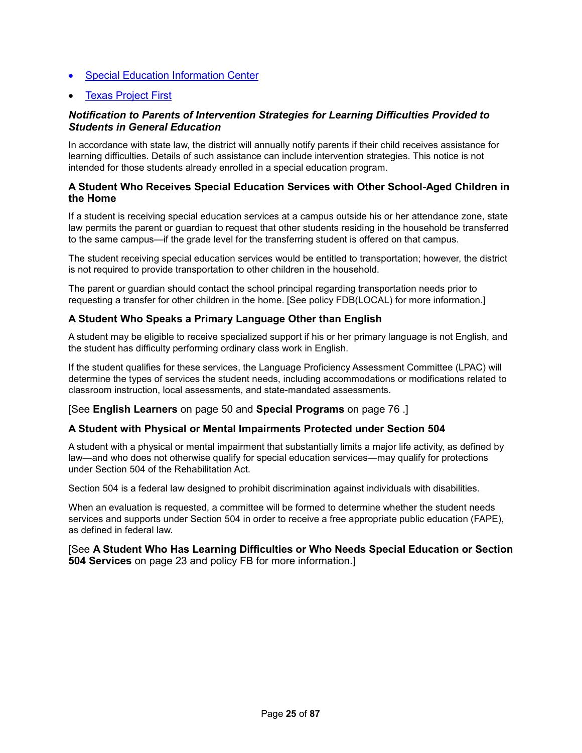- [Special Education Information Center]()
- [Texas Project First]()

### *Notification to Parents of Intervention Strategies for Learning Difficulties Provided to Students in General Education*

In accordance with state law, the district will annually notify parents if their child receives assistance for learning difficulties. Details of such assistance can include intervention strategies. This notice is not intended for those students already enrolled in a special education program.

### A Student Who Receives Special Education Services with Other School-Aged Children in the Home

If a student is receiving special education services at a campus outside his or her attendance zone, state law permits the parent or guardian to request that other students residing in the household be transferred to the same campus—if the grade level for the transferring student is offered on that campus.

The student receiving special education services would be entitled to transportation; however, the district is not required to provide transportation to other children in the household.

The parent or guardian should contact the school principal regarding transportation needs prior to requesting a transfer for other children in the home. [See policy FDB(LOCAL) for more information.]

### A Student Who Speaks a Primary Language Other than English

A student may be eligible to receive specialized support if his or her primary language is not English, and the student has difficulty performing ordinary class work in English.

If the student qualifies for these services, the Language Proficiency Assessment Committee (LPAC) will determine the types of services the student needs, including accommodations or modifications related to classroom instruction, local assessments, and state-mandated assessments.

[See **English Learners** on page 50 and **Special Programs** on page 76 .]

### A Student with Physical or Mental Impairments Protected under Section 504

A student with a physical or mental impairment that substantially limits a major life activity, as defined by law—and who does not otherwise qualify for special education services—may qualify for protections under Section 504 of the Rehabilitation Act.

Section 504 is a federal law designed to prohibit discrimination against individuals with disabilities.

When an evaluation is requested, a committee will be formed to determine whether the student needs services and supports under Section 504 in order to receive a free appropriate public education (FAPE), as defined in federal law.

[See **A Student Who Has Learning Difficulties or Who Needs Special Education or Section 504 Services** on page 23 and policy FB for more information.]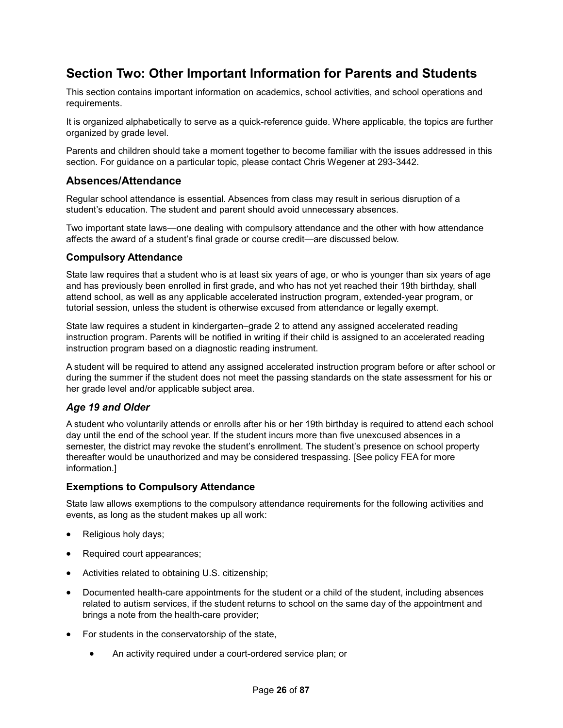## Section Two: Other Important Information for Parents and Students

This section contains important information on academics, school activities, and school operations and requirements.

It is organized alphabetically to serve as a quick-reference guide. Where applicable, the topics are further organized by grade level.

Parents and children should take a moment together to become familiar with the issues addressed in this section. For guidance on a particular topic, please contact Chris Wegener at 293-3442.

### Absences/Attendance

Regular school attendance is essential. Absences from class may result in serious disruption of a student's education. The student and parent should avoid unnecessary absences.

Two important state laws—one dealing with compulsory attendance and the other with how attendance affects the award of a student's final grade or course credit—are discussed below.

#### Compulsory Attendance

State law requires that a student who is at least six years of age, or who is younger than six years of age and has previously been enrolled in first grade, and who has not yet reached their 19th birthday, shall attend school, as well as any applicable accelerated instruction program, extended-year program, or tutorial session, unless the student is otherwise excused from attendance or legally exempt.

State law requires a student in kindergarten–grade 2 to attend any assigned accelerated reading instruction program. Parents will be notified in writing if their child is assigned to an accelerated reading instruction program based on a diagnostic reading instrument.

A student will be required to attend any assigned accelerated instruction program before or after school or during the summer if the student does not meet the passing standards on the state assessment for his or her grade level and/or applicable subject area.

#### *Age 19 and Older*

A student who voluntarily attends or enrolls after his or her 19th birthday is required to attend each school day until the end of the school year. If the student incurs more than five unexcused absences in a semester, the district may revoke the student's enrollment. The student's presence on school property thereafter would be unauthorized and may be considered trespassing. [See policy FEA for more information.]

#### Exemptions to Compulsory Attendance

State law allows exemptions to the compulsory attendance requirements for the following activities and events, as long as the student makes up all work:

- Religious holy days;
- Required court appearances;
- Activities related to obtaining U.S. citizenship;
- Documented health-care appointments for the student or a child of the student, including absences related to autism services, if the student returns to school on the same day of the appointment and brings a note from the health-care provider;
- For students in the conservatorship of the state,
    - An activity required under a court-ordered service plan; or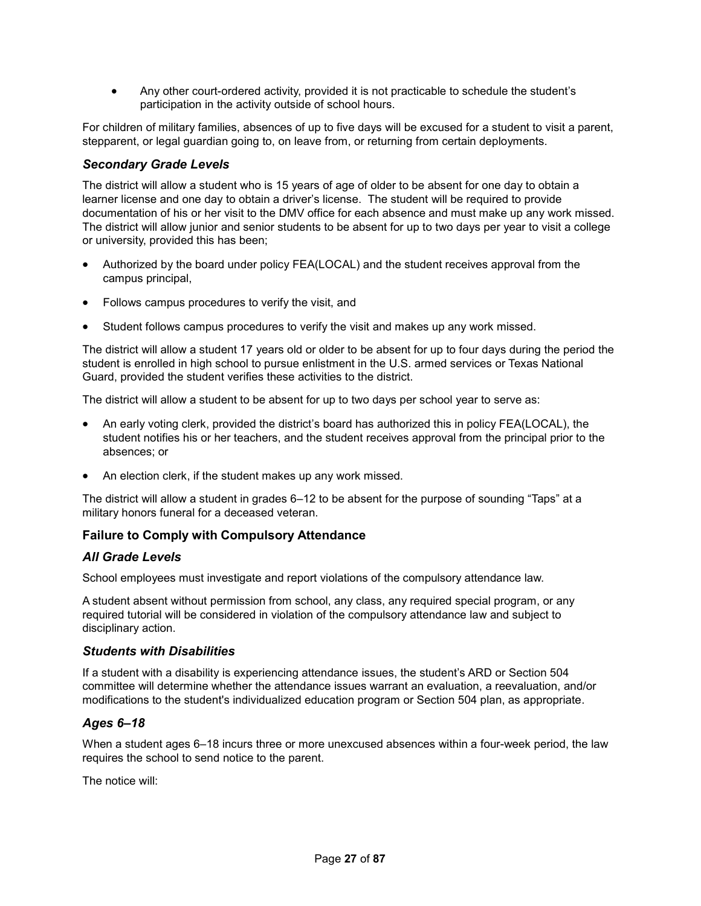- Any other court-ordered activity, provided it is not practicable to schedule the student's participation in the activity outside of school hours.

For children of military families, absences of up to five days will be excused for a student to visit a parent, stepparent, or legal guardian going to, on leave from, or returning from certain deployments.

### *Secondary Grade Levels*

The district will allow a student who is 15 years of age of older to be absent for one day to obtain a learner license and one day to obtain a driver's license. The student will be required to provide documentation of his or her visit to the DMV office for each absence and must make up any work missed. The district will allow junior and senior students to be absent for up to two days per year to visit a college or university, provided this has been;

- Authorized by the board under policy FEA(LOCAL) and the student receives approval from the campus principal,
- Follows campus procedures to verify the visit, and
- Student follows campus procedures to verify the visit and makes up any work missed.

The district will allow a student 17 years old or older to be absent for up to four days during the period the student is enrolled in high school to pursue enlistment in the U.S. armed services or Texas National Guard, provided the student verifies these activities to the district.

The district will allow a student to be absent for up to two days per school year to serve as:

- An early voting clerk, provided the district's board has authorized this in policy FEA(LOCAL), the student notifies his or her teachers, and the student receives approval from the principal prior to the absences; or
- An election clerk, if the student makes up any work missed.

The district will allow a student in grades 6–12 to be absent for the purpose of sounding "Taps" at a military honors funeral for a deceased veteran.

## Failure to Comply with Compulsory Attendance

### *All Grade Levels*

School employees must investigate and report violations of the compulsory attendance law.

A student absent without permission from school, any class, any required special program, or any required tutorial will be considered in violation of the compulsory attendance law and subject to disciplinary action.

### *Students with Disabilities*

If a student with a disability is experiencing attendance issues, the student's ARD or Section 504 committee will determine whether the attendance issues warrant an evaluation, a reevaluation, and/or modifications to the student's individualized education program or Section 504 plan, as appropriate.

### *Ages 6–18*

When a student ages 6–18 incurs three or more unexcused absences within a four-week period, the law requires the school to send notice to the parent.

The notice will: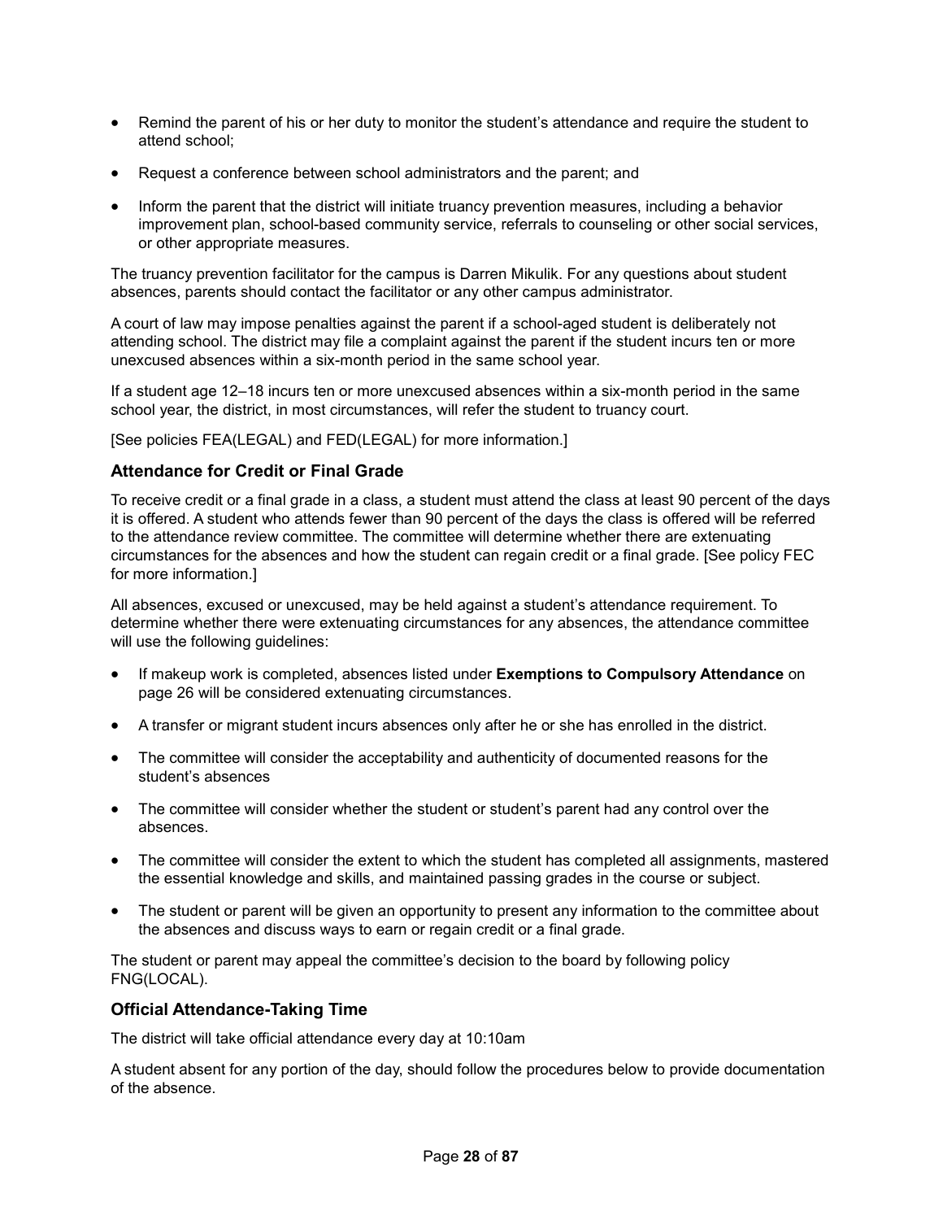- Remind the parent of his or her duty to monitor the student's attendance and require the student to attend school;
- Request a conference between school administrators and the parent; and
- Inform the parent that the district will initiate truancy prevention measures, including a behavior improvement plan, school-based community service, referrals to counseling or other social services, or other appropriate measures.

The truancy prevention facilitator for the campus is Darren Mikulik. For any questions about student absences, parents should contact the facilitator or any other campus administrator.

A court of law may impose penalties against the parent if a school-aged student is deliberately not attending school. The district may file a complaint against the parent if the student incurs ten or more unexcused absences within a six-month period in the same school year.

If a student age 12–18 incurs ten or more unexcused absences within a six-month period in the same school year, the district, in most circumstances, will refer the student to truancy court.

[See policies FEA(LEGAL) and FED(LEGAL) for more information.]

### Attendance for Credit or Final Grade

To receive credit or a final grade in a class, a student must attend the class at least 90 percent of the days it is offered. A student who attends fewer than 90 percent of the days the class is offered will be referred to the attendance review committee. The committee will determine whether there are extenuating circumstances for the absences and how the student can regain credit or a final grade. [See policy FEC for more information.]

All absences, excused or unexcused, may be held against a student's attendance requirement. To determine whether there were extenuating circumstances for any absences, the attendance committee will use the following guidelines:

- If makeup work is completed, absences listed under **Exemptions to Compulsory Attendance** on page 26 will be considered extenuating circumstances.
- A transfer or migrant student incurs absences only after he or she has enrolled in the district.
- The committee will consider the acceptability and authenticity of documented reasons for the student's absences
- The committee will consider whether the student or student's parent had any control over the absences.
- The committee will consider the extent to which the student has completed all assignments, mastered the essential knowledge and skills, and maintained passing grades in the course or subject.
- The student or parent will be given an opportunity to present any information to the committee about the absences and discuss ways to earn or regain credit or a final grade.

The student or parent may appeal the committee's decision to the board by following policy FNG(LOCAL).

### Official Attendance-Taking Time

The district will take official attendance every day at 10:10am

A student absent for any portion of the day, should follow the procedures below to provide documentation of the absence.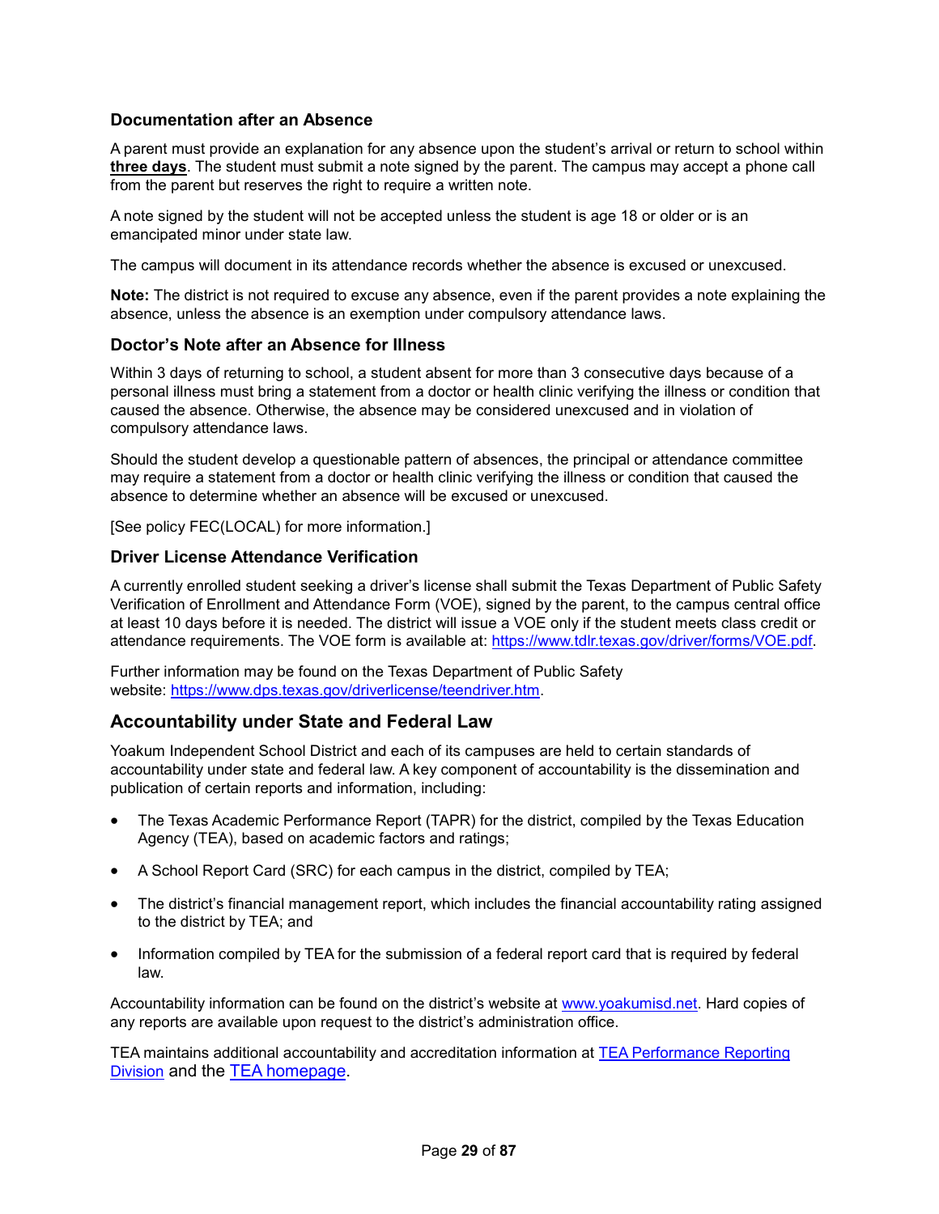### Documentation after an Absence

A parent must provide an explanation for any absence upon the student's arrival or return to school within **three days**. The student must submit a note signed by the parent. The campus may accept a phone call from the parent but reserves the right to require a written note.

A note signed by the student will not be accepted unless the student is age 18 or older or is an emancipated minor under state law.

The campus will document in its attendance records whether the absence is excused or unexcused.

**Note:** The district is not required to excuse any absence, even if the parent provides a note explaining the absence, unless the absence is an exemption under compulsory attendance laws.

### Doctor's Note after an Absence for Illness

Within 3 days of returning to school, a student absent for more than 3 consecutive days because of a personal illness must bring a statement from a doctor or health clinic verifying the illness or condition that caused the absence. Otherwise, the absence may be considered unexcused and in violation of compulsory attendance laws.

Should the student develop a questionable pattern of absences, the principal or attendance committee may require a statement from a doctor or health clinic verifying the illness or condition that caused the absence to determine whether an absence will be excused or unexcused.

[See policy FEC(LOCAL) for more information.]

### Driver License Attendance Verification

A currently enrolled student seeking a driver's license shall submit the Texas Department of Public Safety Verification of Enrollment and Attendance Form (VOE), signed by the parent, to the campus central office at least 10 days before it is needed. The district will issue a VOE only if the student meets class credit or attendance requirements. The VOE form is available at: https://www.tdlr.texas.gov/driver/forms/VOE.pdf.

Further information may be found on the Texas Department of Public Safety website: https://www.dps.texas.gov/driverlicense/teendriver.htm.

## Accountability under State and Federal Law

Yoakum Independent School District and each of its campuses are held to certain standards of accountability under state and federal law. A key component of accountability is the dissemination and publication of certain reports and information, including:

- The Texas Academic Performance Report (TAPR) for the district, compiled by the Texas Education Agency (TEA), based on academic factors and ratings;
- A School Report Card (SRC) for each campus in the district, compiled by TEA;
- The district's financial management report, which includes the financial accountability rating assigned to the district by TEA; and
- Information compiled by TEA for the submission of a federal report card that is required by federal law.

Accountability information can be found on the district's website at www.yoakumisd.net. Hard copies of any reports are available upon request to the district's administration office.

TEA maintains additional accountability and accreditation information at TEA Performance Reporting Division and the TEA homepage.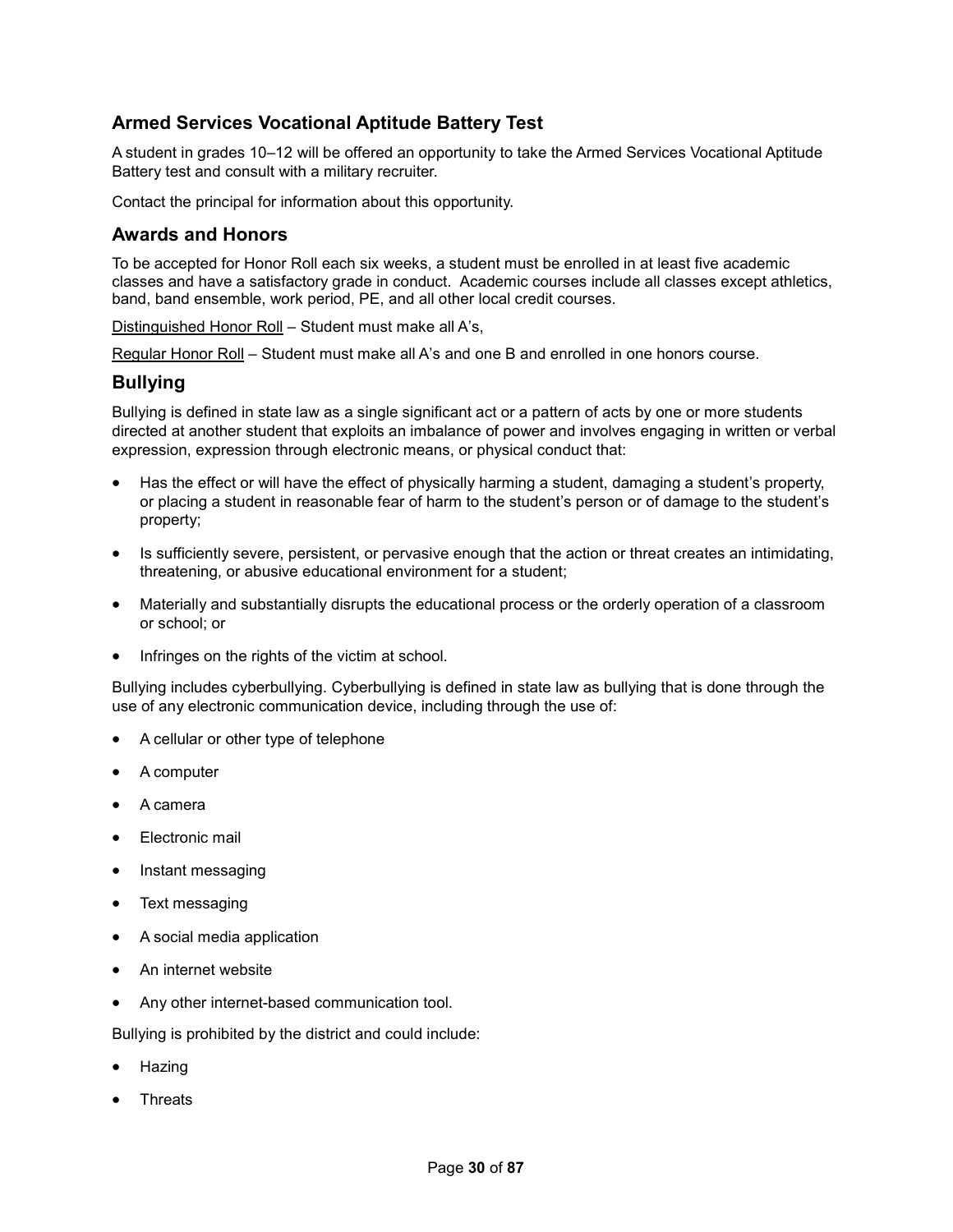## Armed Services Vocational Aptitude Battery Test

A student in grades 10–12 will be offered an opportunity to take the Armed Services Vocational Aptitude Battery test and consult with a military recruiter.

Contact the principal for information about this opportunity.

## Awards and Honors

To be accepted for Honor Roll each six weeks, a student must be enrolled in at least five academic classes and have a satisfactory grade in conduct. Academic courses include all classes except athletics, band, band ensemble, work period, PE, and all other local credit courses.

<u>Distinguished Honor Roll</u> – Student must make all A's,

<u>Regular Honor Roll</u> – Student must make all A's and one B and enrolled in one honors course.

## Bullying

Bullying is defined in state law as a single significant act or a pattern of acts by one or more students directed at another student that exploits an imbalance of power and involves engaging in written or verbal expression, expression through electronic means, or physical conduct that:

- Has the effect or will have the effect of physically harming a student, damaging a student's property, or placing a student in reasonable fear of harm to the student's person or of damage to the student's property;
- Is sufficiently severe, persistent, or pervasive enough that the action or threat creates an intimidating, threatening, or abusive educational environment for a student;
- Materially and substantially disrupts the educational process or the orderly operation of a classroom or school; or
- Infringes on the rights of the victim at school.

Bullying includes cyberbullying. Cyberbullying is defined in state law as bullying that is done through the use of any electronic communication device, including through the use of:

- A cellular or other type of telephone
- A computer
- A camera
- Electronic mail
- Instant messaging
- Text messaging
- A social media application
- An internet website
- Any other internet-based communication tool.

Bullying is prohibited by the district and could include:

- Hazing
- Threats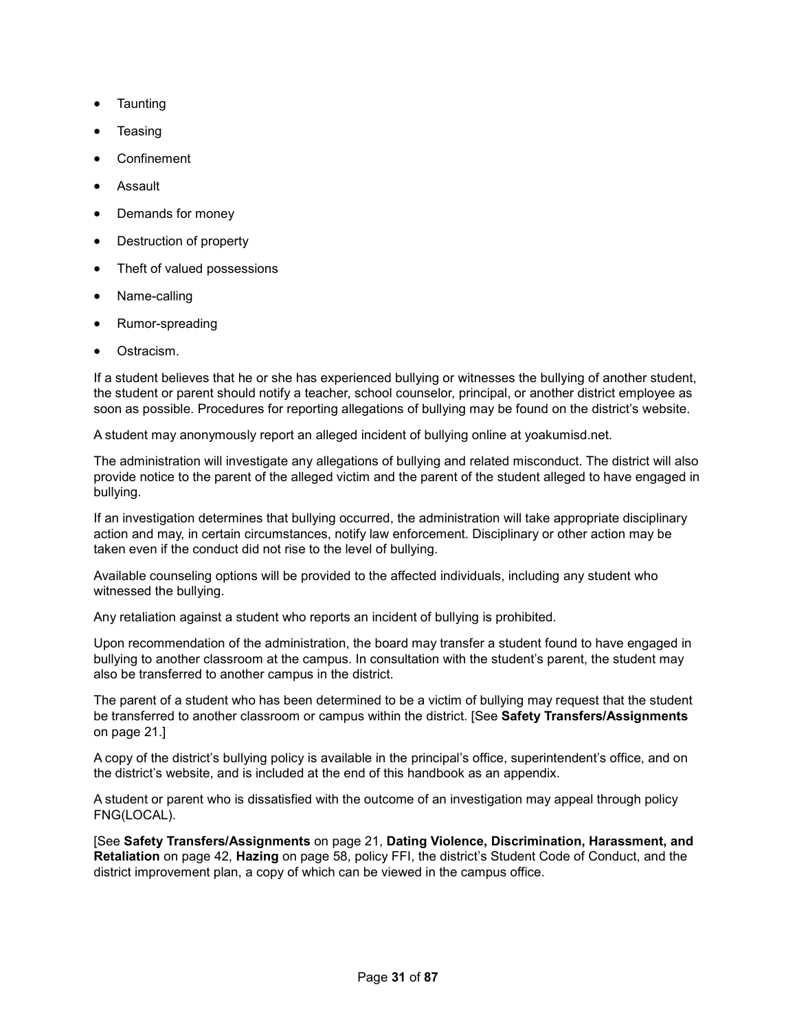- Taunting
- Teasing
- Confinement
- Assault
- Demands for money
- Destruction of property
- Theft of valued possessions
- Name-calling
- Rumor-spreading
- Ostracism.

If a student believes that he or she has experienced bullying or witnesses the bullying of another student, the student or parent should notify a teacher, school counselor, principal, or another district employee as soon as possible. Procedures for reporting allegations of bullying may be found on the district's website.

A student may anonymously report an alleged incident of bullying online at yoakumisd.net.

The administration will investigate any allegations of bullying and related misconduct. The district will also provide notice to the parent of the alleged victim and the parent of the student alleged to have engaged in bullying.

If an investigation determines that bullying occurred, the administration will take appropriate disciplinary action and may, in certain circumstances, notify law enforcement. Disciplinary or other action may be taken even if the conduct did not rise to the level of bullying.

Available counseling options will be provided to the affected individuals, including any student who witnessed the bullying.

Any retaliation against a student who reports an incident of bullying is prohibited.

Upon recommendation of the administration, the board may transfer a student found to have engaged in bullying to another classroom at the campus. In consultation with the student's parent, the student may also be transferred to another campus in the district.

The parent of a student who has been determined to be a victim of bullying may request that the student be transferred to another classroom or campus within the district. [See **Safety Transfers/Assignments** on page 21.]

A copy of the district's bullying policy is available in the principal's office, superintendent's office, and on the district's website, and is included at the end of this handbook as an appendix.

A student or parent who is dissatisfied with the outcome of an investigation may appeal through policy FNG(LOCAL).

[See **Safety Transfers/Assignments** on page 21, **Dating Violence, Discrimination, Harassment, and Retaliation** on page 42, **Hazing** on page 58, policy FFI, the district's Student Code of Conduct, and the district improvement plan, a copy of which can be viewed in the campus office.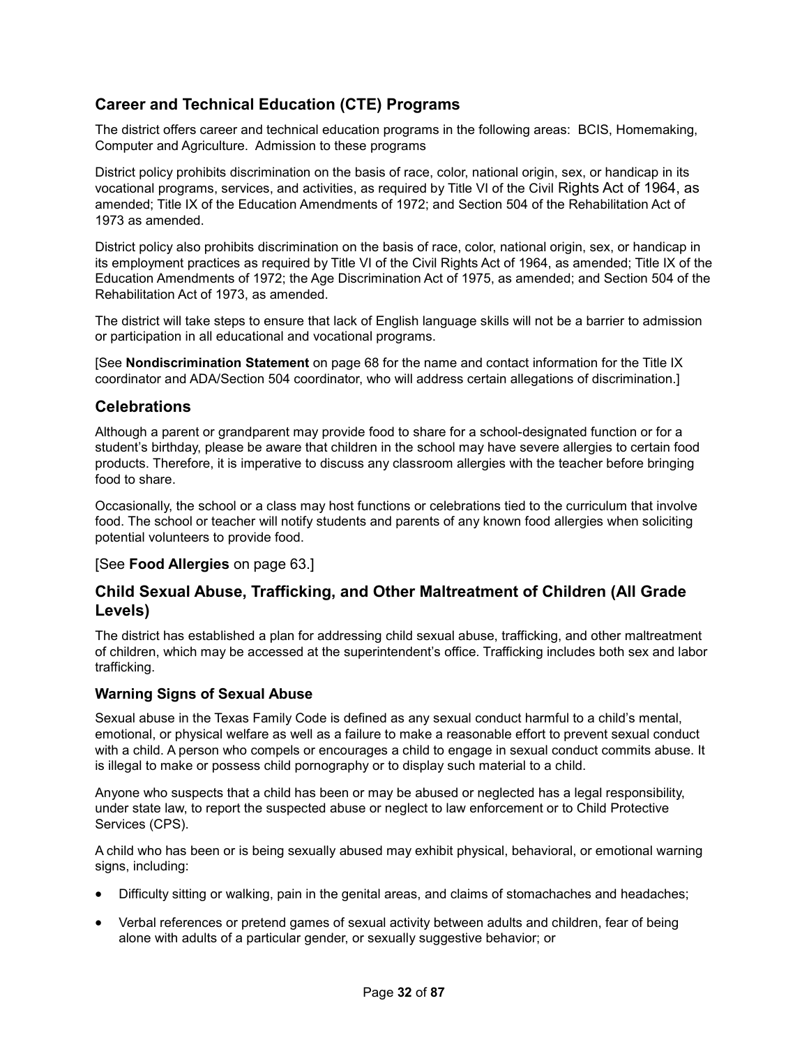## Career and Technical Education (CTE) Programs

The district offers career and technical education programs in the following areas: BCIS, Homemaking, Computer and Agriculture. Admission to these programs

District policy prohibits discrimination on the basis of race, color, national origin, sex, or handicap in its vocational programs, services, and activities, as required by Title VI of the Civil Rights Act of 1964, as amended; Title IX of the Education Amendments of 1972; and Section 504 of the Rehabilitation Act of 1973 as amended.

District policy also prohibits discrimination on the basis of race, color, national origin, sex, or handicap in its employment practices as required by Title VI of the Civil Rights Act of 1964, as amended; Title IX of the Education Amendments of 1972; the Age Discrimination Act of 1975, as amended; and Section 504 of the Rehabilitation Act of 1973, as amended.

The district will take steps to ensure that lack of English language skills will not be a barrier to admission or participation in all educational and vocational programs.

[See **Nondiscrimination Statement** on page 68 for the name and contact information for the Title IX coordinator and ADA/Section 504 coordinator, who will address certain allegations of discrimination.]

## Celebrations

Although a parent or grandparent may provide food to share for a school-designated function or for a student's birthday, please be aware that children in the school may have severe allergies to certain food products. Therefore, it is imperative to discuss any classroom allergies with the teacher before bringing food to share.

Occasionally, the school or a class may host functions or celebrations tied to the curriculum that involve food. The school or teacher will notify students and parents of any known food allergies when soliciting potential volunteers to provide food.

[See **Food Allergies** on page 63.]

## Child Sexual Abuse, Trafficking, and Other Maltreatment of Children (All Grade Levels)

The district has established a plan for addressing child sexual abuse, trafficking, and other maltreatment of children, which may be accessed at the superintendent's office. Trafficking includes both sex and labor trafficking.

### Warning Signs of Sexual Abuse

Sexual abuse in the Texas Family Code is defined as any sexual conduct harmful to a child's mental, emotional, or physical welfare as well as a failure to make a reasonable effort to prevent sexual conduct with a child. A person who compels or encourages a child to engage in sexual conduct commits abuse. It is illegal to make or possess child pornography or to display such material to a child.

Anyone who suspects that a child has been or may be abused or neglected has a legal responsibility, under state law, to report the suspected abuse or neglect to law enforcement or to Child Protective Services (CPS).

A child who has been or is being sexually abused may exhibit physical, behavioral, or emotional warning signs, including:

- Difficulty sitting or walking, pain in the genital areas, and claims of stomachaches and headaches;
- Verbal references or pretend games of sexual activity between adults and children, fear of being alone with adults of a particular gender, or sexually suggestive behavior; or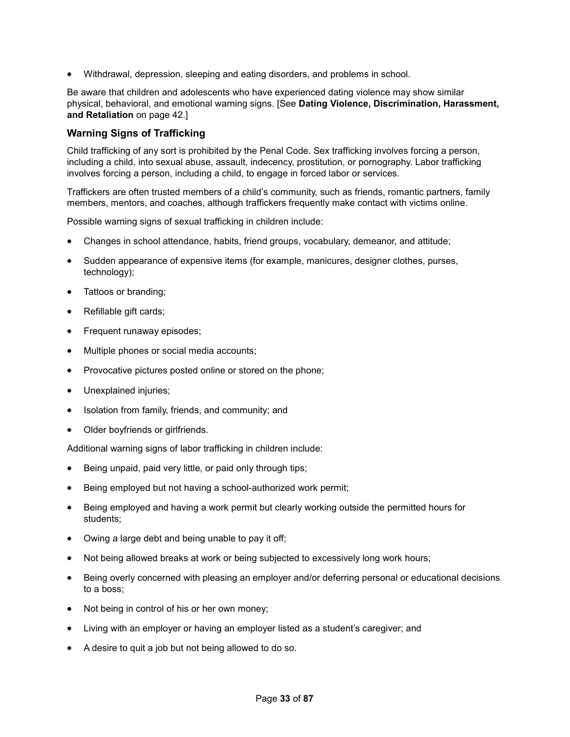- Withdrawal, depression, sleeping and eating disorders, and problems in school.

Be aware that children and adolescents who have experienced dating violence may show similar physical, behavioral, and emotional warning signs. [See **Dating Violence, Discrimination, Harassment, and Retaliation** on page 42.]

### Warning Signs of Trafficking

Child trafficking of any sort is prohibited by the Penal Code. Sex trafficking involves forcing a person, including a child, into sexual abuse, assault, indecency, prostitution, or pornography. Labor trafficking involves forcing a person, including a child, to engage in forced labor or services.

Traffickers are often trusted members of a child's community, such as friends, romantic partners, family members, mentors, and coaches, although traffickers frequently make contact with victims online.

Possible warning signs of sexual trafficking in children include:

- Changes in school attendance, habits, friend groups, vocabulary, demeanor, and attitude;
- Sudden appearance of expensive items (for example, manicures, designer clothes, purses, technology);
- Tattoos or branding;
- Refillable gift cards;
- Frequent runaway episodes;
- Multiple phones or social media accounts;
- Provocative pictures posted online or stored on the phone;
- Unexplained injuries;
- Isolation from family, friends, and community; and
- Older boyfriends or girlfriends.

Additional warning signs of labor trafficking in children include:

- Being unpaid, paid very little, or paid only through tips;
- Being employed but not having a school-authorized work permit;
- Being employed and having a work permit but clearly working outside the permitted hours for students;
- Owing a large debt and being unable to pay it off;
- Not being allowed breaks at work or being subjected to excessively long work hours;
- Being overly concerned with pleasing an employer and/or deferring personal or educational decisions to a boss;
- Not being in control of his or her own money;
- Living with an employer or having an employer listed as a student's caregiver; and
- A desire to quit a job but not being allowed to do so.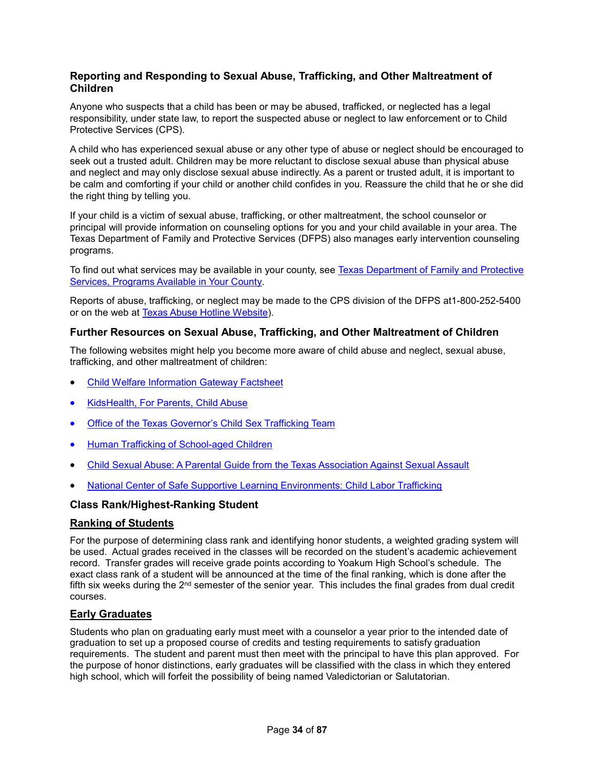### Reporting and Responding to Sexual Abuse, Trafficking, and Other Maltreatment of Children

Anyone who suspects that a child has been or may be abused, trafficked, or neglected has a legal responsibility, under state law, to report the suspected abuse or neglect to law enforcement or to Child Protective Services (CPS).

A child who has experienced sexual abuse or any other type of abuse or neglect should be encouraged to seek out a trusted adult. Children may be more reluctant to disclose sexual abuse than physical abuse and neglect and may only disclose sexual abuse indirectly. As a parent or trusted adult, it is important to be calm and comforting if your child or another child confides in you. Reassure the child that he or she did the right thing by telling you.

If your child is a victim of sexual abuse, trafficking, or other maltreatment, the school counselor or principal will provide information on counseling options for you and your child available in your area. The Texas Department of Family and Protective Services (DFPS) also manages early intervention counseling programs.

To find out what services may be available in your county, see [Texas Department of Family and Protective Services, Programs Available in Your County](#).

Reports of abuse, trafficking, or neglect may be made to the CPS division of the DFPS at1-800-252-5400 or on the web at [Texas Abuse Hotline Website](#)).

### Further Resources on Sexual Abuse, Trafficking, and Other Maltreatment of Children

The following websites might help you become more aware of child abuse and neglect, sexual abuse, trafficking, and other maltreatment of children:

- [Child Welfare Information Gateway Factsheet](#)
- [KidsHealth, For Parents, Child Abuse](#)
- [Office of the Texas Governor's Child Sex Trafficking Team](#)
- [Human Trafficking of School-aged Children](#)
- [Child Sexual Abuse: A Parental Guide from the Texas Association Against Sexual Assault](#)
- [National Center of Safe Supportive Learning Environments: Child Labor Trafficking](#)

### Class Rank/Highest-Ranking Student

#### Ranking of Students

For the purpose of determining class rank and identifying honor students, a weighted grading system will be used. Actual grades received in the classes will be recorded on the student's academic achievement record. Transfer grades will receive grade points according to Yoakum High School's schedule. The exact class rank of a student will be announced at the time of the final ranking, which is done after the fifth six weeks during the 2nd semester of the senior year. This includes the final grades from dual credit courses.

#### Early Graduates

Students who plan on graduating early must meet with a counselor a year prior to the intended date of graduation to set up a proposed course of credits and testing requirements to satisfy graduation requirements. The student and parent must then meet with the principal to have this plan approved. For the purpose of honor distinctions, early graduates will be classified with the class in which they entered high school, which will forfeit the possibility of being named Valedictorian or Salutatorian.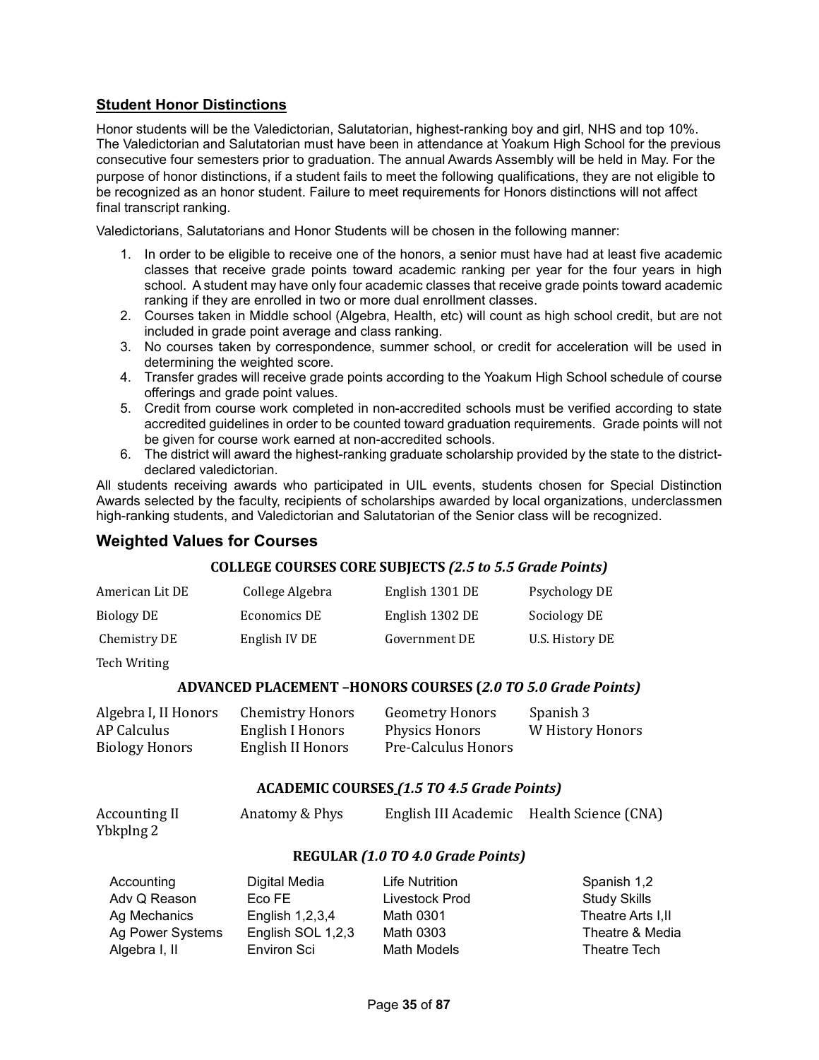## Student Honor Distinctions

Honor students will be the Valedictorian, Salutatorian, highest-ranking boy and girl, NHS and top 10%. The Valedictorian and Salutatorian must have been in attendance at Yoakum High School for the previous consecutive four semesters prior to graduation. The annual Awards Assembly will be held in May. For the purpose of honor distinctions, if a student fails to meet the following qualifications, they are not eligible to be recognized as an honor student. Failure to meet requirements for Honors distinctions will not affect final transcript ranking.

Valedictorians, Salutatorians and Honor Students will be chosen in the following manner:

1. In order to be eligible to receive one of the honors, a senior must have had at least five academic classes that receive grade points toward academic ranking per year for the four years in high school. A student may have only four academic classes that receive grade points toward academic ranking if they are enrolled in two or more dual enrollment classes.
2. Courses taken in Middle school (Algebra, Health, etc) will count as high school credit, but are not included in grade point average and class ranking.
3. No courses taken by correspondence, summer school, or credit for acceleration will be used in determining the weighted score.
4. Transfer grades will receive grade points according to the Yoakum High School schedule of course offerings and grade point values.
5. Credit from course work completed in non-accredited schools must be verified according to state accredited guidelines in order to be counted toward graduation requirements. Grade points will not be given for course work earned at non-accredited schools.
6. The district will award the highest-ranking graduate scholarship provided by the state to the district-declared valedictorian.

All students receiving awards who participated in UIL events, students chosen for Special Distinction Awards selected by the faculty, recipients of scholarships awarded by local organizations, underclassmen high-ranking students, and Valedictorian and Salutatorian of the Senior class will be recognized.

## Weighted Values for Courses

### COLLEGE COURSES CORE SUBJECTS *(2.5 to 5.5 Grade Points)*

| | | | |
|---|---|---|---|
| American Lit DE | College Algebra | English 1301 DE | Psychology DE |
| Biology DE | Economics DE | English 1302 DE | Sociology DE |
| Chemistry DE | English IV DE | Government DE | U.S. History DE |
| Tech Writing | | | |

### ADVANCED PLACEMENT –HONORS COURSES (*2.0 TO 5.0 Grade Points)*

| | | | |
|---|---|---|---|
| Algebra I, II Honors | Chemistry Honors | Geometry Honors | Spanish 3 |
| AP Calculus | English I Honors | Physics Honors | W History Honors |
| Biology Honors | English II Honors | Pre-Calculus Honors | |

### ACADEMIC COURSES *(1.5 TO 4.5 Grade Points)*

| | | | |
|---|---|---|---|
| Accounting II | Anatomy & Phys | English III Academic | Health Science (CNA) |
| Ybkplng 2 | | | |

### REGULAR *(1.0 TO 4.0 Grade Points)*

| | | | |
|---|---|---|---|
| Accounting | Digital Media | Life Nutrition | Spanish 1,2 |
| Adv Q Reason | Eco FE | Livestock Prod | Study Skills |
| Ag Mechanics | English 1,2,3,4 | Math 0301 | Theatre Arts I,II |
| Ag Power Systems | English SOL 1,2,3 | Math 0303 | Theatre & Media |
| Algebra I, II | Environ Sci | Math Models | Theatre Tech |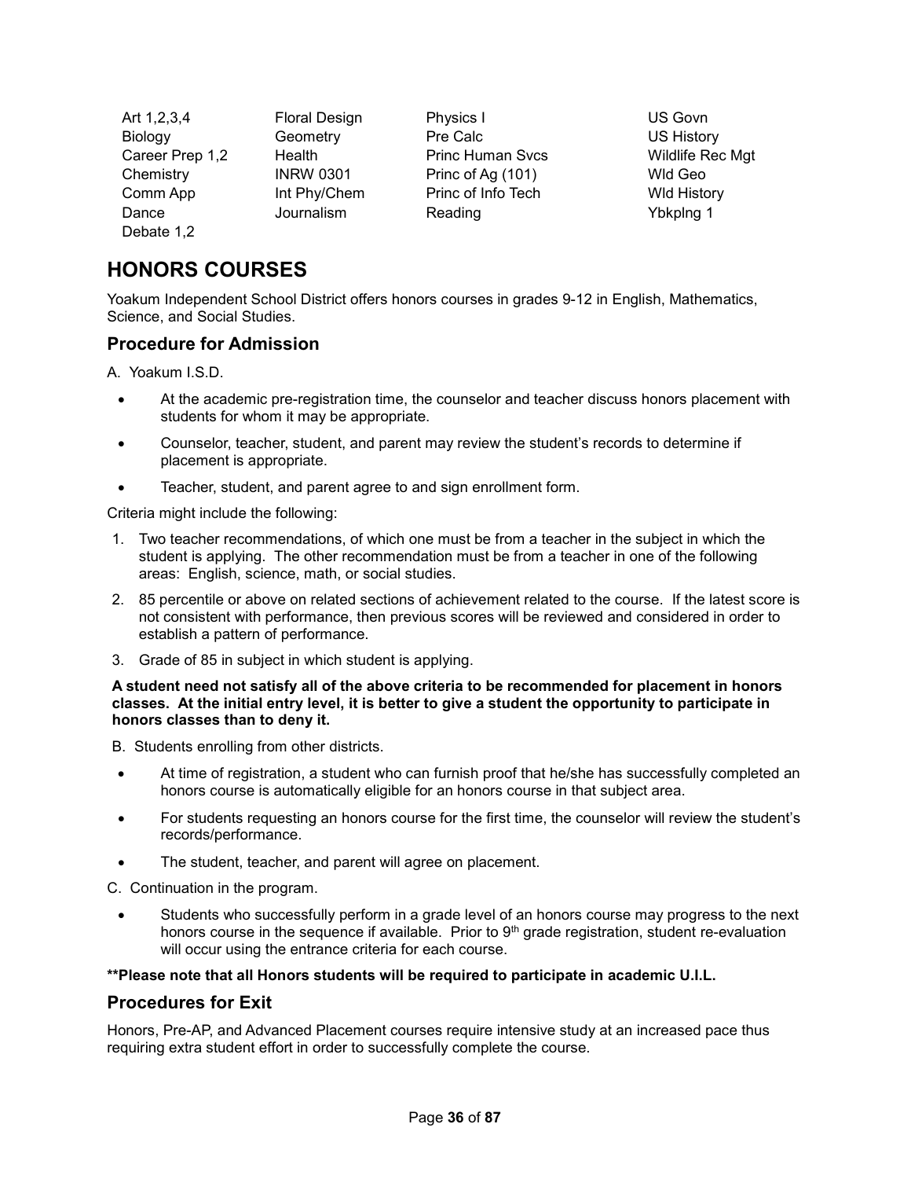Art 1,2,3,4
Biology
Career Prep 1,2
Chemistry
Comm App
Dance
Debate 1,2
Floral Design
Geometry
Health
INRW 0301
Int Phy/Chem
Journalism
Physics I
Pre Calc
Princ Human Svcs
Princ of Ag (101)
Princ of Info Tech
Reading
US Govn
US History
Wildlife Rec Mgt
Wld Geo
Wld History
Ybkplng 1

## HONORS COURSES

Yoakum Independent School District offers honors courses in grades 9-12 in English, Mathematics, Science, and Social Studies.

### Procedure for Admission

A. Yoakum I.S.D.

- At the academic pre-registration time, the counselor and teacher discuss honors placement with students for whom it may be appropriate.
- Counselor, teacher, student, and parent may review the student's records to determine if placement is appropriate.
- Teacher, student, and parent agree to and sign enrollment form.

Criteria might include the following:

1. Two teacher recommendations, of which one must be from a teacher in the subject in which the student is applying. The other recommendation must be from a teacher in one of the following areas: English, science, math, or social studies.
2. 85 percentile or above on related sections of achievement related to the course. If the latest score is not consistent with performance, then previous scores will be reviewed and considered in order to establish a pattern of performance.
3. Grade of 85 in subject in which student is applying.

**A student need not satisfy all of the above criteria to be recommended for placement in honors classes. At the initial entry level, it is better to give a student the opportunity to participate in honors classes than to deny it.**

B. Students enrolling from other districts.

- At time of registration, a student who can furnish proof that he/she has successfully completed an honors course is automatically eligible for an honors course in that subject area.
- For students requesting an honors course for the first time, the counselor will review the student's records/performance.
- The student, teacher, and parent will agree on placement.

C. Continuation in the program.

- Students who successfully perform in a grade level of an honors course may progress to the next honors course in the sequence if available. Prior to 9th grade registration, student re-evaluation will occur using the entrance criteria for each course.

**\*\*Please note that all Honors students will be required to participate in academic U.I.L.**

### Procedures for Exit

Honors, Pre-AP, and Advanced Placement courses require intensive study at an increased pace thus requiring extra student effort in order to successfully complete the course.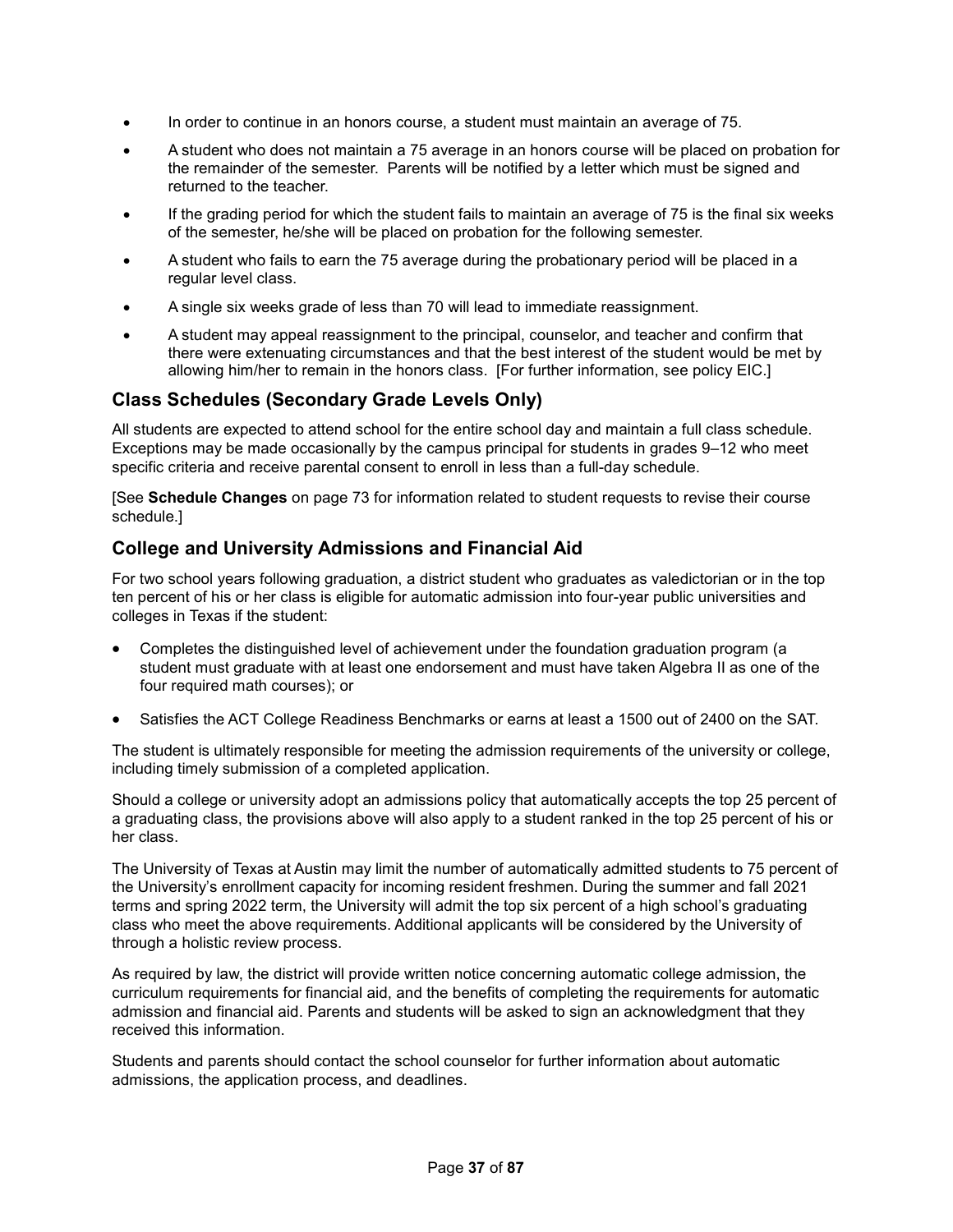- In order to continue in an honors course, a student must maintain an average of 75.
- A student who does not maintain a 75 average in an honors course will be placed on probation for the remainder of the semester. Parents will be notified by a letter which must be signed and returned to the teacher.
- If the grading period for which the student fails to maintain an average of 75 is the final six weeks of the semester, he/she will be placed on probation for the following semester.
- A student who fails to earn the 75 average during the probationary period will be placed in a regular level class.
- A single six weeks grade of less than 70 will lead to immediate reassignment.
- A student may appeal reassignment to the principal, counselor, and teacher and confirm that there were extenuating circumstances and that the best interest of the student would be met by allowing him/her to remain in the honors class. [For further information, see policy EIC.]

## Class Schedules (Secondary Grade Levels Only)

All students are expected to attend school for the entire school day and maintain a full class schedule. Exceptions may be made occasionally by the campus principal for students in grades 9–12 who meet specific criteria and receive parental consent to enroll in less than a full-day schedule.

[See **Schedule Changes** on page 73 for information related to student requests to revise their course schedule.]

## College and University Admissions and Financial Aid

For two school years following graduation, a district student who graduates as valedictorian or in the top ten percent of his or her class is eligible for automatic admission into four-year public universities and colleges in Texas if the student:

- Completes the distinguished level of achievement under the foundation graduation program (a student must graduate with at least one endorsement and must have taken Algebra II as one of the four required math courses); or
- Satisfies the ACT College Readiness Benchmarks or earns at least a 1500 out of 2400 on the SAT.

The student is ultimately responsible for meeting the admission requirements of the university or college, including timely submission of a completed application.

Should a college or university adopt an admissions policy that automatically accepts the top 25 percent of a graduating class, the provisions above will also apply to a student ranked in the top 25 percent of his or her class.

The University of Texas at Austin may limit the number of automatically admitted students to 75 percent of the University's enrollment capacity for incoming resident freshmen. During the summer and fall 2021 terms and spring 2022 term, the University will admit the top six percent of a high school's graduating class who meet the above requirements. Additional applicants will be considered by the University of through a holistic review process.

As required by law, the district will provide written notice concerning automatic college admission, the curriculum requirements for financial aid, and the benefits of completing the requirements for automatic admission and financial aid. Parents and students will be asked to sign an acknowledgment that they received this information.

Students and parents should contact the school counselor for further information about automatic admissions, the application process, and deadlines.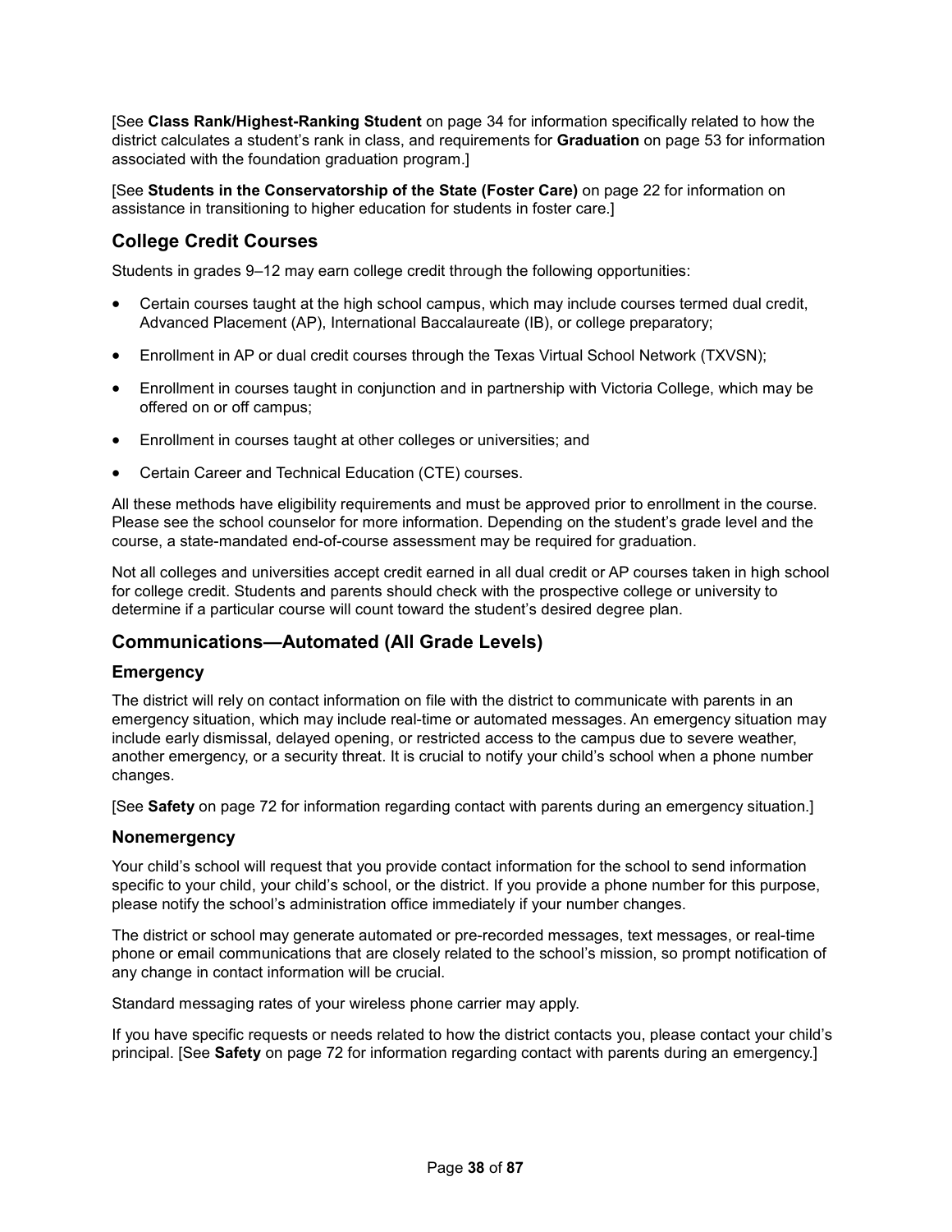[See **Class Rank/Highest-Ranking Student** on page 34 for information specifically related to how the district calculates a student's rank in class, and requirements for **Graduation** on page 53 for information associated with the foundation graduation program.]

[See **Students in the Conservatorship of the State (Foster Care)** on page 22 for information on assistance in transitioning to higher education for students in foster care.]

## College Credit Courses

Students in grades 9–12 may earn college credit through the following opportunities:

- Certain courses taught at the high school campus, which may include courses termed dual credit, Advanced Placement (AP), International Baccalaureate (IB), or college preparatory;
- Enrollment in AP or dual credit courses through the Texas Virtual School Network (TXVSN);
- Enrollment in courses taught in conjunction and in partnership with Victoria College, which may be offered on or off campus;
- Enrollment in courses taught at other colleges or universities; and
- Certain Career and Technical Education (CTE) courses.

All these methods have eligibility requirements and must be approved prior to enrollment in the course. Please see the school counselor for more information. Depending on the student's grade level and the course, a state-mandated end-of-course assessment may be required for graduation.

Not all colleges and universities accept credit earned in all dual credit or AP courses taken in high school for college credit. Students and parents should check with the prospective college or university to determine if a particular course will count toward the student's desired degree plan.

## Communications—Automated (All Grade Levels)

### Emergency

The district will rely on contact information on file with the district to communicate with parents in an emergency situation, which may include real-time or automated messages. An emergency situation may include early dismissal, delayed opening, or restricted access to the campus due to severe weather, another emergency, or a security threat. It is crucial to notify your child's school when a phone number changes.

[See **Safety** on page 72 for information regarding contact with parents during an emergency situation.]

### Nonemergency

Your child's school will request that you provide contact information for the school to send information specific to your child, your child's school, or the district. If you provide a phone number for this purpose, please notify the school's administration office immediately if your number changes.

The district or school may generate automated or pre-recorded messages, text messages, or real-time phone or email communications that are closely related to the school's mission, so prompt notification of any change in contact information will be crucial.

Standard messaging rates of your wireless phone carrier may apply.

If you have specific requests or needs related to how the district contacts you, please contact your child's principal. [See **Safety** on page 72 for information regarding contact with parents during an emergency.]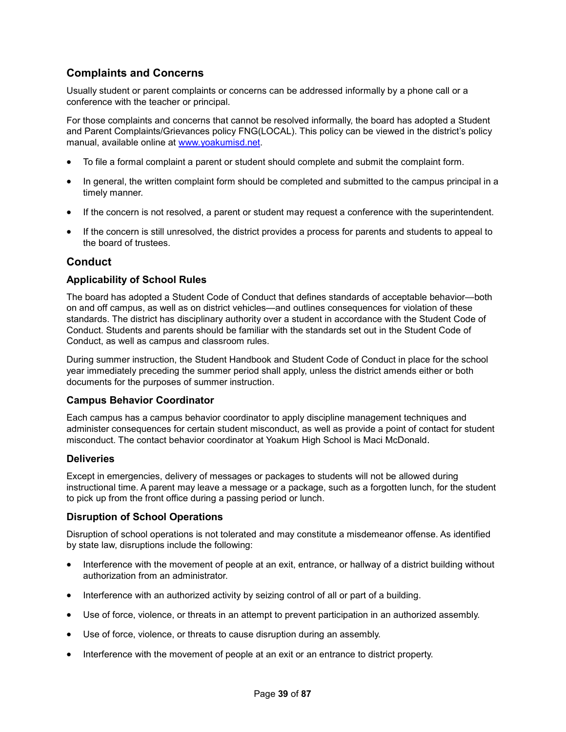## Complaints and Concerns

Usually student or parent complaints or concerns can be addressed informally by a phone call or a conference with the teacher or principal.

For those complaints and concerns that cannot be resolved informally, the board has adopted a Student and Parent Complaints/Grievances policy FNG(LOCAL). This policy can be viewed in the district's policy manual, available online at [www.yoakumisd.net](http://www.yoakumisd.net).

- To file a formal complaint a parent or student should complete and submit the complaint form.
- In general, the written complaint form should be completed and submitted to the campus principal in a timely manner.
- If the concern is not resolved, a parent or student may request a conference with the superintendent.
- If the concern is still unresolved, the district provides a process for parents and students to appeal to the board of trustees.

## Conduct

### Applicability of School Rules

The board has adopted a Student Code of Conduct that defines standards of acceptable behavior—both on and off campus, as well as on district vehicles—and outlines consequences for violation of these standards. The district has disciplinary authority over a student in accordance with the Student Code of Conduct. Students and parents should be familiar with the standards set out in the Student Code of Conduct, as well as campus and classroom rules.

During summer instruction, the Student Handbook and Student Code of Conduct in place for the school year immediately preceding the summer period shall apply, unless the district amends either or both documents for the purposes of summer instruction.

### Campus Behavior Coordinator

Each campus has a campus behavior coordinator to apply discipline management techniques and administer consequences for certain student misconduct, as well as provide a point of contact for student misconduct. The contact behavior coordinator at Yoakum High School is Maci McDonald.

### Deliveries

Except in emergencies, delivery of messages or packages to students will not be allowed during instructional time. A parent may leave a message or a package, such as a forgotten lunch, for the student to pick up from the front office during a passing period or lunch.

### Disruption of School Operations

Disruption of school operations is not tolerated and may constitute a misdemeanor offense. As identified by state law, disruptions include the following:

- Interference with the movement of people at an exit, entrance, or hallway of a district building without authorization from an administrator.
- Interference with an authorized activity by seizing control of all or part of a building.
- Use of force, violence, or threats in an attempt to prevent participation in an authorized assembly.
- Use of force, violence, or threats to cause disruption during an assembly.
- Interference with the movement of people at an exit or an entrance to district property.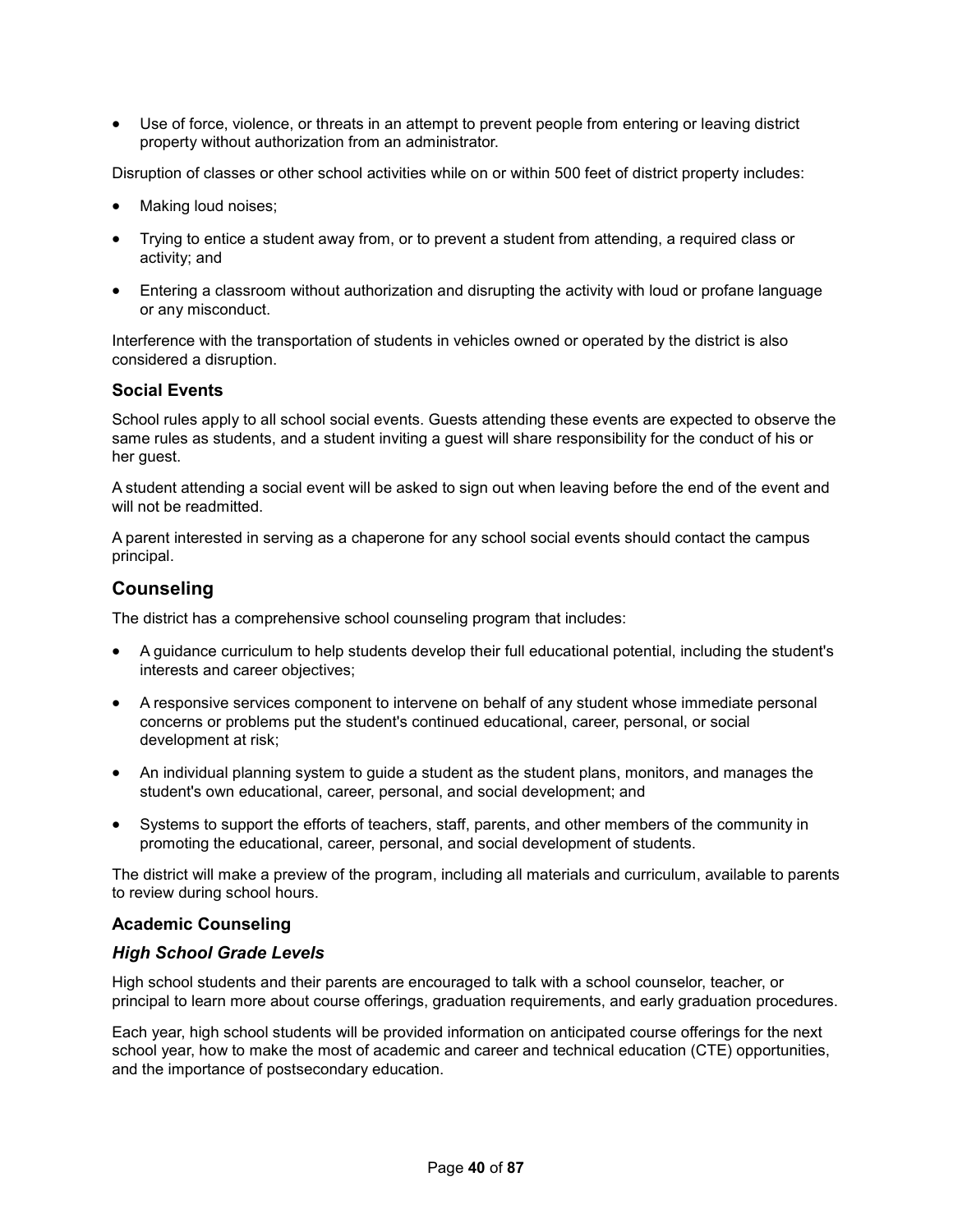- Use of force, violence, or threats in an attempt to prevent people from entering or leaving district property without authorization from an administrator.

Disruption of classes or other school activities while on or within 500 feet of district property includes:

- Making loud noises;
- Trying to entice a student away from, or to prevent a student from attending, a required class or activity; and
- Entering a classroom without authorization and disrupting the activity with loud or profane language or any misconduct.

Interference with the transportation of students in vehicles owned or operated by the district is also considered a disruption.

### Social Events

School rules apply to all school social events. Guests attending these events are expected to observe the same rules as students, and a student inviting a guest will share responsibility for the conduct of his or her guest.

A student attending a social event will be asked to sign out when leaving before the end of the event and will not be readmitted.

A parent interested in serving as a chaperone for any school social events should contact the campus principal.

## Counseling

The district has a comprehensive school counseling program that includes:

- A guidance curriculum to help students develop their full educational potential, including the student's interests and career objectives;
- A responsive services component to intervene on behalf of any student whose immediate personal concerns or problems put the student's continued educational, career, personal, or social development at risk;
- An individual planning system to guide a student as the student plans, monitors, and manages the student's own educational, career, personal, and social development; and
- Systems to support the efforts of teachers, staff, parents, and other members of the community in promoting the educational, career, personal, and social development of students.

The district will make a preview of the program, including all materials and curriculum, available to parents to review during school hours.

### Academic Counseling

#### *High School Grade Levels*

High school students and their parents are encouraged to talk with a school counselor, teacher, or principal to learn more about course offerings, graduation requirements, and early graduation procedures.

Each year, high school students will be provided information on anticipated course offerings for the next school year, how to make the most of academic and career and technical education (CTE) opportunities, and the importance of postsecondary education.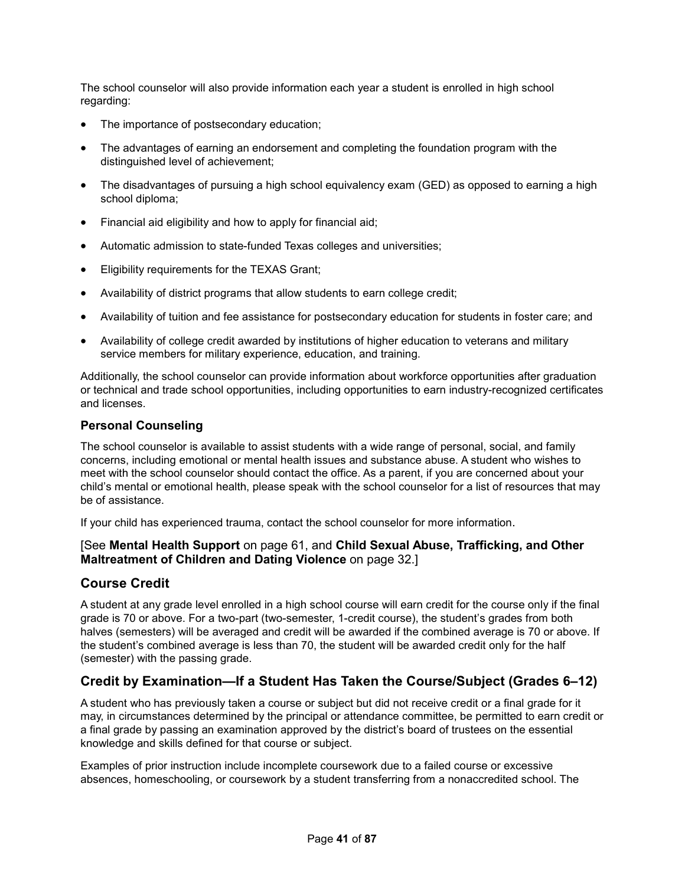The school counselor will also provide information each year a student is enrolled in high school regarding:

- The importance of postsecondary education;
- The advantages of earning an endorsement and completing the foundation program with the distinguished level of achievement;
- The disadvantages of pursuing a high school equivalency exam (GED) as opposed to earning a high school diploma;
- Financial aid eligibility and how to apply for financial aid;
- Automatic admission to state-funded Texas colleges and universities;
- Eligibility requirements for the TEXAS Grant;
- Availability of district programs that allow students to earn college credit;
- Availability of tuition and fee assistance for postsecondary education for students in foster care; and
- Availability of college credit awarded by institutions of higher education to veterans and military service members for military experience, education, and training.

Additionally, the school counselor can provide information about workforce opportunities after graduation or technical and trade school opportunities, including opportunities to earn industry-recognized certificates and licenses.

### Personal Counseling

The school counselor is available to assist students with a wide range of personal, social, and family concerns, including emotional or mental health issues and substance abuse. A student who wishes to meet with the school counselor should contact the office. As a parent, if you are concerned about your child's mental or emotional health, please speak with the school counselor for a list of resources that may be of assistance.

If your child has experienced trauma, contact the school counselor for more information.

[See **Mental Health Support** on page 61, and **Child Sexual Abuse, Trafficking, and Other Maltreatment of Children and Dating Violence** on page 32.]

## Course Credit

A student at any grade level enrolled in a high school course will earn credit for the course only if the final grade is 70 or above. For a two-part (two-semester, 1-credit course), the student's grades from both halves (semesters) will be averaged and credit will be awarded if the combined average is 70 or above. If the student's combined average is less than 70, the student will be awarded credit only for the half (semester) with the passing grade.

## Credit by Examination—If a Student Has Taken the Course/Subject (Grades 6–12)

A student who has previously taken a course or subject but did not receive credit or a final grade for it may, in circumstances determined by the principal or attendance committee, be permitted to earn credit or a final grade by passing an examination approved by the district's board of trustees on the essential knowledge and skills defined for that course or subject.

Examples of prior instruction include incomplete coursework due to a failed course or excessive absences, homeschooling, or coursework by a student transferring from a nonaccredited school. The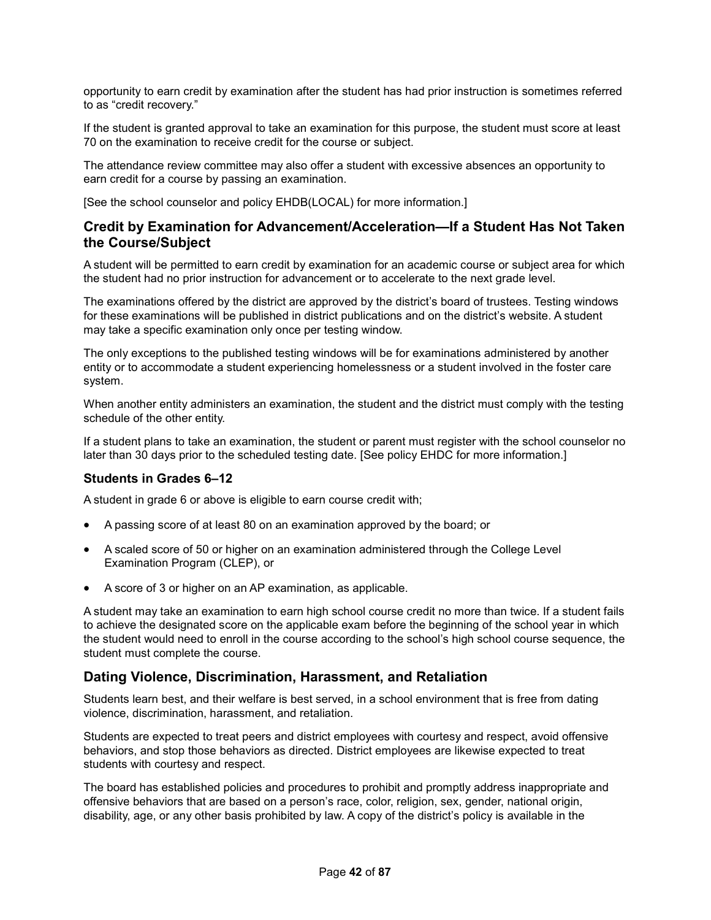opportunity to earn credit by examination after the student has had prior instruction is sometimes referred to as "credit recovery."

If the student is granted approval to take an examination for this purpose, the student must score at least 70 on the examination to receive credit for the course or subject.

The attendance review committee may also offer a student with excessive absences an opportunity to earn credit for a course by passing an examination.

[See the school counselor and policy EHDB(LOCAL) for more information.]

## Credit by Examination for Advancement/Acceleration—If a Student Has Not Taken the Course/Subject

A student will be permitted to earn credit by examination for an academic course or subject area for which the student had no prior instruction for advancement or to accelerate to the next grade level.

The examinations offered by the district are approved by the district's board of trustees. Testing windows for these examinations will be published in district publications and on the district's website. A student may take a specific examination only once per testing window.

The only exceptions to the published testing windows will be for examinations administered by another entity or to accommodate a student experiencing homelessness or a student involved in the foster care system.

When another entity administers an examination, the student and the district must comply with the testing schedule of the other entity.

If a student plans to take an examination, the student or parent must register with the school counselor no later than 30 days prior to the scheduled testing date. [See policy EHDC for more information.]

### Students in Grades 6–12

A student in grade 6 or above is eligible to earn course credit with;

- A passing score of at least 80 on an examination approved by the board; or
- A scaled score of 50 or higher on an examination administered through the College Level Examination Program (CLEP), or
- A score of 3 or higher on an AP examination, as applicable.

A student may take an examination to earn high school course credit no more than twice. If a student fails to achieve the designated score on the applicable exam before the beginning of the school year in which the student would need to enroll in the course according to the school's high school course sequence, the student must complete the course.

## Dating Violence, Discrimination, Harassment, and Retaliation

Students learn best, and their welfare is best served, in a school environment that is free from dating violence, discrimination, harassment, and retaliation.

Students are expected to treat peers and district employees with courtesy and respect, avoid offensive behaviors, and stop those behaviors as directed. District employees are likewise expected to treat students with courtesy and respect.

The board has established policies and procedures to prohibit and promptly address inappropriate and offensive behaviors that are based on a person's race, color, religion, sex, gender, national origin, disability, age, or any other basis prohibited by law. A copy of the district's policy is available in the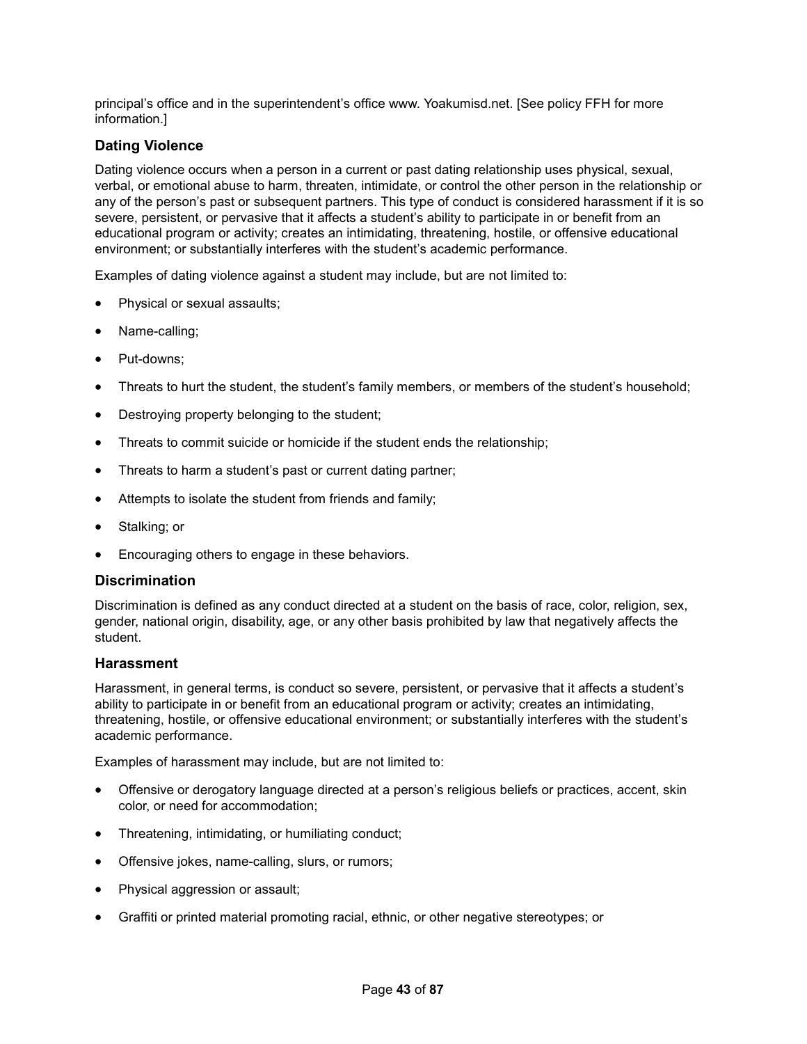principal's office and in the superintendent's office www. Yoakumisd.net. [See policy FFH for more information.]

### Dating Violence

Dating violence occurs when a person in a current or past dating relationship uses physical, sexual, verbal, or emotional abuse to harm, threaten, intimidate, or control the other person in the relationship or any of the person's past or subsequent partners. This type of conduct is considered harassment if it is so severe, persistent, or pervasive that it affects a student's ability to participate in or benefit from an educational program or activity; creates an intimidating, threatening, hostile, or offensive educational environment; or substantially interferes with the student's academic performance.

Examples of dating violence against a student may include, but are not limited to:

- Physical or sexual assaults;
- Name-calling;
- Put-downs;
- Threats to hurt the student, the student's family members, or members of the student's household;
- Destroying property belonging to the student;
- Threats to commit suicide or homicide if the student ends the relationship;
- Threats to harm a student's past or current dating partner;
- Attempts to isolate the student from friends and family;
- Stalking; or
- Encouraging others to engage in these behaviors.

### Discrimination

Discrimination is defined as any conduct directed at a student on the basis of race, color, religion, sex, gender, national origin, disability, age, or any other basis prohibited by law that negatively affects the student.

### Harassment

Harassment, in general terms, is conduct so severe, persistent, or pervasive that it affects a student's ability to participate in or benefit from an educational program or activity; creates an intimidating, threatening, hostile, or offensive educational environment; or substantially interferes with the student's academic performance.

Examples of harassment may include, but are not limited to:

- Offensive or derogatory language directed at a person's religious beliefs or practices, accent, skin color, or need for accommodation;
- Threatening, intimidating, or humiliating conduct;
- Offensive jokes, name-calling, slurs, or rumors;
- Physical aggression or assault;
- Graffiti or printed material promoting racial, ethnic, or other negative stereotypes; or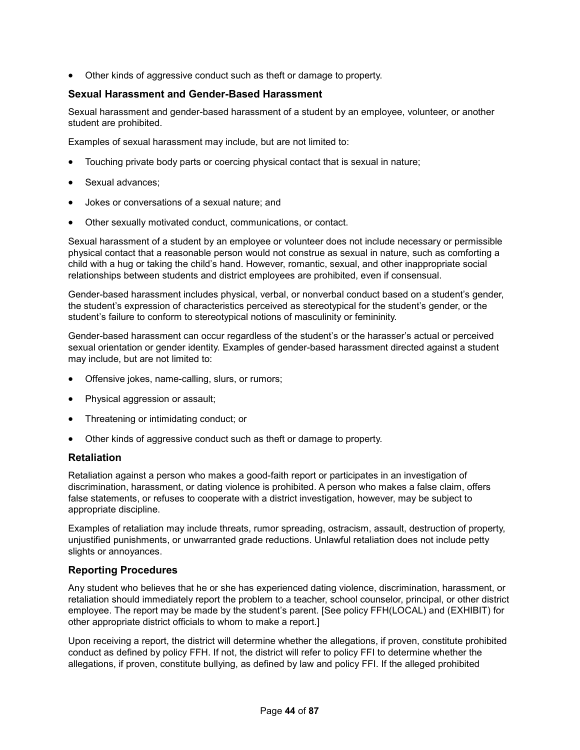- Other kinds of aggressive conduct such as theft or damage to property.

### Sexual Harassment and Gender-Based Harassment

Sexual harassment and gender-based harassment of a student by an employee, volunteer, or another student are prohibited.

Examples of sexual harassment may include, but are not limited to:

- Touching private body parts or coercing physical contact that is sexual in nature;
- Sexual advances;
- Jokes or conversations of a sexual nature; and
- Other sexually motivated conduct, communications, or contact.

Sexual harassment of a student by an employee or volunteer does not include necessary or permissible physical contact that a reasonable person would not construe as sexual in nature, such as comforting a child with a hug or taking the child's hand. However, romantic, sexual, and other inappropriate social relationships between students and district employees are prohibited, even if consensual.

Gender-based harassment includes physical, verbal, or nonverbal conduct based on a student's gender, the student's expression of characteristics perceived as stereotypical for the student's gender, or the student's failure to conform to stereotypical notions of masculinity or femininity.

Gender-based harassment can occur regardless of the student's or the harasser's actual or perceived sexual orientation or gender identity. Examples of gender-based harassment directed against a student may include, but are not limited to:

- Offensive jokes, name-calling, slurs, or rumors;
- Physical aggression or assault;
- Threatening or intimidating conduct; or
- Other kinds of aggressive conduct such as theft or damage to property.

### Retaliation

Retaliation against a person who makes a good-faith report or participates in an investigation of discrimination, harassment, or dating violence is prohibited. A person who makes a false claim, offers false statements, or refuses to cooperate with a district investigation, however, may be subject to appropriate discipline.

Examples of retaliation may include threats, rumor spreading, ostracism, assault, destruction of property, unjustified punishments, or unwarranted grade reductions. Unlawful retaliation does not include petty slights or annoyances.

### Reporting Procedures

Any student who believes that he or she has experienced dating violence, discrimination, harassment, or retaliation should immediately report the problem to a teacher, school counselor, principal, or other district employee. The report may be made by the student's parent. [See policy FFH(LOCAL) and (EXHIBIT) for other appropriate district officials to whom to make a report.]

Upon receiving a report, the district will determine whether the allegations, if proven, constitute prohibited conduct as defined by policy FFH. If not, the district will refer to policy FFI to determine whether the allegations, if proven, constitute bullying, as defined by law and policy FFI. If the alleged prohibited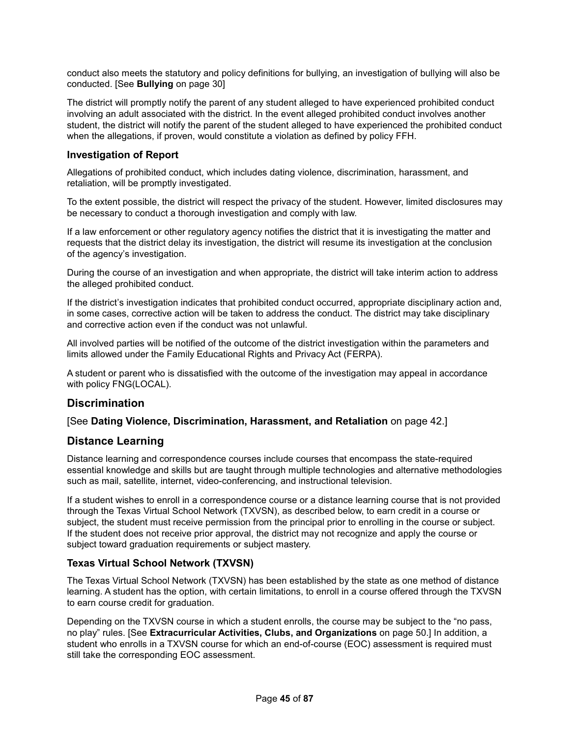conduct also meets the statutory and policy definitions for bullying, an investigation of bullying will also be conducted. [See **Bullying** on page 30]

The district will promptly notify the parent of any student alleged to have experienced prohibited conduct involving an adult associated with the district. In the event alleged prohibited conduct involves another student, the district will notify the parent of the student alleged to have experienced the prohibited conduct when the allegations, if proven, would constitute a violation as defined by policy FFH.

### Investigation of Report

Allegations of prohibited conduct, which includes dating violence, discrimination, harassment, and retaliation, will be promptly investigated.

To the extent possible, the district will respect the privacy of the student. However, limited disclosures may be necessary to conduct a thorough investigation and comply with law.

If a law enforcement or other regulatory agency notifies the district that it is investigating the matter and requests that the district delay its investigation, the district will resume its investigation at the conclusion of the agency's investigation.

During the course of an investigation and when appropriate, the district will take interim action to address the alleged prohibited conduct.

If the district's investigation indicates that prohibited conduct occurred, appropriate disciplinary action and, in some cases, corrective action will be taken to address the conduct. The district may take disciplinary and corrective action even if the conduct was not unlawful.

All involved parties will be notified of the outcome of the district investigation within the parameters and limits allowed under the Family Educational Rights and Privacy Act (FERPA).

A student or parent who is dissatisfied with the outcome of the investigation may appeal in accordance with policy FNG(LOCAL).

## Discrimination

[See **Dating Violence, Discrimination, Harassment, and Retaliation** on page 42.]

## Distance Learning

Distance learning and correspondence courses include courses that encompass the state-required essential knowledge and skills but are taught through multiple technologies and alternative methodologies such as mail, satellite, internet, video-conferencing, and instructional television.

If a student wishes to enroll in a correspondence course or a distance learning course that is not provided through the Texas Virtual School Network (TXVSN), as described below, to earn credit in a course or subject, the student must receive permission from the principal prior to enrolling in the course or subject. If the student does not receive prior approval, the district may not recognize and apply the course or subject toward graduation requirements or subject mastery.

### Texas Virtual School Network (TXVSN)

The Texas Virtual School Network (TXVSN) has been established by the state as one method of distance learning. A student has the option, with certain limitations, to enroll in a course offered through the TXVSN to earn course credit for graduation.

Depending on the TXVSN course in which a student enrolls, the course may be subject to the "no pass, no play" rules. [See **Extracurricular Activities, Clubs, and Organizations** on page 50.] In addition, a student who enrolls in a TXVSN course for which an end-of-course (EOC) assessment is required must still take the corresponding EOC assessment.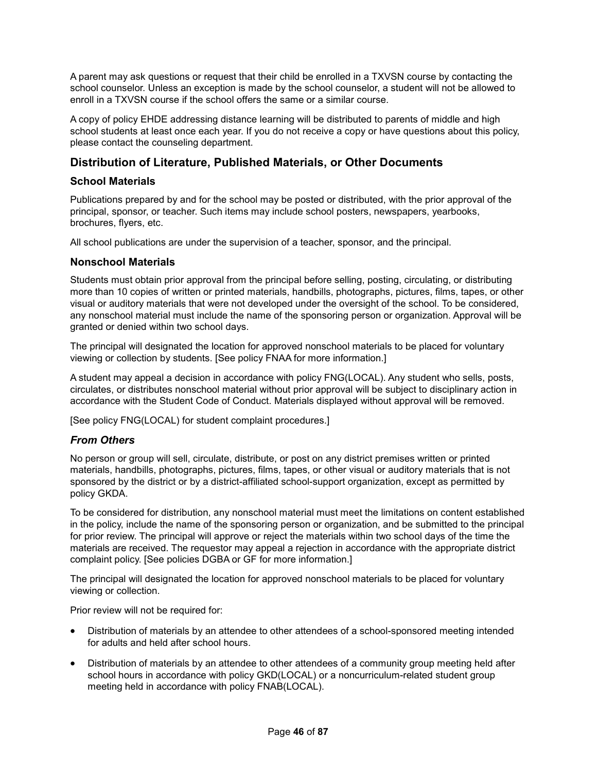A parent may ask questions or request that their child be enrolled in a TXVSN course by contacting the school counselor. Unless an exception is made by the school counselor, a student will not be allowed to enroll in a TXVSN course if the school offers the same or a similar course.

A copy of policy EHDE addressing distance learning will be distributed to parents of middle and high school students at least once each year. If you do not receive a copy or have questions about this policy, please contact the counseling department.

## Distribution of Literature, Published Materials, or Other Documents

### School Materials

Publications prepared by and for the school may be posted or distributed, with the prior approval of the principal, sponsor, or teacher. Such items may include school posters, newspapers, yearbooks, brochures, flyers, etc.

All school publications are under the supervision of a teacher, sponsor, and the principal.

### Nonschool Materials

Students must obtain prior approval from the principal before selling, posting, circulating, or distributing more than 10 copies of written or printed materials, handbills, photographs, pictures, films, tapes, or other visual or auditory materials that were not developed under the oversight of the school. To be considered, any nonschool material must include the name of the sponsoring person or organization. Approval will be granted or denied within two school days.

The principal will designated the location for approved nonschool materials to be placed for voluntary viewing or collection by students. [See policy FNAA for more information.]

A student may appeal a decision in accordance with policy FNG(LOCAL). Any student who sells, posts, circulates, or distributes nonschool material without prior approval will be subject to disciplinary action in accordance with the Student Code of Conduct. Materials displayed without approval will be removed.

[See policy FNG(LOCAL) for student complaint procedures.]

#### *From Others*

No person or group will sell, circulate, distribute, or post on any district premises written or printed materials, handbills, photographs, pictures, films, tapes, or other visual or auditory materials that is not sponsored by the district or by a district-affiliated school-support organization, except as permitted by policy GKDA.

To be considered for distribution, any nonschool material must meet the limitations on content established in the policy, include the name of the sponsoring person or organization, and be submitted to the principal for prior review. The principal will approve or reject the materials within two school days of the time the materials are received. The requestor may appeal a rejection in accordance with the appropriate district complaint policy. [See policies DGBA or GF for more information.]

The principal will designated the location for approved nonschool materials to be placed for voluntary viewing or collection.

Prior review will not be required for:

- Distribution of materials by an attendee to other attendees of a school-sponsored meeting intended for adults and held after school hours.
- Distribution of materials by an attendee to other attendees of a community group meeting held after school hours in accordance with policy GKD(LOCAL) or a noncurriculum-related student group meeting held in accordance with policy FNAB(LOCAL).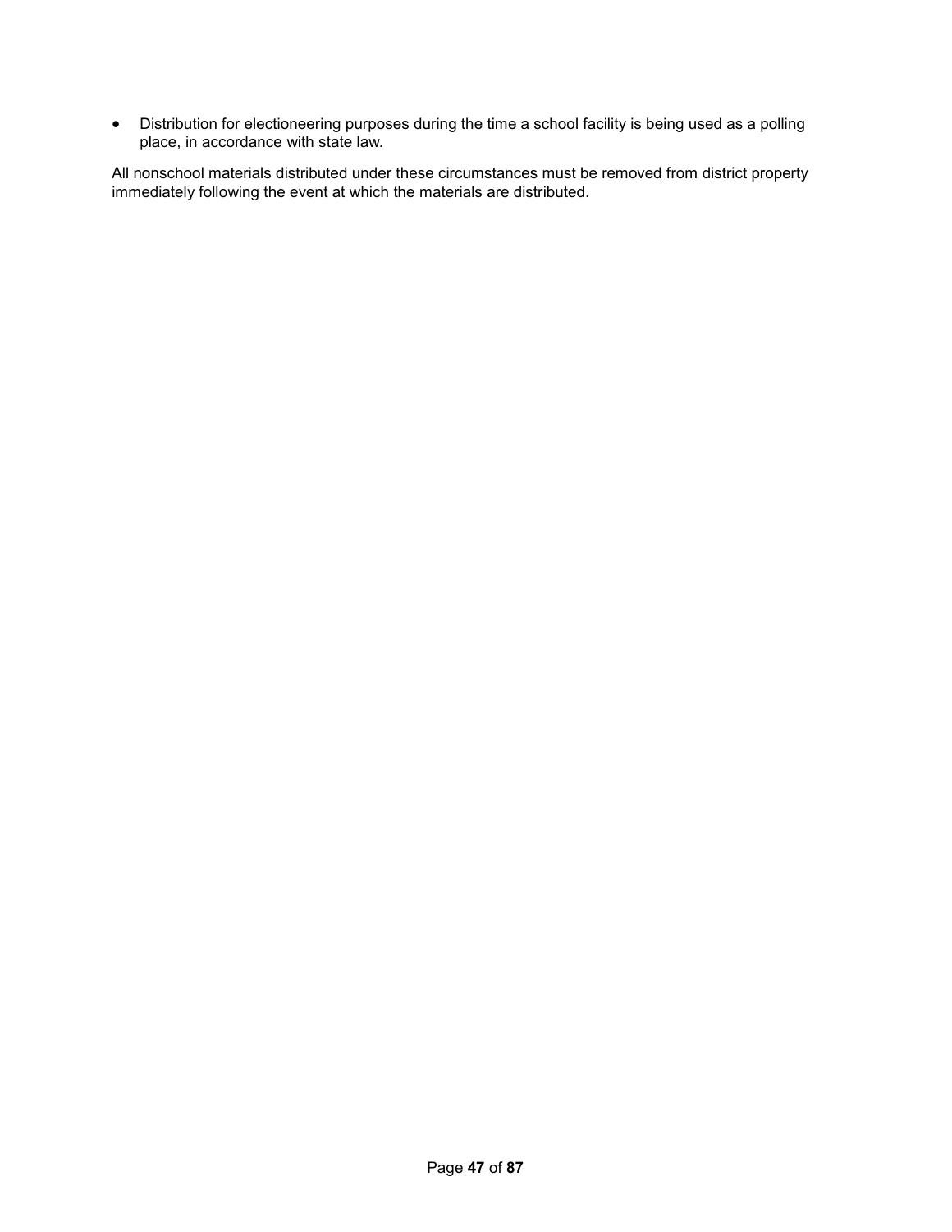- Distribution for electioneering purposes during the time a school facility is being used as a polling place, in accordance with state law.

All nonschool materials distributed under these circumstances must be removed from district property immediately following the event at which the materials are distributed.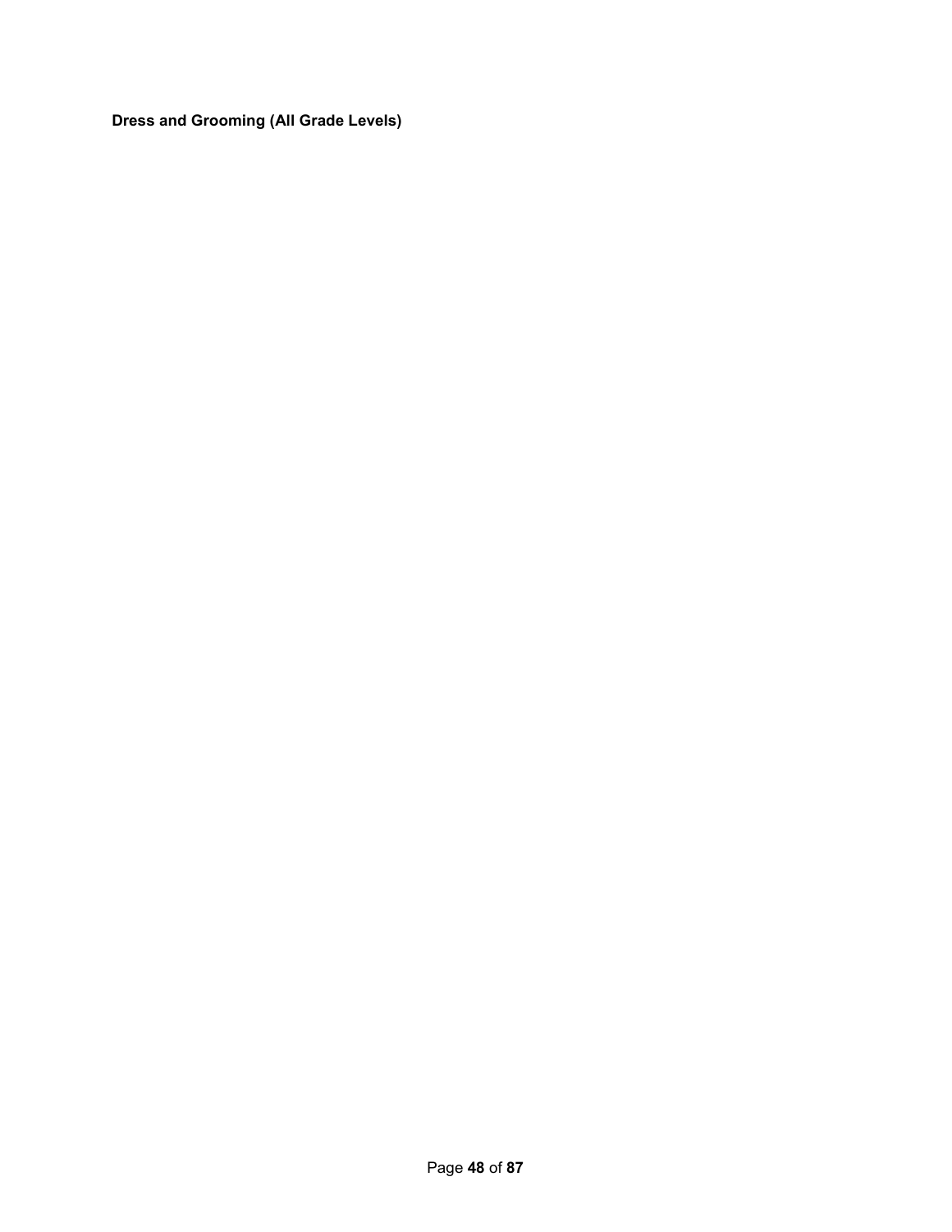**Dress and Grooming (All Grade Levels)**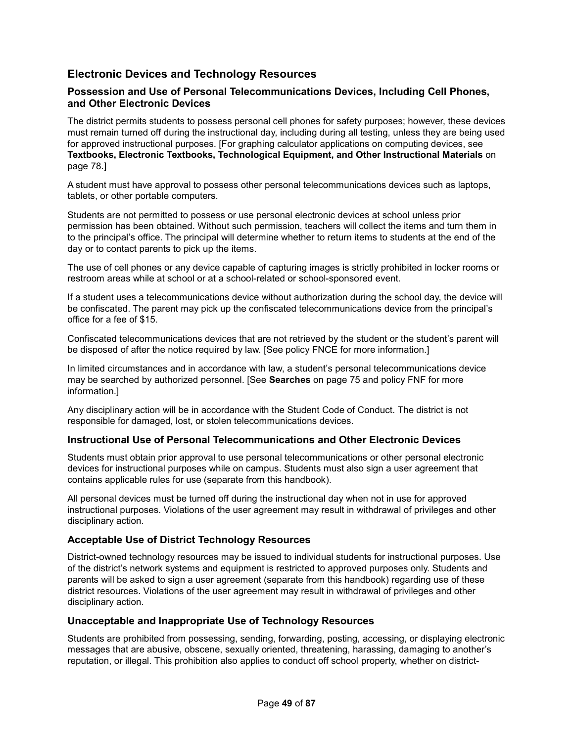## Electronic Devices and Technology Resources

### Possession and Use of Personal Telecommunications Devices, Including Cell Phones, and Other Electronic Devices

The district permits students to possess personal cell phones for safety purposes; however, these devices must remain turned off during the instructional day, including during all testing, unless they are being used for approved instructional purposes. [For graphing calculator applications on computing devices, see **Textbooks, Electronic Textbooks, Technological Equipment, and Other Instructional Materials** on page 78.]

A student must have approval to possess other personal telecommunications devices such as laptops, tablets, or other portable computers.

Students are not permitted to possess or use personal electronic devices at school unless prior permission has been obtained. Without such permission, teachers will collect the items and turn them in to the principal's office. The principal will determine whether to return items to students at the end of the day or to contact parents to pick up the items.

The use of cell phones or any device capable of capturing images is strictly prohibited in locker rooms or restroom areas while at school or at a school-related or school-sponsored event.

If a student uses a telecommunications device without authorization during the school day, the device will be confiscated. The parent may pick up the confiscated telecommunications device from the principal's office for a fee of $15.

Confiscated telecommunications devices that are not retrieved by the student or the student's parent will be disposed of after the notice required by law. [See policy FNCE for more information.]

In limited circumstances and in accordance with law, a student's personal telecommunications device may be searched by authorized personnel. [See **Searches** on page 75 and policy FNF for more information.]

Any disciplinary action will be in accordance with the Student Code of Conduct. The district is not responsible for damaged, lost, or stolen telecommunications devices.

### Instructional Use of Personal Telecommunications and Other Electronic Devices

Students must obtain prior approval to use personal telecommunications or other personal electronic devices for instructional purposes while on campus. Students must also sign a user agreement that contains applicable rules for use (separate from this handbook).

All personal devices must be turned off during the instructional day when not in use for approved instructional purposes. Violations of the user agreement may result in withdrawal of privileges and other disciplinary action.

### Acceptable Use of District Technology Resources

District-owned technology resources may be issued to individual students for instructional purposes. Use of the district's network systems and equipment is restricted to approved purposes only. Students and parents will be asked to sign a user agreement (separate from this handbook) regarding use of these district resources. Violations of the user agreement may result in withdrawal of privileges and other disciplinary action.

### Unacceptable and Inappropriate Use of Technology Resources

Students are prohibited from possessing, sending, forwarding, posting, accessing, or displaying electronic messages that are abusive, obscene, sexually oriented, threatening, harassing, damaging to another's reputation, or illegal. This prohibition also applies to conduct off school property, whether on district-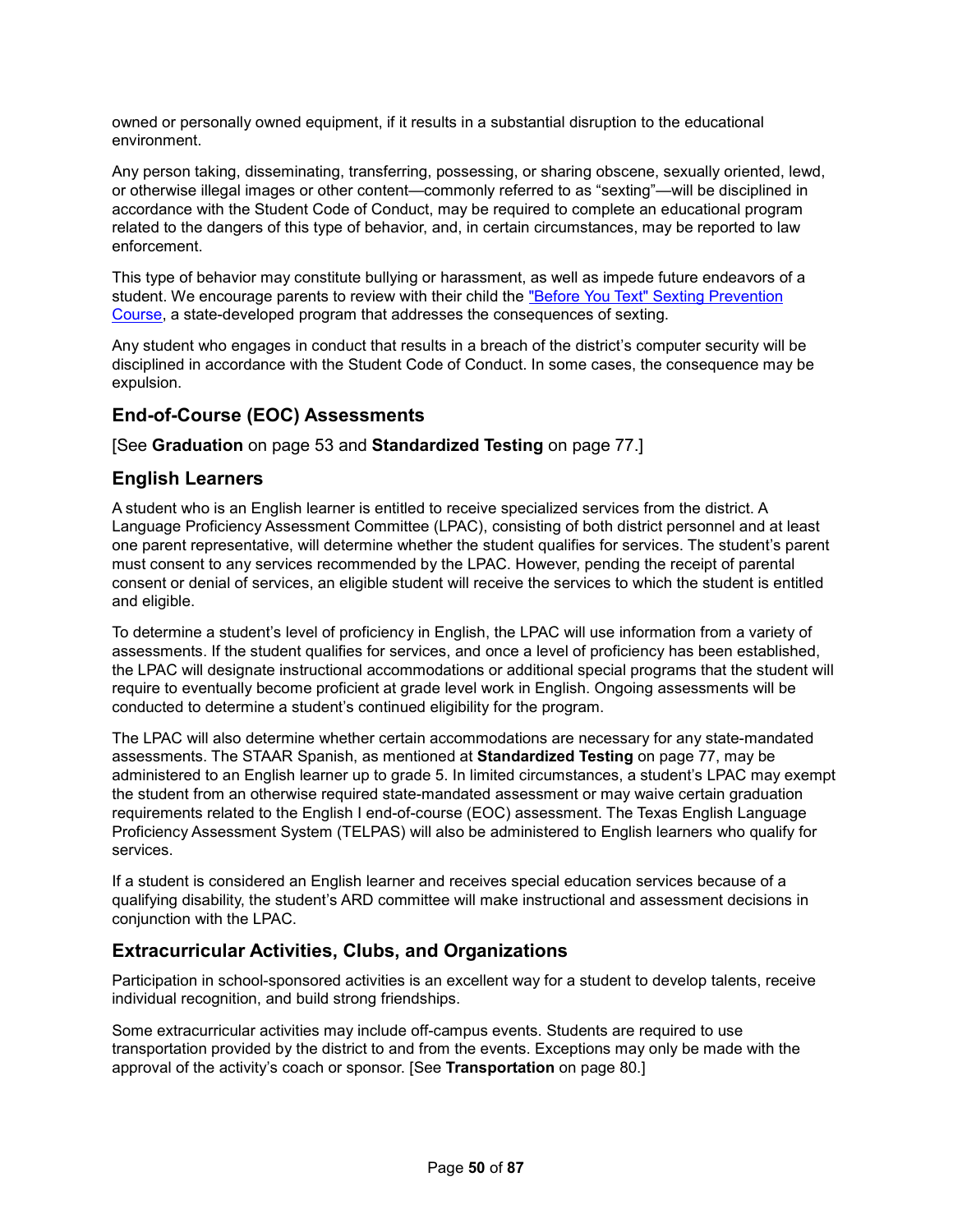owned or personally owned equipment, if it results in a substantial disruption to the educational environment.

Any person taking, disseminating, transferring, possessing, or sharing obscene, sexually oriented, lewd, or otherwise illegal images or other content—commonly referred to as "sexting"—will be disciplined in accordance with the Student Code of Conduct, may be required to complete an educational program related to the dangers of this type of behavior, and, in certain circumstances, may be reported to law enforcement.

This type of behavior may constitute bullying or harassment, as well as impede future endeavors of a student. We encourage parents to review with their child the "Before You Text" Sexting Prevention Course, a state-developed program that addresses the consequences of sexting.

Any student who engages in conduct that results in a breach of the district's computer security will be disciplined in accordance with the Student Code of Conduct. In some cases, the consequence may be expulsion.

## End-of-Course (EOC) Assessments

[See **Graduation** on page 53 and **Standardized Testing** on page 77.]

## English Learners

A student who is an English learner is entitled to receive specialized services from the district. A Language Proficiency Assessment Committee (LPAC), consisting of both district personnel and at least one parent representative, will determine whether the student qualifies for services. The student's parent must consent to any services recommended by the LPAC. However, pending the receipt of parental consent or denial of services, an eligible student will receive the services to which the student is entitled and eligible.

To determine a student's level of proficiency in English, the LPAC will use information from a variety of assessments. If the student qualifies for services, and once a level of proficiency has been established, the LPAC will designate instructional accommodations or additional special programs that the student will require to eventually become proficient at grade level work in English. Ongoing assessments will be conducted to determine a student's continued eligibility for the program.

The LPAC will also determine whether certain accommodations are necessary for any state-mandated assessments. The STAAR Spanish, as mentioned at **Standardized Testing** on page 77, may be administered to an English learner up to grade 5. In limited circumstances, a student's LPAC may exempt the student from an otherwise required state-mandated assessment or may waive certain graduation requirements related to the English I end-of-course (EOC) assessment. The Texas English Language Proficiency Assessment System (TELPAS) will also be administered to English learners who qualify for services.

If a student is considered an English learner and receives special education services because of a qualifying disability, the student's ARD committee will make instructional and assessment decisions in conjunction with the LPAC.

## Extracurricular Activities, Clubs, and Organizations

Participation in school-sponsored activities is an excellent way for a student to develop talents, receive individual recognition, and build strong friendships.

Some extracurricular activities may include off-campus events. Students are required to use transportation provided by the district to and from the events. Exceptions may only be made with the approval of the activity's coach or sponsor. [See **Transportation** on page 80.]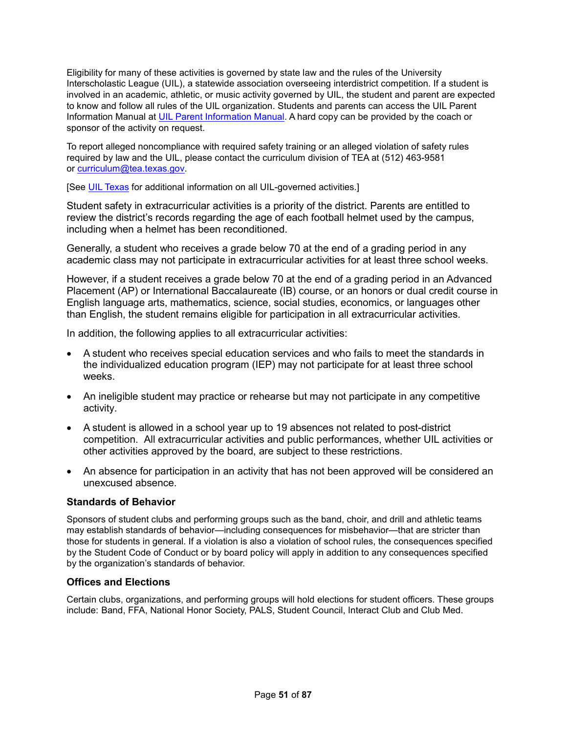Eligibility for many of these activities is governed by state law and the rules of the University Interscholastic League (UIL), a statewide association overseeing interdistrict competition. If a student is involved in an academic, athletic, or music activity governed by UIL, the student and parent are expected to know and follow all rules of the UIL organization. Students and parents can access the UIL Parent Information Manual at UIL Parent Information Manual. A hard copy can be provided by the coach or sponsor of the activity on request.

To report alleged noncompliance with required safety training or an alleged violation of safety rules required by law and the UIL, please contact the curriculum division of TEA at (512) 463-9581 or curriculum@tea.texas.gov.

[See UIL Texas for additional information on all UIL-governed activities.]

Student safety in extracurricular activities is a priority of the district. Parents are entitled to review the district's records regarding the age of each football helmet used by the campus, including when a helmet has been reconditioned.

Generally, a student who receives a grade below 70 at the end of a grading period in any academic class may not participate in extracurricular activities for at least three school weeks.

However, if a student receives a grade below 70 at the end of a grading period in an Advanced Placement (AP) or International Baccalaureate (IB) course, or an honors or dual credit course in English language arts, mathematics, science, social studies, economics, or languages other than English, the student remains eligible for participation in all extracurricular activities.

In addition, the following applies to all extracurricular activities:

- A student who receives special education services and who fails to meet the standards in the individualized education program (IEP) may not participate for at least three school weeks.
- An ineligible student may practice or rehearse but may not participate in any competitive activity.
- A student is allowed in a school year up to 19 absences not related to post-district competition. All extracurricular activities and public performances, whether UIL activities or other activities approved by the board, are subject to these restrictions.
- An absence for participation in an activity that has not been approved will be considered an unexcused absence.

### Standards of Behavior

Sponsors of student clubs and performing groups such as the band, choir, and drill and athletic teams may establish standards of behavior—including consequences for misbehavior—that are stricter than those for students in general. If a violation is also a violation of school rules, the consequences specified by the Student Code of Conduct or by board policy will apply in addition to any consequences specified by the organization's standards of behavior.

### Offices and Elections

Certain clubs, organizations, and performing groups will hold elections for student officers. These groups include: Band, FFA, National Honor Society, PALS, Student Council, Interact Club and Club Med.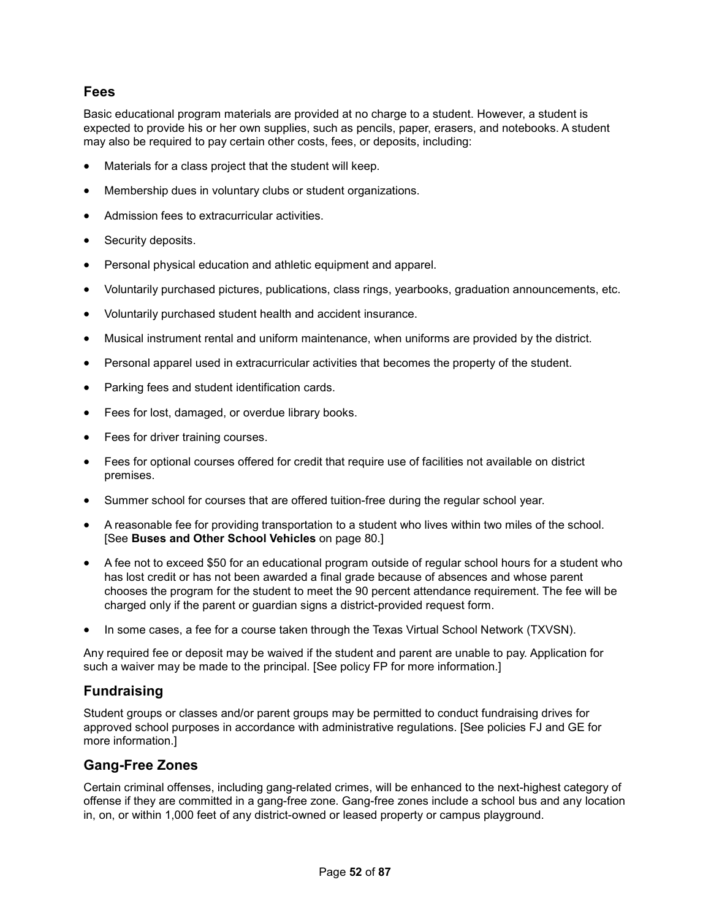## Fees

Basic educational program materials are provided at no charge to a student. However, a student is expected to provide his or her own supplies, such as pencils, paper, erasers, and notebooks. A student may also be required to pay certain other costs, fees, or deposits, including:

- Materials for a class project that the student will keep.
- Membership dues in voluntary clubs or student organizations.
- Admission fees to extracurricular activities.
- Security deposits.
- Personal physical education and athletic equipment and apparel.
- Voluntarily purchased pictures, publications, class rings, yearbooks, graduation announcements, etc.
- Voluntarily purchased student health and accident insurance.
- Musical instrument rental and uniform maintenance, when uniforms are provided by the district.
- Personal apparel used in extracurricular activities that becomes the property of the student.
- Parking fees and student identification cards.
- Fees for lost, damaged, or overdue library books.
- Fees for driver training courses.
- Fees for optional courses offered for credit that require use of facilities not available on district premises.
- Summer school for courses that are offered tuition-free during the regular school year.
- A reasonable fee for providing transportation to a student who lives within two miles of the school. [See **Buses and Other School Vehicles** on page 80.]
- A fee not to exceed $50 for an educational program outside of regular school hours for a student who has lost credit or has not been awarded a final grade because of absences and whose parent chooses the program for the student to meet the 90 percent attendance requirement. The fee will be charged only if the parent or guardian signs a district-provided request form.
- In some cases, a fee for a course taken through the Texas Virtual School Network (TXVSN).

Any required fee or deposit may be waived if the student and parent are unable to pay. Application for such a waiver may be made to the principal. [See policy FP for more information.]

## Fundraising

Student groups or classes and/or parent groups may be permitted to conduct fundraising drives for approved school purposes in accordance with administrative regulations. [See policies FJ and GE for more information.]

## Gang-Free Zones

Certain criminal offenses, including gang-related crimes, will be enhanced to the next-highest category of offense if they are committed in a gang-free zone. Gang-free zones include a school bus and any location in, on, or within 1,000 feet of any district-owned or leased property or campus playground.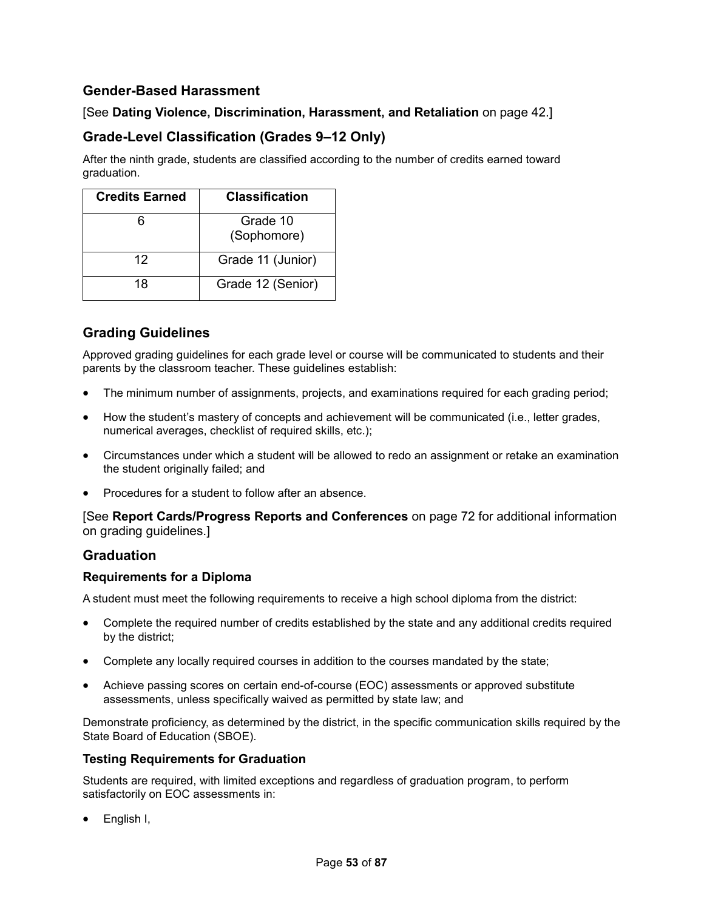## Gender-Based Harassment

[See **Dating Violence, Discrimination, Harassment, and Retaliation** on page 42.]

## Grade-Level Classification (Grades 9–12 Only)

After the ninth grade, students are classified according to the number of credits earned toward graduation.

| Credits Earned | Classification |
|---|---|
| 6 | Grade 10 (Sophomore) |
| 12 | Grade 11 (Junior) |
| 18 | Grade 12 (Senior) |

## Grading Guidelines

Approved grading guidelines for each grade level or course will be communicated to students and their parents by the classroom teacher. These guidelines establish:

- The minimum number of assignments, projects, and examinations required for each grading period;
- How the student's mastery of concepts and achievement will be communicated (i.e., letter grades, numerical averages, checklist of required skills, etc.);
- Circumstances under which a student will be allowed to redo an assignment or retake an examination the student originally failed; and
- Procedures for a student to follow after an absence.

[See **Report Cards/Progress Reports and Conferences** on page 72 for additional information on grading guidelines.]

## Graduation

### Requirements for a Diploma

A student must meet the following requirements to receive a high school diploma from the district:

- Complete the required number of credits established by the state and any additional credits required by the district;
- Complete any locally required courses in addition to the courses mandated by the state;
- Achieve passing scores on certain end-of-course (EOC) assessments or approved substitute assessments, unless specifically waived as permitted by state law; and

Demonstrate proficiency, as determined by the district, in the specific communication skills required by the State Board of Education (SBOE).

### Testing Requirements for Graduation

Students are required, with limited exceptions and regardless of graduation program, to perform satisfactorily on EOC assessments in:

- English I,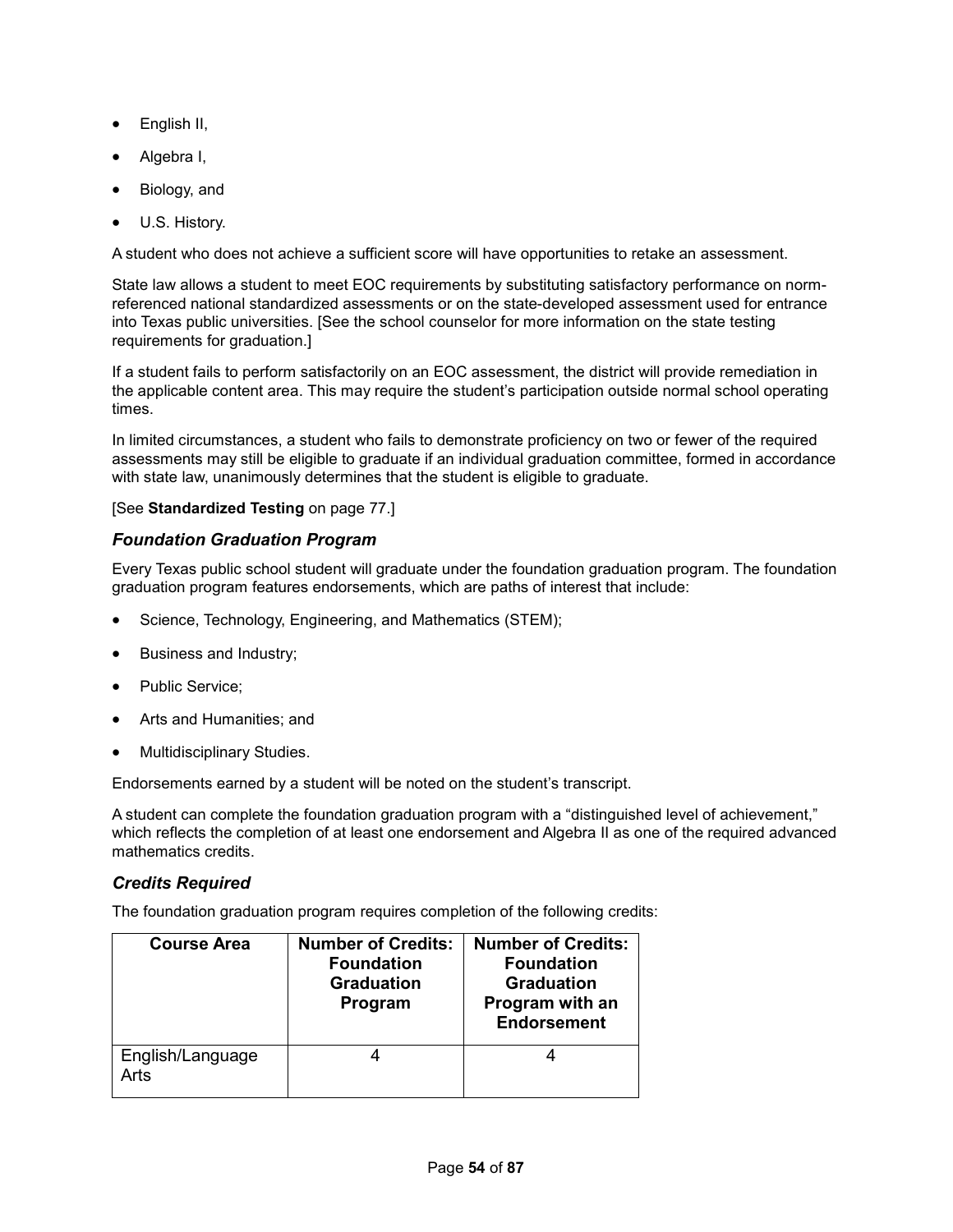- English II,
- Algebra I,
- Biology, and
- U.S. History.

A student who does not achieve a sufficient score will have opportunities to retake an assessment.

State law allows a student to meet EOC requirements by substituting satisfactory performance on norm-referenced national standardized assessments or on the state-developed assessment used for entrance into Texas public universities. [See the school counselor for more information on the state testing requirements for graduation.]

If a student fails to perform satisfactorily on an EOC assessment, the district will provide remediation in the applicable content area. This may require the student's participation outside normal school operating times.

In limited circumstances, a student who fails to demonstrate proficiency on two or fewer of the required assessments may still be eligible to graduate if an individual graduation committee, formed in accordance with state law, unanimously determines that the student is eligible to graduate.

[See **Standardized Testing** on page 77.]

### *Foundation Graduation Program*

Every Texas public school student will graduate under the foundation graduation program. The foundation graduation program features endorsements, which are paths of interest that include:

- Science, Technology, Engineering, and Mathematics (STEM);
- Business and Industry;
- Public Service;
- Arts and Humanities; and
- Multidisciplinary Studies.

Endorsements earned by a student will be noted on the student's transcript.

A student can complete the foundation graduation program with a "distinguished level of achievement," which reflects the completion of at least one endorsement and Algebra II as one of the required advanced mathematics credits.

### *Credits Required*

The foundation graduation program requires completion of the following credits:

| Course Area | Number of Credits: Foundation Graduation Program | Number of Credits: Foundation Graduation Program with an Endorsement |
|---|---|---|
| English/Language Arts | 4 | 4 |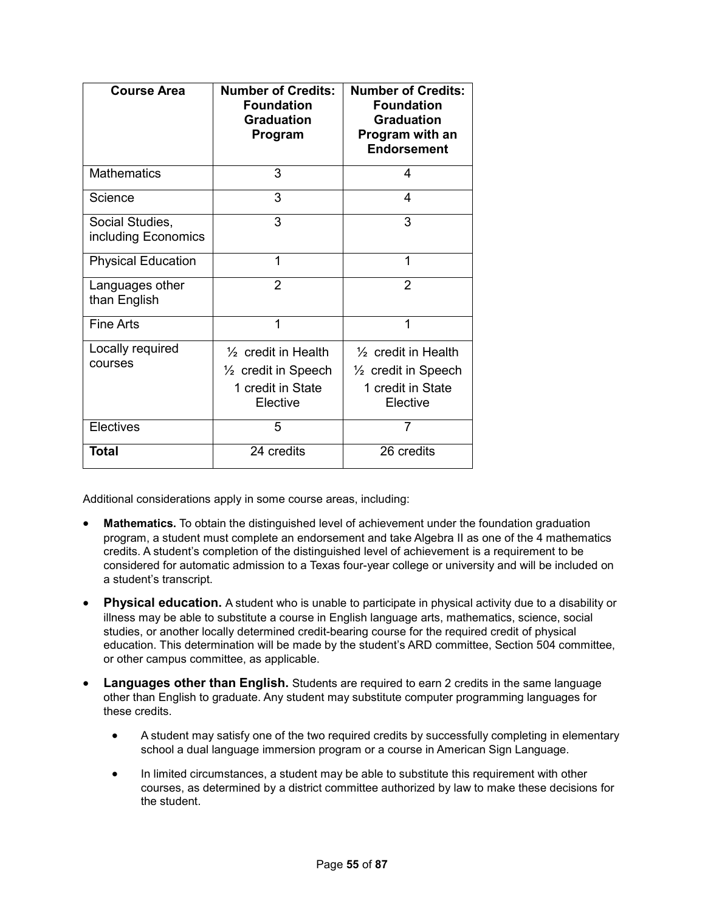| Course Area | Number of Credits: Foundation Graduation Program | Number of Credits: Foundation Graduation Program with an Endorsement |
|---|---|---|
| Mathematics | 3 | 4 |
| Science | 3 | 4 |
| Social Studies, including Economics | 3 | 3 |
| Physical Education | 1 | 1 |
| Languages other than English | 2 | 2 |
| Fine Arts | 1 | 1 |
| Locally required courses | ½ credit in Health<br>½ credit in Speech<br>1 credit in State Elective | ½ credit in Health<br>½ credit in Speech<br>1 credit in State Elective |
| Electives | 5 | 7 |
| **Total** | 24 credits | 26 credits |

Additional considerations apply in some course areas, including:

- **Mathematics.** To obtain the distinguished level of achievement under the foundation graduation program, a student must complete an endorsement and take Algebra II as one of the 4 mathematics credits. A student's completion of the distinguished level of achievement is a requirement to be considered for automatic admission to a Texas four-year college or university and will be included on a student's transcript.
- **Physical education.** A student who is unable to participate in physical activity due to a disability or illness may be able to substitute a course in English language arts, mathematics, science, social studies, or another locally determined credit-bearing course for the required credit of physical education. This determination will be made by the student's ARD committee, Section 504 committee, or other campus committee, as applicable.
- **Languages other than English.** Students are required to earn 2 credits in the same language other than English to graduate. Any student may substitute computer programming languages for these credits.
  - A student may satisfy one of the two required credits by successfully completing in elementary school a dual language immersion program or a course in American Sign Language.
  - In limited circumstances, a student may be able to substitute this requirement with other courses, as determined by a district committee authorized by law to make these decisions for the student.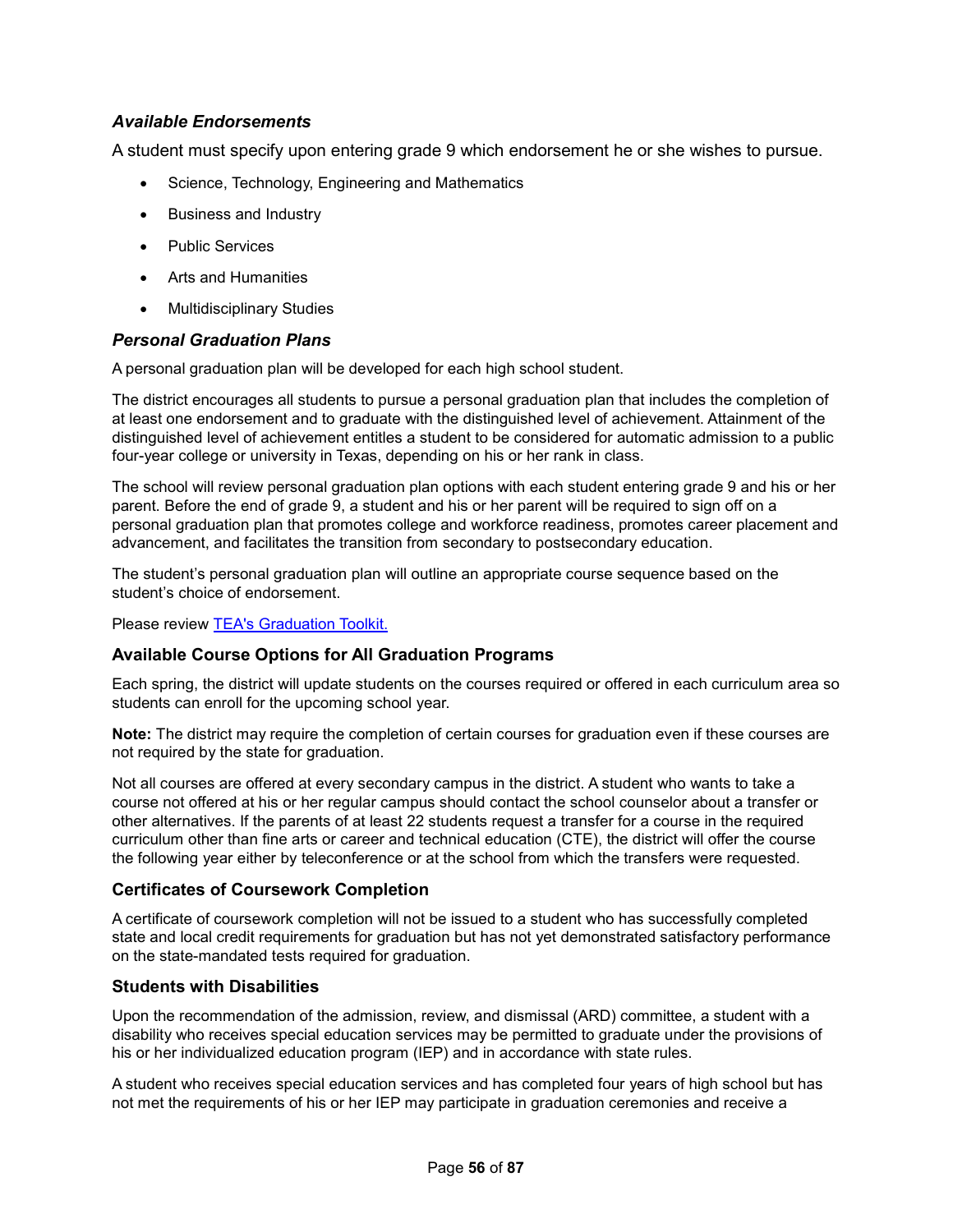### *Available Endorsements*

A student must specify upon entering grade 9 which endorsement he or she wishes to pursue.

- Science, Technology, Engineering and Mathematics
- Business and Industry
- Public Services
- Arts and Humanities
- Multidisciplinary Studies

### *Personal Graduation Plans*

A personal graduation plan will be developed for each high school student.

The district encourages all students to pursue a personal graduation plan that includes the completion of at least one endorsement and to graduate with the distinguished level of achievement. Attainment of the distinguished level of achievement entitles a student to be considered for automatic admission to a public four-year college or university in Texas, depending on his or her rank in class.

The school will review personal graduation plan options with each student entering grade 9 and his or her parent. Before the end of grade 9, a student and his or her parent will be required to sign off on a personal graduation plan that promotes college and workforce readiness, promotes career placement and advancement, and facilitates the transition from secondary to postsecondary education.

The student's personal graduation plan will outline an appropriate course sequence based on the student's choice of endorsement.

Please review TEA's Graduation Toolkit.

## Available Course Options for All Graduation Programs

Each spring, the district will update students on the courses required or offered in each curriculum area so students can enroll for the upcoming school year.

**Note:** The district may require the completion of certain courses for graduation even if these courses are not required by the state for graduation.

Not all courses are offered at every secondary campus in the district. A student who wants to take a course not offered at his or her regular campus should contact the school counselor about a transfer or other alternatives. If the parents of at least 22 students request a transfer for a course in the required curriculum other than fine arts or career and technical education (CTE), the district will offer the course the following year either by teleconference or at the school from which the transfers were requested.

## Certificates of Coursework Completion

A certificate of coursework completion will not be issued to a student who has successfully completed state and local credit requirements for graduation but has not yet demonstrated satisfactory performance on the state-mandated tests required for graduation.

## Students with Disabilities

Upon the recommendation of the admission, review, and dismissal (ARD) committee, a student with a disability who receives special education services may be permitted to graduate under the provisions of his or her individualized education program (IEP) and in accordance with state rules.

A student who receives special education services and has completed four years of high school but has not met the requirements of his or her IEP may participate in graduation ceremonies and receive a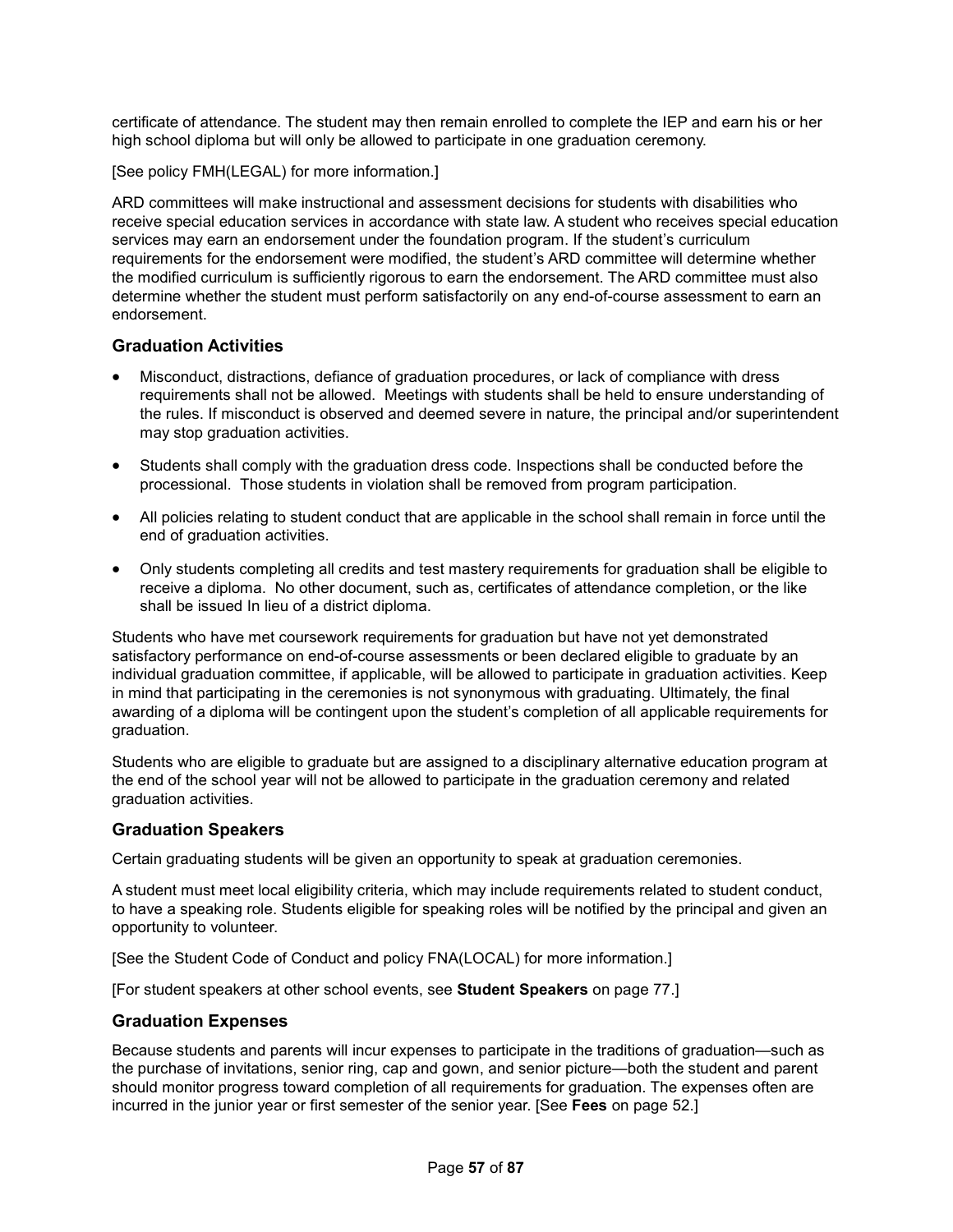certificate of attendance. The student may then remain enrolled to complete the IEP and earn his or her high school diploma but will only be allowed to participate in one graduation ceremony.

[See policy FMH(LEGAL) for more information.]

ARD committees will make instructional and assessment decisions for students with disabilities who receive special education services in accordance with state law. A student who receives special education services may earn an endorsement under the foundation program. If the student's curriculum requirements for the endorsement were modified, the student's ARD committee will determine whether the modified curriculum is sufficiently rigorous to earn the endorsement. The ARD committee must also determine whether the student must perform satisfactorily on any end-of-course assessment to earn an endorsement.

### Graduation Activities

- Misconduct, distractions, defiance of graduation procedures, or lack of compliance with dress requirements shall not be allowed. Meetings with students shall be held to ensure understanding of the rules. If misconduct is observed and deemed severe in nature, the principal and/or superintendent may stop graduation activities.
- Students shall comply with the graduation dress code. Inspections shall be conducted before the processional. Those students in violation shall be removed from program participation.
- All policies relating to student conduct that are applicable in the school shall remain in force until the end of graduation activities.
- Only students completing all credits and test mastery requirements for graduation shall be eligible to receive a diploma. No other document, such as, certificates of attendance completion, or the like shall be issued In lieu of a district diploma.

Students who have met coursework requirements for graduation but have not yet demonstrated satisfactory performance on end-of-course assessments or been declared eligible to graduate by an individual graduation committee, if applicable, will be allowed to participate in graduation activities. Keep in mind that participating in the ceremonies is not synonymous with graduating. Ultimately, the final awarding of a diploma will be contingent upon the student's completion of all applicable requirements for graduation.

Students who are eligible to graduate but are assigned to a disciplinary alternative education program at the end of the school year will not be allowed to participate in the graduation ceremony and related graduation activities.

### Graduation Speakers

Certain graduating students will be given an opportunity to speak at graduation ceremonies.

A student must meet local eligibility criteria, which may include requirements related to student conduct, to have a speaking role. Students eligible for speaking roles will be notified by the principal and given an opportunity to volunteer.

[See the Student Code of Conduct and policy FNA(LOCAL) for more information.]

[For student speakers at other school events, see **Student Speakers** on page 77.]

### Graduation Expenses

Because students and parents will incur expenses to participate in the traditions of graduation—such as the purchase of invitations, senior ring, cap and gown, and senior picture—both the student and parent should monitor progress toward completion of all requirements for graduation. The expenses often are incurred in the junior year or first semester of the senior year. [See **Fees** on page 52.]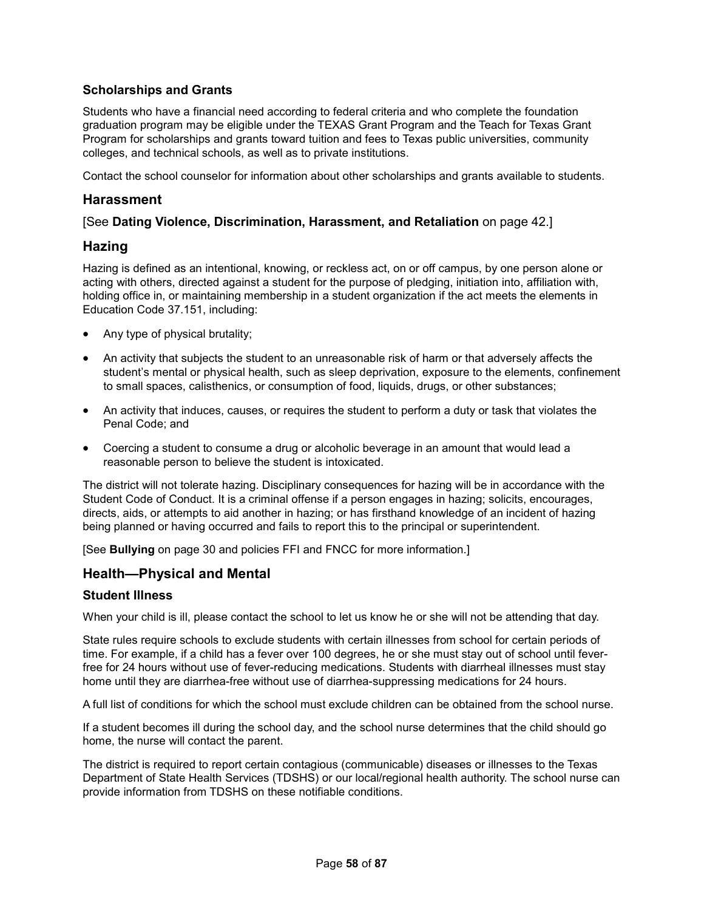### Scholarships and Grants

Students who have a financial need according to federal criteria and who complete the foundation graduation program may be eligible under the TEXAS Grant Program and the Teach for Texas Grant Program for scholarships and grants toward tuition and fees to Texas public universities, community colleges, and technical schools, as well as to private institutions.

Contact the school counselor for information about other scholarships and grants available to students.

## Harassment

[See **Dating Violence, Discrimination, Harassment, and Retaliation** on page 42.]

## Hazing

Hazing is defined as an intentional, knowing, or reckless act, on or off campus, by one person alone or acting with others, directed against a student for the purpose of pledging, initiation into, affiliation with, holding office in, or maintaining membership in a student organization if the act meets the elements in Education Code 37.151, including:

- Any type of physical brutality;
- An activity that subjects the student to an unreasonable risk of harm or that adversely affects the student's mental or physical health, such as sleep deprivation, exposure to the elements, confinement to small spaces, calisthenics, or consumption of food, liquids, drugs, or other substances;
- An activity that induces, causes, or requires the student to perform a duty or task that violates the Penal Code; and
- Coercing a student to consume a drug or alcoholic beverage in an amount that would lead a reasonable person to believe the student is intoxicated.

The district will not tolerate hazing. Disciplinary consequences for hazing will be in accordance with the Student Code of Conduct. It is a criminal offense if a person engages in hazing; solicits, encourages, directs, aids, or attempts to aid another in hazing; or has firsthand knowledge of an incident of hazing being planned or having occurred and fails to report this to the principal or superintendent.

[See **Bullying** on page 30 and policies FFI and FNCC for more information.]

## Health—Physical and Mental

### Student Illness

When your child is ill, please contact the school to let us know he or she will not be attending that day.

State rules require schools to exclude students with certain illnesses from school for certain periods of time. For example, if a child has a fever over 100 degrees, he or she must stay out of school until fever-free for 24 hours without use of fever-reducing medications. Students with diarrheal illnesses must stay home until they are diarrhea-free without use of diarrhea-suppressing medications for 24 hours.

A full list of conditions for which the school must exclude children can be obtained from the school nurse.

If a student becomes ill during the school day, and the school nurse determines that the child should go home, the nurse will contact the parent.

The district is required to report certain contagious (communicable) diseases or illnesses to the Texas Department of State Health Services (TDSHS) or our local/regional health authority. The school nurse can provide information from TDSHS on these notifiable conditions.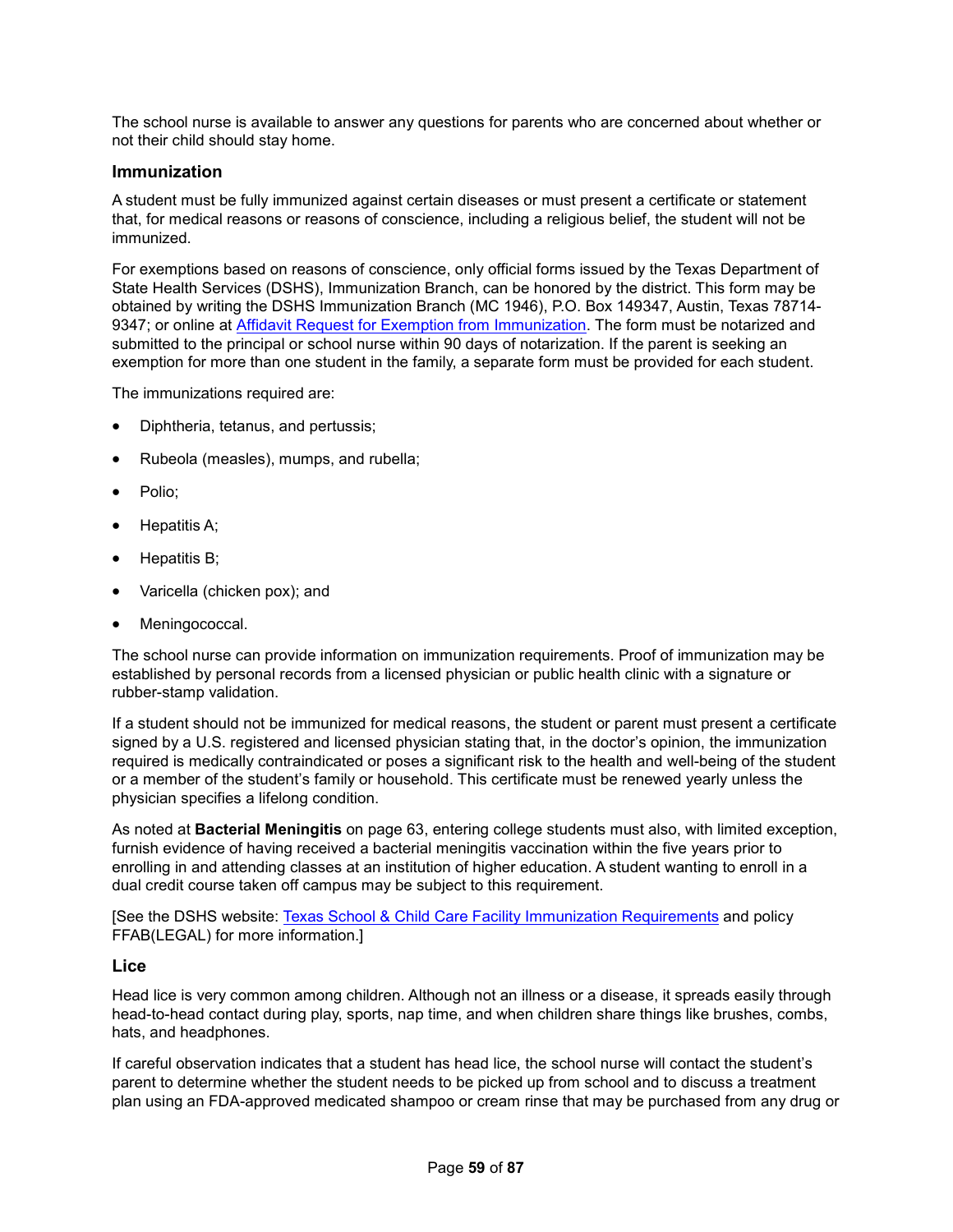The school nurse is available to answer any questions for parents who are concerned about whether or not their child should stay home.

### Immunization

A student must be fully immunized against certain diseases or must present a certificate or statement that, for medical reasons or reasons of conscience, including a religious belief, the student will not be immunized.

For exemptions based on reasons of conscience, only official forms issued by the Texas Department of State Health Services (DSHS), Immunization Branch, can be honored by the district. This form may be obtained by writing the DSHS Immunization Branch (MC 1946), P.O. Box 149347, Austin, Texas 78714-9347; or online at Affidavit Request for Exemption from Immunization. The form must be notarized and submitted to the principal or school nurse within 90 days of notarization. If the parent is seeking an exemption for more than one student in the family, a separate form must be provided for each student.

The immunizations required are:

- Diphtheria, tetanus, and pertussis;
- Rubeola (measles), mumps, and rubella;
- Polio;
- Hepatitis A;
- Hepatitis B;
- Varicella (chicken pox); and
- Meningococcal.

The school nurse can provide information on immunization requirements. Proof of immunization may be established by personal records from a licensed physician or public health clinic with a signature or rubber-stamp validation.

If a student should not be immunized for medical reasons, the student or parent must present a certificate signed by a U.S. registered and licensed physician stating that, in the doctor's opinion, the immunization required is medically contraindicated or poses a significant risk to the health and well-being of the student or a member of the student's family or household. This certificate must be renewed yearly unless the physician specifies a lifelong condition.

As noted at **Bacterial Meningitis** on page 63, entering college students must also, with limited exception, furnish evidence of having received a bacterial meningitis vaccination within the five years prior to enrolling in and attending classes at an institution of higher education. A student wanting to enroll in a dual credit course taken off campus may be subject to this requirement.

[See the DSHS website: Texas School & Child Care Facility Immunization Requirements and policy FFAB(LEGAL) for more information.]

### Lice

Head lice is very common among children. Although not an illness or a disease, it spreads easily through head-to-head contact during play, sports, nap time, and when children share things like brushes, combs, hats, and headphones.

If careful observation indicates that a student has head lice, the school nurse will contact the student's parent to determine whether the student needs to be picked up from school and to discuss a treatment plan using an FDA-approved medicated shampoo or cream rinse that may be purchased from any drug or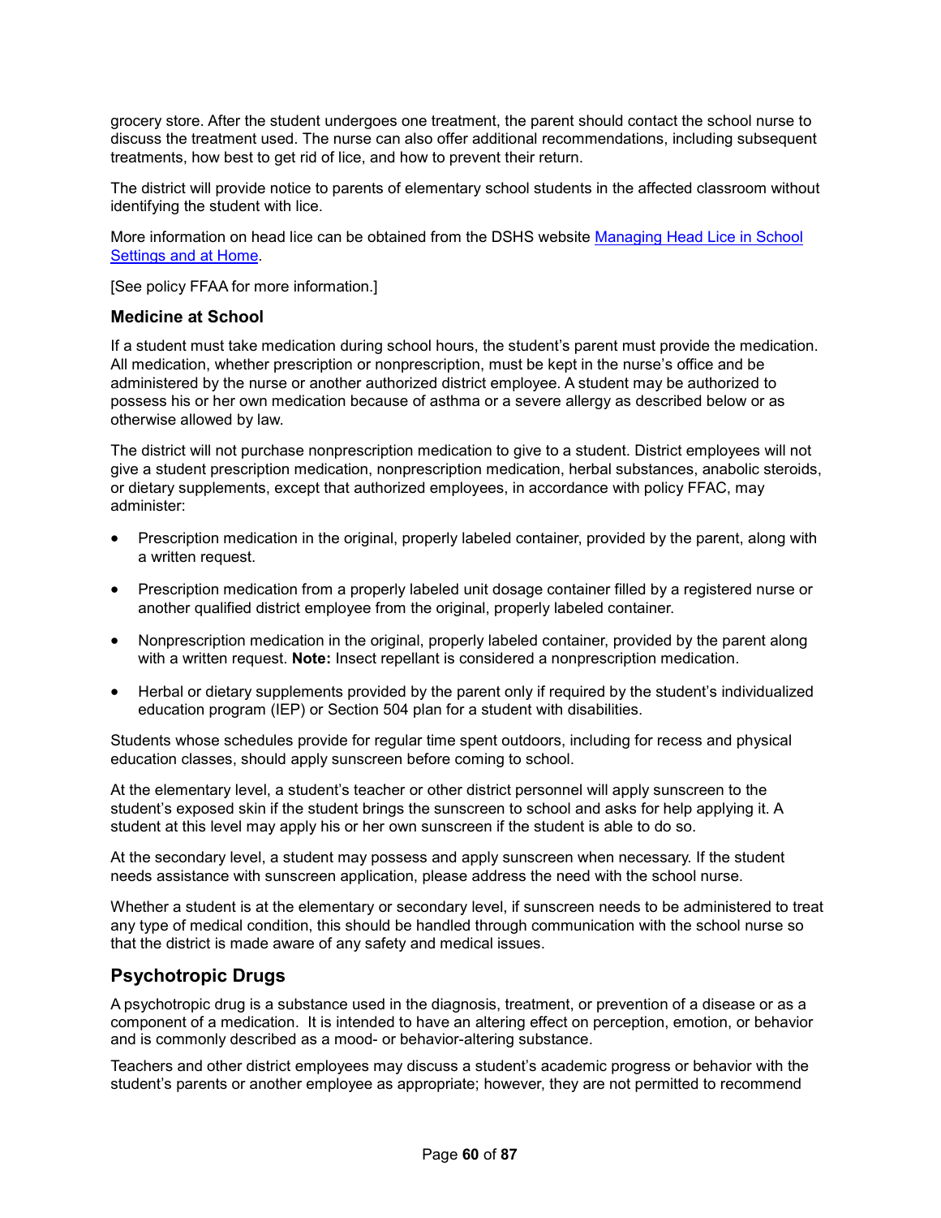grocery store. After the student undergoes one treatment, the parent should contact the school nurse to discuss the treatment used. The nurse can also offer additional recommendations, including subsequent treatments, how best to get rid of lice, and how to prevent their return.

The district will provide notice to parents of elementary school students in the affected classroom without identifying the student with lice.

More information on head lice can be obtained from the DSHS website [Managing Head Lice in School Settings and at Home](#).

[See policy FFAA for more information.]

### Medicine at School

If a student must take medication during school hours, the student's parent must provide the medication. All medication, whether prescription or nonprescription, must be kept in the nurse's office and be administered by the nurse or another authorized district employee. A student may be authorized to possess his or her own medication because of asthma or a severe allergy as described below or as otherwise allowed by law.

The district will not purchase nonprescription medication to give to a student. District employees will not give a student prescription medication, nonprescription medication, herbal substances, anabolic steroids, or dietary supplements, except that authorized employees, in accordance with policy FFAC, may administer:

- Prescription medication in the original, properly labeled container, provided by the parent, along with a written request.
- Prescription medication from a properly labeled unit dosage container filled by a registered nurse or another qualified district employee from the original, properly labeled container.
- Nonprescription medication in the original, properly labeled container, provided by the parent along with a written request. **Note:** Insect repellant is considered a nonprescription medication.
- Herbal or dietary supplements provided by the parent only if required by the student's individualized education program (IEP) or Section 504 plan for a student with disabilities.

Students whose schedules provide for regular time spent outdoors, including for recess and physical education classes, should apply sunscreen before coming to school.

At the elementary level, a student's teacher or other district personnel will apply sunscreen to the student's exposed skin if the student brings the sunscreen to school and asks for help applying it. A student at this level may apply his or her own sunscreen if the student is able to do so.

At the secondary level, a student may possess and apply sunscreen when necessary. If the student needs assistance with sunscreen application, please address the need with the school nurse.

Whether a student is at the elementary or secondary level, if sunscreen needs to be administered to treat any type of medical condition, this should be handled through communication with the school nurse so that the district is made aware of any safety and medical issues.

## Psychotropic Drugs

A psychotropic drug is a substance used in the diagnosis, treatment, or prevention of a disease or as a component of a medication. It is intended to have an altering effect on perception, emotion, or behavior and is commonly described as a mood- or behavior-altering substance.

Teachers and other district employees may discuss a student's academic progress or behavior with the student's parents or another employee as appropriate; however, they are not permitted to recommend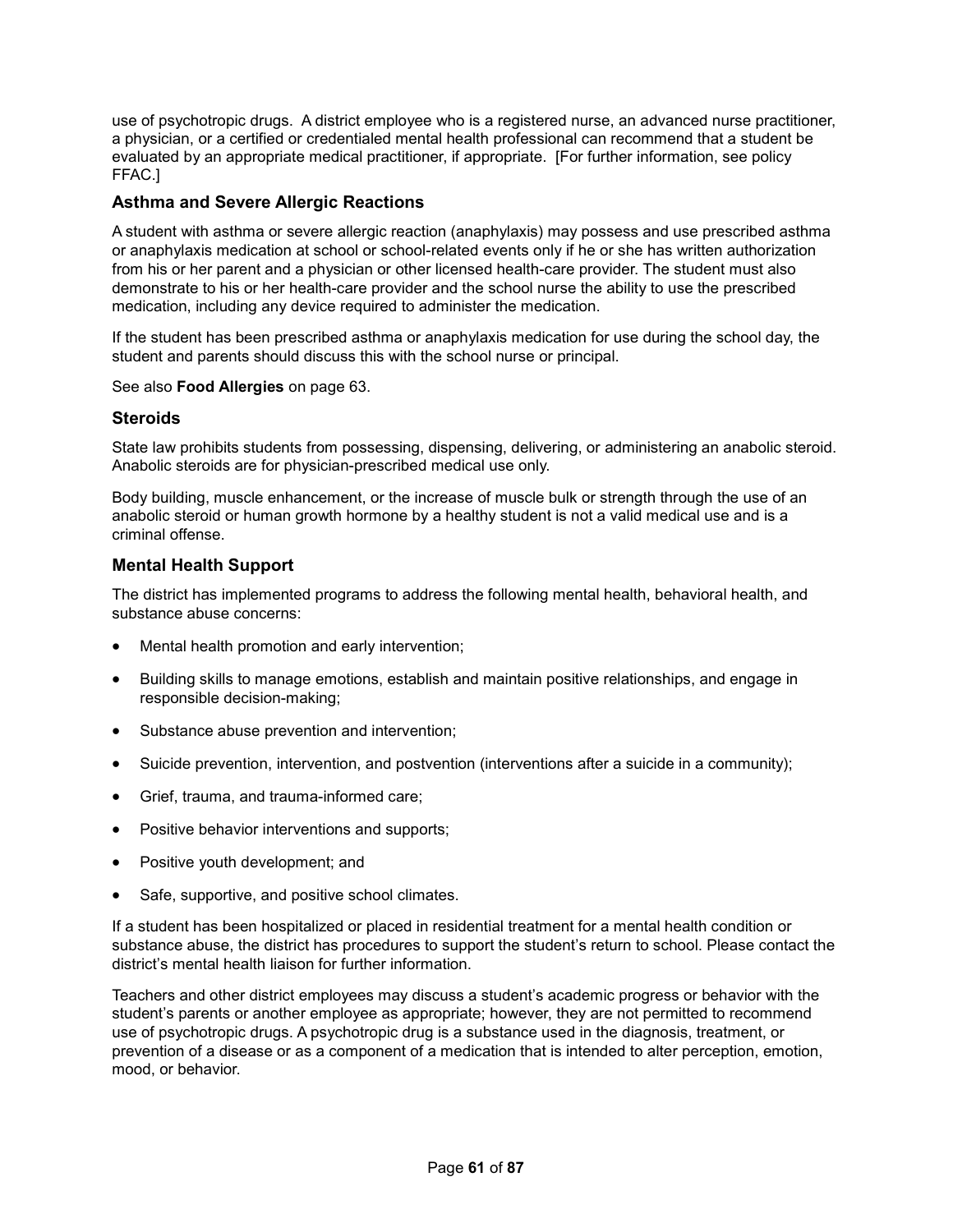use of psychotropic drugs. A district employee who is a registered nurse, an advanced nurse practitioner, a physician, or a certified or credentialed mental health professional can recommend that a student be evaluated by an appropriate medical practitioner, if appropriate. [For further information, see policy FFAC.]

### Asthma and Severe Allergic Reactions

A student with asthma or severe allergic reaction (anaphylaxis) may possess and use prescribed asthma or anaphylaxis medication at school or school-related events only if he or she has written authorization from his or her parent and a physician or other licensed health-care provider. The student must also demonstrate to his or her health-care provider and the school nurse the ability to use the prescribed medication, including any device required to administer the medication.

If the student has been prescribed asthma or anaphylaxis medication for use during the school day, the student and parents should discuss this with the school nurse or principal.

See also **Food Allergies** on page 63.

### Steroids

State law prohibits students from possessing, dispensing, delivering, or administering an anabolic steroid. Anabolic steroids are for physician-prescribed medical use only.

Body building, muscle enhancement, or the increase of muscle bulk or strength through the use of an anabolic steroid or human growth hormone by a healthy student is not a valid medical use and is a criminal offense.

### Mental Health Support

The district has implemented programs to address the following mental health, behavioral health, and substance abuse concerns:

- Mental health promotion and early intervention;
- Building skills to manage emotions, establish and maintain positive relationships, and engage in responsible decision-making;
- Substance abuse prevention and intervention;
- Suicide prevention, intervention, and postvention (interventions after a suicide in a community);
- Grief, trauma, and trauma-informed care;
- Positive behavior interventions and supports;
- Positive youth development; and
- Safe, supportive, and positive school climates.

If a student has been hospitalized or placed in residential treatment for a mental health condition or substance abuse, the district has procedures to support the student's return to school. Please contact the district's mental health liaison for further information.

Teachers and other district employees may discuss a student's academic progress or behavior with the student's parents or another employee as appropriate; however, they are not permitted to recommend use of psychotropic drugs. A psychotropic drug is a substance used in the diagnosis, treatment, or prevention of a disease or as a component of a medication that is intended to alter perception, emotion, mood, or behavior.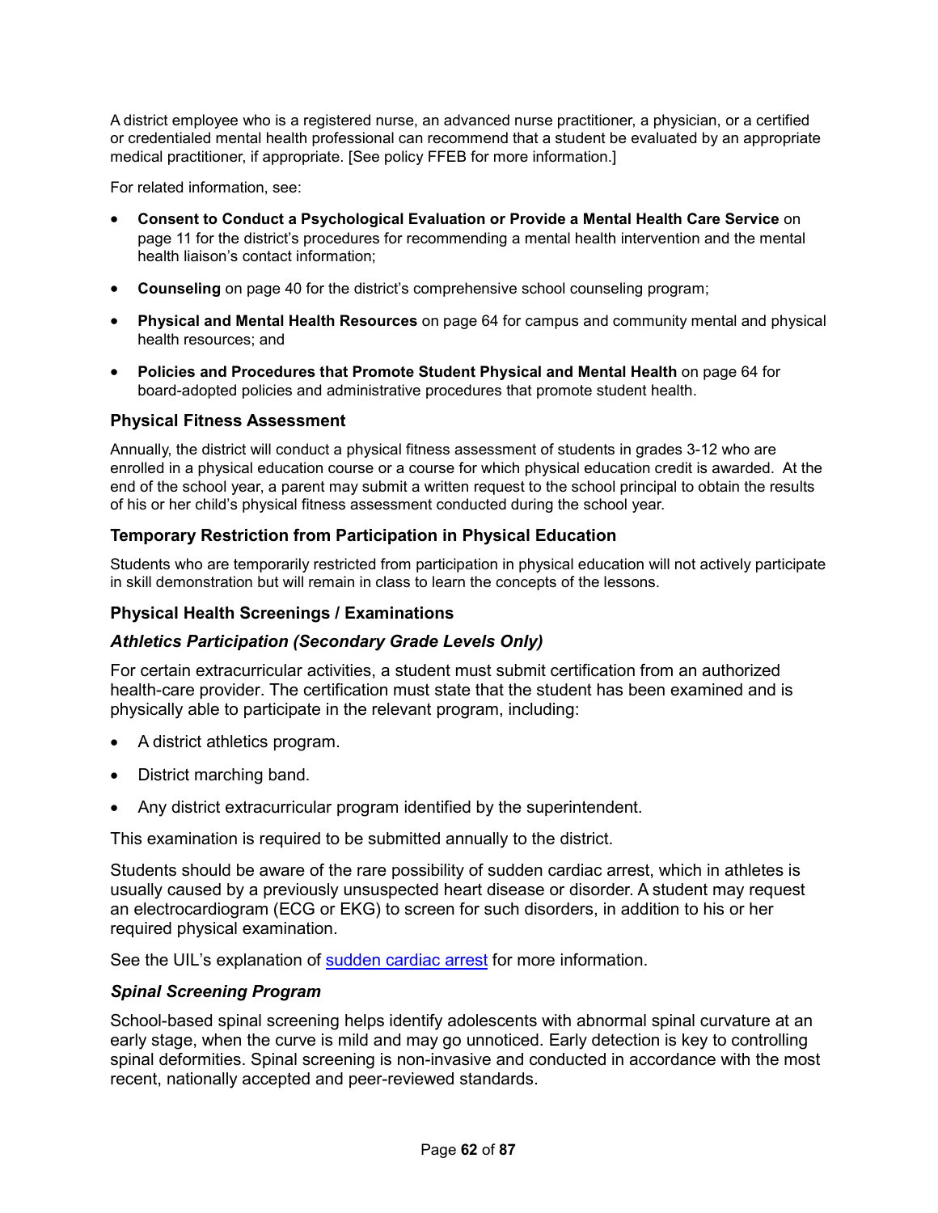A district employee who is a registered nurse, an advanced nurse practitioner, a physician, or a certified or credentialed mental health professional can recommend that a student be evaluated by an appropriate medical practitioner, if appropriate. [See policy FFEB for more information.]

For related information, see:

- **Consent to Conduct a Psychological Evaluation or Provide a Mental Health Care Service** on page 11 for the district's procedures for recommending a mental health intervention and the mental health liaison's contact information;
- **Counseling** on page 40 for the district's comprehensive school counseling program;
- **Physical and Mental Health Resources** on page 64 for campus and community mental and physical health resources; and
- **Policies and Procedures that Promote Student Physical and Mental Health** on page 64 for board-adopted policies and administrative procedures that promote student health.

### Physical Fitness Assessment

Annually, the district will conduct a physical fitness assessment of students in grades 3-12 who are enrolled in a physical education course or a course for which physical education credit is awarded. At the end of the school year, a parent may submit a written request to the school principal to obtain the results of his or her child's physical fitness assessment conducted during the school year.

### Temporary Restriction from Participation in Physical Education

Students who are temporarily restricted from participation in physical education will not actively participate in skill demonstration but will remain in class to learn the concepts of the lessons.

### Physical Health Screenings / Examinations

#### *Athletics Participation (Secondary Grade Levels Only)*

For certain extracurricular activities, a student must submit certification from an authorized health-care provider. The certification must state that the student has been examined and is physically able to participate in the relevant program, including:

- A district athletics program.
- District marching band.
- Any district extracurricular program identified by the superintendent.

This examination is required to be submitted annually to the district.

Students should be aware of the rare possibility of sudden cardiac arrest, which in athletes is usually caused by a previously unsuspected heart disease or disorder. A student may request an electrocardiogram (ECG or EKG) to screen for such disorders, in addition to his or her required physical examination.

See the UIL's explanation of sudden cardiac arrest for more information.

#### *Spinal Screening Program*

School-based spinal screening helps identify adolescents with abnormal spinal curvature at an early stage, when the curve is mild and may go unnoticed. Early detection is key to controlling spinal deformities. Spinal screening is non-invasive and conducted in accordance with the most recent, nationally accepted and peer-reviewed standards.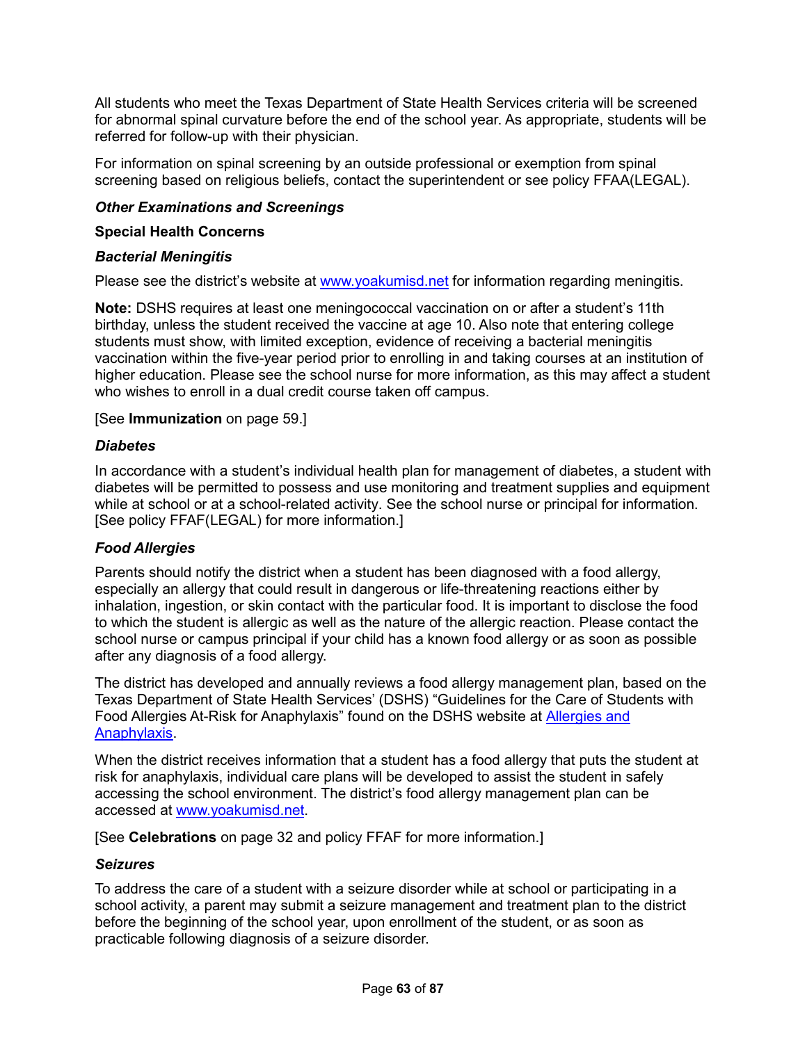All students who meet the Texas Department of State Health Services criteria will be screened for abnormal spinal curvature before the end of the school year. As appropriate, students will be referred for follow-up with their physician.

For information on spinal screening by an outside professional or exemption from spinal screening based on religious beliefs, contact the superintendent or see policy FFAA(LEGAL).

#### *Other Examinations and Screenings*

### Special Health Concerns

#### *Bacterial Meningitis*

Please see the district's website at [www.yoakumisd.net](www.yoakumisd.net) for information regarding meningitis.

**Note:** DSHS requires at least one meningococcal vaccination on or after a student's 11th birthday, unless the student received the vaccine at age 10. Also note that entering college students must show, with limited exception, evidence of receiving a bacterial meningitis vaccination within the five-year period prior to enrolling in and taking courses at an institution of higher education. Please see the school nurse for more information, as this may affect a student who wishes to enroll in a dual credit course taken off campus.

[See **Immunization** on page 59.]

#### *Diabetes*

In accordance with a student's individual health plan for management of diabetes, a student with diabetes will be permitted to possess and use monitoring and treatment supplies and equipment while at school or at a school-related activity. See the school nurse or principal for information. [See policy FFAF(LEGAL) for more information.]

#### *Food Allergies*

Parents should notify the district when a student has been diagnosed with a food allergy, especially an allergy that could result in dangerous or life-threatening reactions either by inhalation, ingestion, or skin contact with the particular food. It is important to disclose the food to which the student is allergic as well as the nature of the allergic reaction. Please contact the school nurse or campus principal if your child has a known food allergy or as soon as possible after any diagnosis of a food allergy.

The district has developed and annually reviews a food allergy management plan, based on the Texas Department of State Health Services' (DSHS) "Guidelines for the Care of Students with Food Allergies At-Risk for Anaphylaxis" found on the DSHS website at Allergies and Anaphylaxis.

When the district receives information that a student has a food allergy that puts the student at risk for anaphylaxis, individual care plans will be developed to assist the student in safely accessing the school environment. The district's food allergy management plan can be accessed at [www.yoakumisd.net](www.yoakumisd.net).

[See **Celebrations** on page 32 and policy FFAF for more information.]

#### *Seizures*

To address the care of a student with a seizure disorder while at school or participating in a school activity, a parent may submit a seizure management and treatment plan to the district before the beginning of the school year, upon enrollment of the student, or as soon as practicable following diagnosis of a seizure disorder.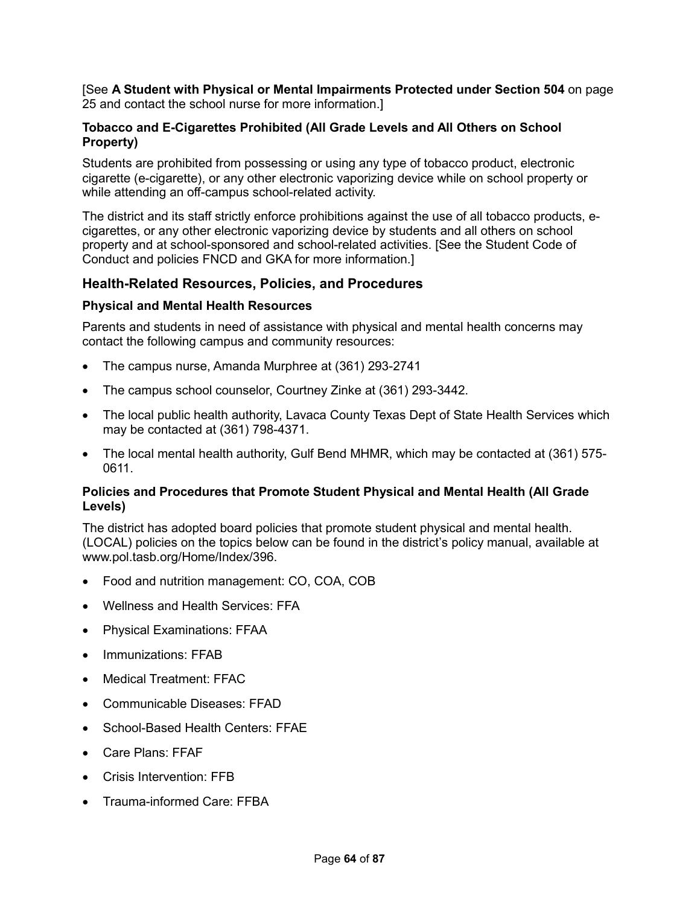[See **A Student with Physical or Mental Impairments Protected under Section 504** on page 25 and contact the school nurse for more information.]

#### Tobacco and E-Cigarettes Prohibited (All Grade Levels and All Others on School Property)

Students are prohibited from possessing or using any type of tobacco product, electronic cigarette (e-cigarette), or any other electronic vaporizing device while on school property or while attending an off-campus school-related activity.

The district and its staff strictly enforce prohibitions against the use of all tobacco products, e-cigarettes, or any other electronic vaporizing device by students and all others on school property and at school-sponsored and school-related activities. [See the Student Code of Conduct and policies FNCD and GKA for more information.]

### Health-Related Resources, Policies, and Procedures

#### Physical and Mental Health Resources

Parents and students in need of assistance with physical and mental health concerns may contact the following campus and community resources:

- The campus nurse, Amanda Murphree at (361) 293-2741
- The campus school counselor, Courtney Zinke at (361) 293-3442.
- The local public health authority, Lavaca County Texas Dept of State Health Services which may be contacted at (361) 798-4371.
- The local mental health authority, Gulf Bend MHMR, which may be contacted at (361) 575-0611.

#### Policies and Procedures that Promote Student Physical and Mental Health (All Grade Levels)

The district has adopted board policies that promote student physical and mental health. (LOCAL) policies on the topics below can be found in the district's policy manual, available at www.pol.tasb.org/Home/Index/396.

- Food and nutrition management: CO, COA, COB
- Wellness and Health Services: FFA
- Physical Examinations: FFAA
- Immunizations: FFAB
- Medical Treatment: FFAC
- Communicable Diseases: FFAD
- School-Based Health Centers: FFAE
- Care Plans: FFAF
- Crisis Intervention: FFB
- Trauma-informed Care: FFBA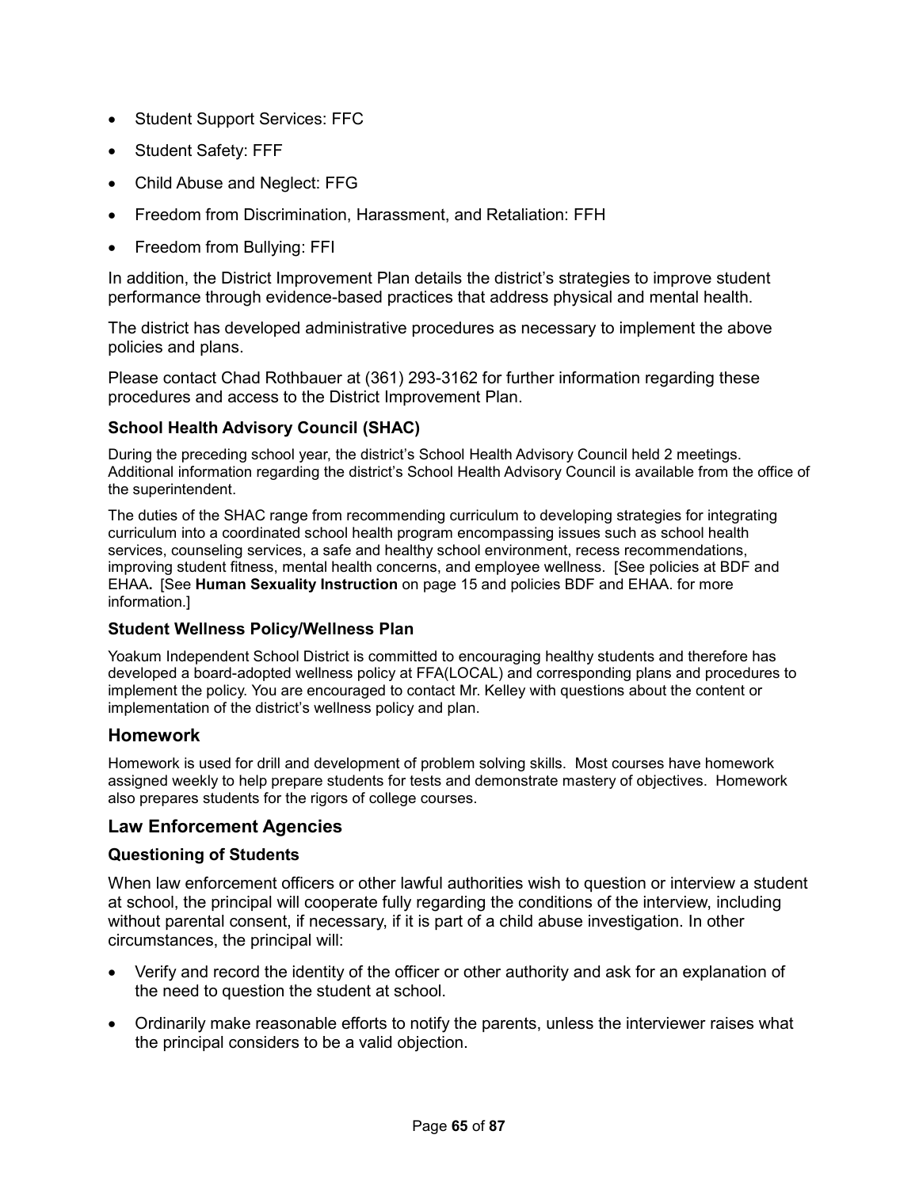- Student Support Services: FFC
- Student Safety: FFF
- Child Abuse and Neglect: FFG
- Freedom from Discrimination, Harassment, and Retaliation: FFH
- Freedom from Bullying: FFI

In addition, the District Improvement Plan details the district's strategies to improve student performance through evidence-based practices that address physical and mental health.

The district has developed administrative procedures as necessary to implement the above policies and plans.

Please contact Chad Rothbauer at (361) 293-3162 for further information regarding these procedures and access to the District Improvement Plan.

### School Health Advisory Council (SHAC)

During the preceding school year, the district's School Health Advisory Council held 2 meetings. Additional information regarding the district's School Health Advisory Council is available from the office of the superintendent.

The duties of the SHAC range from recommending curriculum to developing strategies for integrating curriculum into a coordinated school health program encompassing issues such as school health services, counseling services, a safe and healthy school environment, recess recommendations, improving student fitness, mental health concerns, and employee wellness. [See policies at BDF and EHAA**.** [See **Human Sexuality Instruction** on page 15 and policies BDF and EHAA. for more information.]

### Student Wellness Policy/Wellness Plan

Yoakum Independent School District is committed to encouraging healthy students and therefore has developed a board-adopted wellness policy at FFA(LOCAL) and corresponding plans and procedures to implement the policy. You are encouraged to contact Mr. Kelley with questions about the content or implementation of the district's wellness policy and plan.

## Homework

Homework is used for drill and development of problem solving skills. Most courses have homework assigned weekly to help prepare students for tests and demonstrate mastery of objectives. Homework also prepares students for the rigors of college courses.

## Law Enforcement Agencies

### Questioning of Students

When law enforcement officers or other lawful authorities wish to question or interview a student at school, the principal will cooperate fully regarding the conditions of the interview, including without parental consent, if necessary, if it is part of a child abuse investigation. In other circumstances, the principal will:

- Verify and record the identity of the officer or other authority and ask for an explanation of the need to question the student at school.
- Ordinarily make reasonable efforts to notify the parents, unless the interviewer raises what the principal considers to be a valid objection.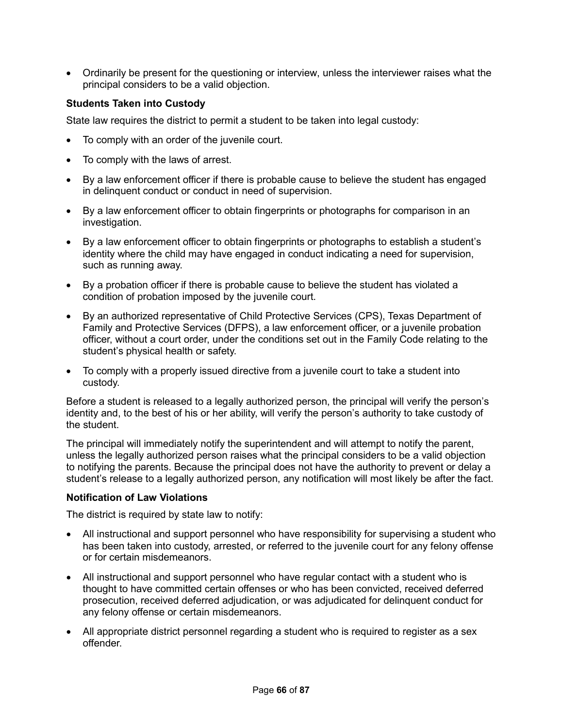- Ordinarily be present for the questioning or interview, unless the interviewer raises what the principal considers to be a valid objection.

### Students Taken into Custody

State law requires the district to permit a student to be taken into legal custody:

- To comply with an order of the juvenile court.
- To comply with the laws of arrest.
- By a law enforcement officer if there is probable cause to believe the student has engaged in delinquent conduct or conduct in need of supervision.
- By a law enforcement officer to obtain fingerprints or photographs for comparison in an investigation.
- By a law enforcement officer to obtain fingerprints or photographs to establish a student's identity where the child may have engaged in conduct indicating a need for supervision, such as running away.
- By a probation officer if there is probable cause to believe the student has violated a condition of probation imposed by the juvenile court.
- By an authorized representative of Child Protective Services (CPS), Texas Department of Family and Protective Services (DFPS), a law enforcement officer, or a juvenile probation officer, without a court order, under the conditions set out in the Family Code relating to the student's physical health or safety.
- To comply with a properly issued directive from a juvenile court to take a student into custody.

Before a student is released to a legally authorized person, the principal will verify the person's identity and, to the best of his or her ability, will verify the person's authority to take custody of the student.

The principal will immediately notify the superintendent and will attempt to notify the parent, unless the legally authorized person raises what the principal considers to be a valid objection to notifying the parents. Because the principal does not have the authority to prevent or delay a student's release to a legally authorized person, any notification will most likely be after the fact.

### Notification of Law Violations

The district is required by state law to notify:

- All instructional and support personnel who have responsibility for supervising a student who has been taken into custody, arrested, or referred to the juvenile court for any felony offense or for certain misdemeanors.
- All instructional and support personnel who have regular contact with a student who is thought to have committed certain offenses or who has been convicted, received deferred prosecution, received deferred adjudication, or was adjudicated for delinquent conduct for any felony offense or certain misdemeanors.
- All appropriate district personnel regarding a student who is required to register as a sex offender.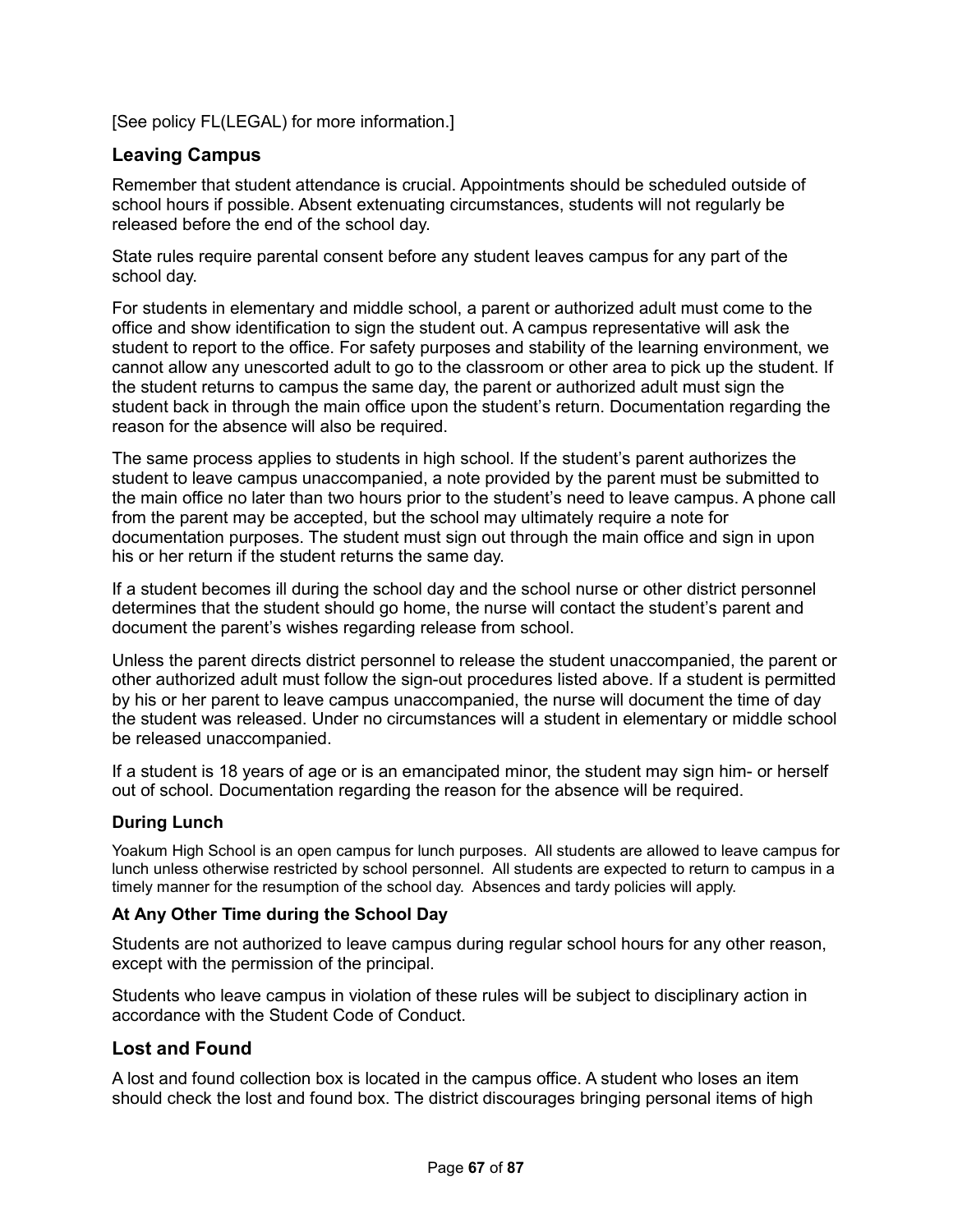[See policy FL(LEGAL) for more information.]

## Leaving Campus

Remember that student attendance is crucial. Appointments should be scheduled outside of school hours if possible. Absent extenuating circumstances, students will not regularly be released before the end of the school day.

State rules require parental consent before any student leaves campus for any part of the school day.

For students in elementary and middle school, a parent or authorized adult must come to the office and show identification to sign the student out. A campus representative will ask the student to report to the office. For safety purposes and stability of the learning environment, we cannot allow any unescorted adult to go to the classroom or other area to pick up the student. If the student returns to campus the same day, the parent or authorized adult must sign the student back in through the main office upon the student's return. Documentation regarding the reason for the absence will also be required.

The same process applies to students in high school. If the student's parent authorizes the student to leave campus unaccompanied, a note provided by the parent must be submitted to the main office no later than two hours prior to the student's need to leave campus. A phone call from the parent may be accepted, but the school may ultimately require a note for documentation purposes. The student must sign out through the main office and sign in upon his or her return if the student returns the same day.

If a student becomes ill during the school day and the school nurse or other district personnel determines that the student should go home, the nurse will contact the student's parent and document the parent's wishes regarding release from school.

Unless the parent directs district personnel to release the student unaccompanied, the parent or other authorized adult must follow the sign-out procedures listed above. If a student is permitted by his or her parent to leave campus unaccompanied, the nurse will document the time of day the student was released. Under no circumstances will a student in elementary or middle school be released unaccompanied.

If a student is 18 years of age or is an emancipated minor, the student may sign him- or herself out of school. Documentation regarding the reason for the absence will be required.

### During Lunch

Yoakum High School is an open campus for lunch purposes. All students are allowed to leave campus for lunch unless otherwise restricted by school personnel. All students are expected to return to campus in a timely manner for the resumption of the school day. Absences and tardy policies will apply.

### At Any Other Time during the School Day

Students are not authorized to leave campus during regular school hours for any other reason, except with the permission of the principal.

Students who leave campus in violation of these rules will be subject to disciplinary action in accordance with the Student Code of Conduct.

## Lost and Found

A lost and found collection box is located in the campus office. A student who loses an item should check the lost and found box. The district discourages bringing personal items of high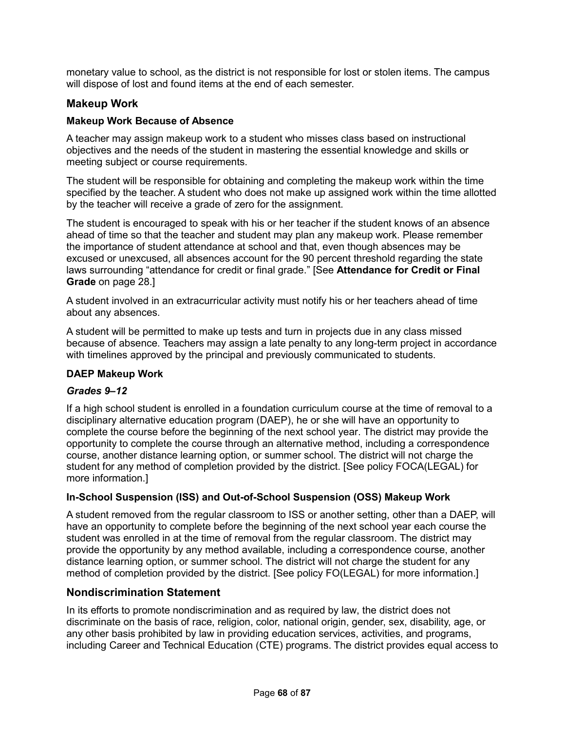monetary value to school, as the district is not responsible for lost or stolen items. The campus will dispose of lost and found items at the end of each semester.

## Makeup Work

### Makeup Work Because of Absence

A teacher may assign makeup work to a student who misses class based on instructional objectives and the needs of the student in mastering the essential knowledge and skills or meeting subject or course requirements.

The student will be responsible for obtaining and completing the makeup work within the time specified by the teacher. A student who does not make up assigned work within the time allotted by the teacher will receive a grade of zero for the assignment.

The student is encouraged to speak with his or her teacher if the student knows of an absence ahead of time so that the teacher and student may plan any makeup work. Please remember the importance of student attendance at school and that, even though absences may be excused or unexcused, all absences account for the 90 percent threshold regarding the state laws surrounding "attendance for credit or final grade." [See **Attendance for Credit or Final Grade** on page 28.]

A student involved in an extracurricular activity must notify his or her teachers ahead of time about any absences.

A student will be permitted to make up tests and turn in projects due in any class missed because of absence. Teachers may assign a late penalty to any long-term project in accordance with timelines approved by the principal and previously communicated to students.

### DAEP Makeup Work

#### *Grades 9–12*

If a high school student is enrolled in a foundation curriculum course at the time of removal to a disciplinary alternative education program (DAEP), he or she will have an opportunity to complete the course before the beginning of the next school year. The district may provide the opportunity to complete the course through an alternative method, including a correspondence course, another distance learning option, or summer school. The district will not charge the student for any method of completion provided by the district. [See policy FOCA(LEGAL) for more information.]

### In-School Suspension (ISS) and Out-of-School Suspension (OSS) Makeup Work

A student removed from the regular classroom to ISS or another setting, other than a DAEP, will have an opportunity to complete before the beginning of the next school year each course the student was enrolled in at the time of removal from the regular classroom. The district may provide the opportunity by any method available, including a correspondence course, another distance learning option, or summer school. The district will not charge the student for any method of completion provided by the district. [See policy FO(LEGAL) for more information.]

## Nondiscrimination Statement

In its efforts to promote nondiscrimination and as required by law, the district does not discriminate on the basis of race, religion, color, national origin, gender, sex, disability, age, or any other basis prohibited by law in providing education services, activities, and programs, including Career and Technical Education (CTE) programs. The district provides equal access to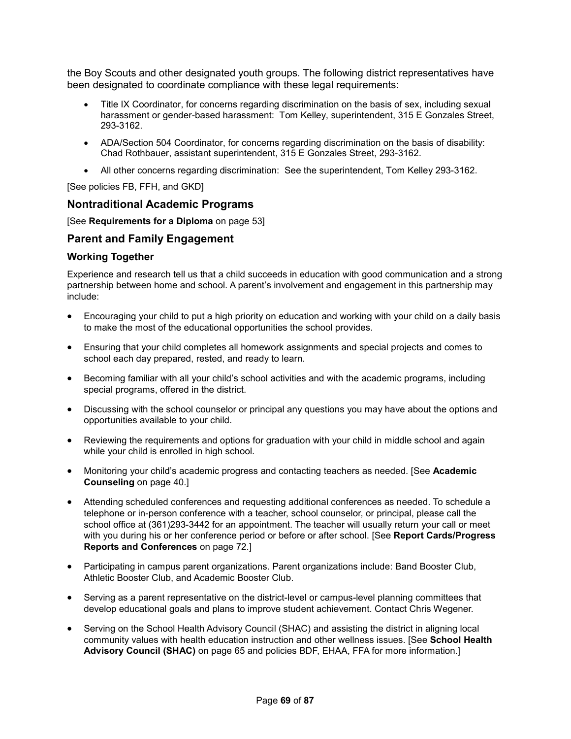the Boy Scouts and other designated youth groups. The following district representatives have been designated to coordinate compliance with these legal requirements:

- Title IX Coordinator, for concerns regarding discrimination on the basis of sex, including sexual harassment or gender-based harassment: Tom Kelley, superintendent, 315 E Gonzales Street, 293-3162.
- ADA/Section 504 Coordinator, for concerns regarding discrimination on the basis of disability: Chad Rothbauer, assistant superintendent, 315 E Gonzales Street, 293-3162.
- All other concerns regarding discrimination: See the superintendent, Tom Kelley 293-3162.

[See policies FB, FFH, and GKD]

## Nontraditional Academic Programs

[See **Requirements for a Diploma** on page 53]

## Parent and Family Engagement

### Working Together

Experience and research tell us that a child succeeds in education with good communication and a strong partnership between home and school. A parent's involvement and engagement in this partnership may include:

- Encouraging your child to put a high priority on education and working with your child on a daily basis to make the most of the educational opportunities the school provides.
- Ensuring that your child completes all homework assignments and special projects and comes to school each day prepared, rested, and ready to learn.
- Becoming familiar with all your child's school activities and with the academic programs, including special programs, offered in the district.
- Discussing with the school counselor or principal any questions you may have about the options and opportunities available to your child.
- Reviewing the requirements and options for graduation with your child in middle school and again while your child is enrolled in high school.
- Monitoring your child's academic progress and contacting teachers as needed. [See **Academic Counseling** on page 40.]
- Attending scheduled conferences and requesting additional conferences as needed. To schedule a telephone or in-person conference with a teacher, school counselor, or principal, please call the school office at (361)293-3442 for an appointment. The teacher will usually return your call or meet with you during his or her conference period or before or after school. [See **Report Cards/Progress Reports and Conferences** on page 72.]
- Participating in campus parent organizations. Parent organizations include: Band Booster Club, Athletic Booster Club, and Academic Booster Club.
- Serving as a parent representative on the district-level or campus-level planning committees that develop educational goals and plans to improve student achievement. Contact Chris Wegener.
- Serving on the School Health Advisory Council (SHAC) and assisting the district in aligning local community values with health education instruction and other wellness issues. [See **School Health Advisory Council (SHAC)** on page 65 and policies BDF, EHAA, FFA for more information.]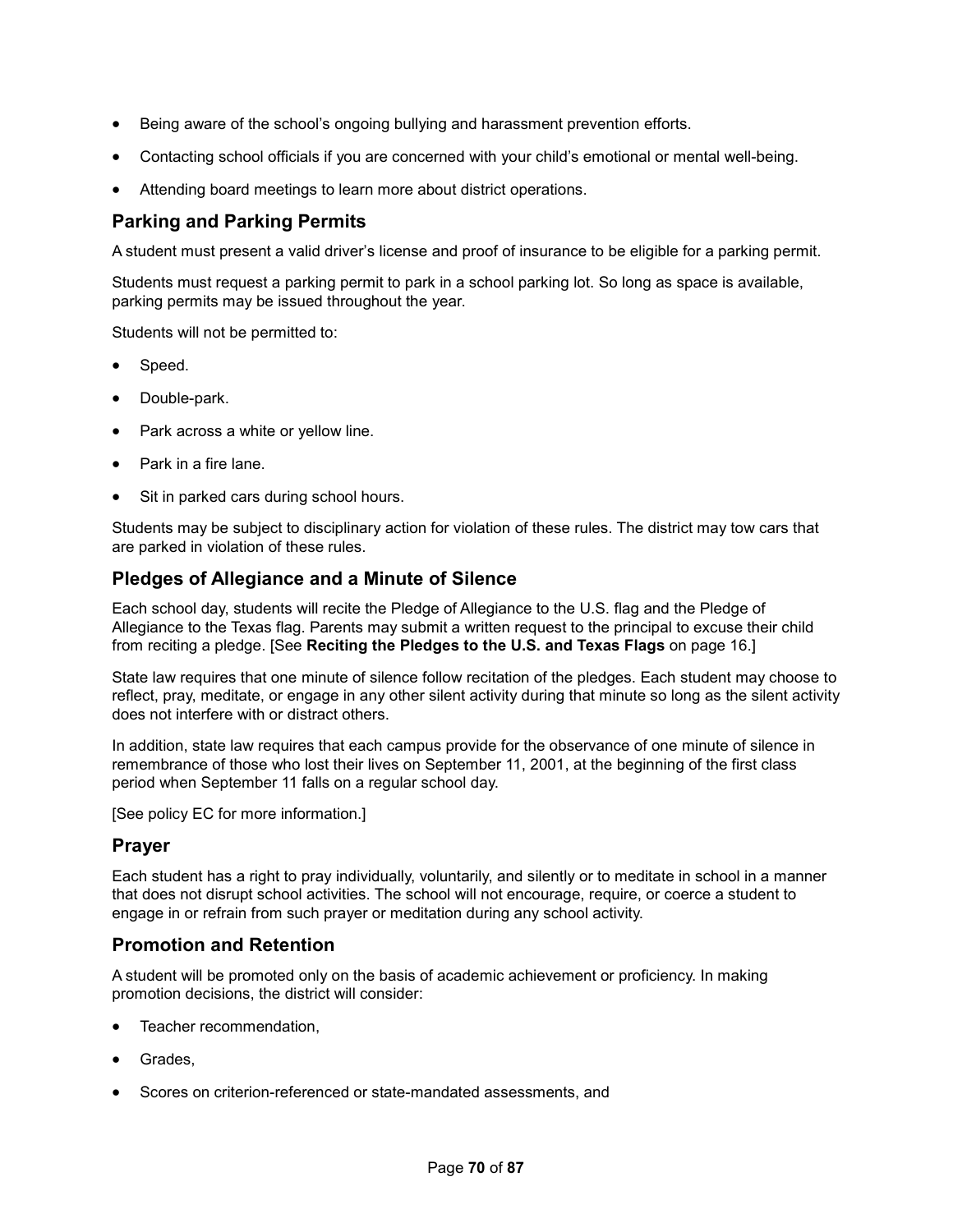- Being aware of the school's ongoing bullying and harassment prevention efforts.
- Contacting school officials if you are concerned with your child's emotional or mental well-being.
- Attending board meetings to learn more about district operations.

## Parking and Parking Permits

A student must present a valid driver's license and proof of insurance to be eligible for a parking permit.

Students must request a parking permit to park in a school parking lot. So long as space is available, parking permits may be issued throughout the year.

Students will not be permitted to:

- Speed.
- Double-park.
- Park across a white or yellow line.
- Park in a fire lane.
- Sit in parked cars during school hours.

Students may be subject to disciplinary action for violation of these rules. The district may tow cars that are parked in violation of these rules.

## Pledges of Allegiance and a Minute of Silence

Each school day, students will recite the Pledge of Allegiance to the U.S. flag and the Pledge of Allegiance to the Texas flag. Parents may submit a written request to the principal to excuse their child from reciting a pledge. [See **Reciting the Pledges to the U.S. and Texas Flags** on page 16.]

State law requires that one minute of silence follow recitation of the pledges. Each student may choose to reflect, pray, meditate, or engage in any other silent activity during that minute so long as the silent activity does not interfere with or distract others.

In addition, state law requires that each campus provide for the observance of one minute of silence in remembrance of those who lost their lives on September 11, 2001, at the beginning of the first class period when September 11 falls on a regular school day.

[See policy EC for more information.]

## Prayer

Each student has a right to pray individually, voluntarily, and silently or to meditate in school in a manner that does not disrupt school activities. The school will not encourage, require, or coerce a student to engage in or refrain from such prayer or meditation during any school activity.

## Promotion and Retention

A student will be promoted only on the basis of academic achievement or proficiency. In making promotion decisions, the district will consider:

- Teacher recommendation,
- Grades,
- Scores on criterion-referenced or state-mandated assessments, and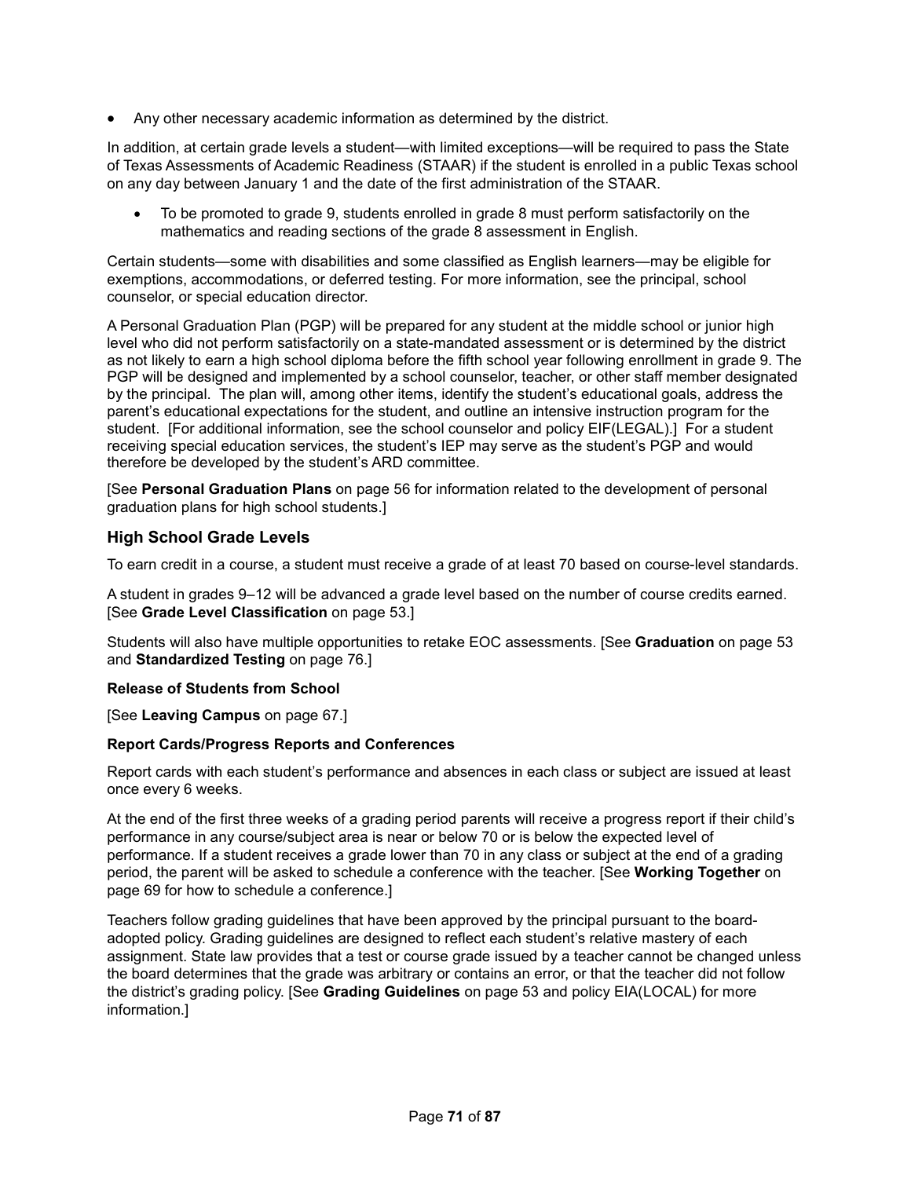- Any other necessary academic information as determined by the district.

In addition, at certain grade levels a student—with limited exceptions—will be required to pass the State of Texas Assessments of Academic Readiness (STAAR) if the student is enrolled in a public Texas school on any day between January 1 and the date of the first administration of the STAAR.

- To be promoted to grade 9, students enrolled in grade 8 must perform satisfactorily on the mathematics and reading sections of the grade 8 assessment in English.

Certain students—some with disabilities and some classified as English learners—may be eligible for exemptions, accommodations, or deferred testing. For more information, see the principal, school counselor, or special education director.

A Personal Graduation Plan (PGP) will be prepared for any student at the middle school or junior high level who did not perform satisfactorily on a state-mandated assessment or is determined by the district as not likely to earn a high school diploma before the fifth school year following enrollment in grade 9. The PGP will be designed and implemented by a school counselor, teacher, or other staff member designated by the principal. The plan will, among other items, identify the student's educational goals, address the parent's educational expectations for the student, and outline an intensive instruction program for the student. [For additional information, see the school counselor and policy EIF(LEGAL).] For a student receiving special education services, the student's IEP may serve as the student's PGP and would therefore be developed by the student's ARD committee.

[See **Personal Graduation Plans** on page 56 for information related to the development of personal graduation plans for high school students.]

### High School Grade Levels

To earn credit in a course, a student must receive a grade of at least 70 based on course-level standards.

A student in grades 9–12 will be advanced a grade level based on the number of course credits earned. [See **Grade Level Classification** on page 53.]

Students will also have multiple opportunities to retake EOC assessments. [See **Graduation** on page 53 and **Standardized Testing** on page 76.]

#### Release of Students from School

[See **Leaving Campus** on page 67.]

#### Report Cards/Progress Reports and Conferences

Report cards with each student's performance and absences in each class or subject are issued at least once every 6 weeks.

At the end of the first three weeks of a grading period parents will receive a progress report if their child's performance in any course/subject area is near or below 70 or is below the expected level of performance. If a student receives a grade lower than 70 in any class or subject at the end of a grading period, the parent will be asked to schedule a conference with the teacher. [See **Working Together** on page 69 for how to schedule a conference.]

Teachers follow grading guidelines that have been approved by the principal pursuant to the board-adopted policy. Grading guidelines are designed to reflect each student's relative mastery of each assignment. State law provides that a test or course grade issued by a teacher cannot be changed unless the board determines that the grade was arbitrary or contains an error, or that the teacher did not follow the district's grading policy. [See **Grading Guidelines** on page 53 and policy EIA(LOCAL) for more information.]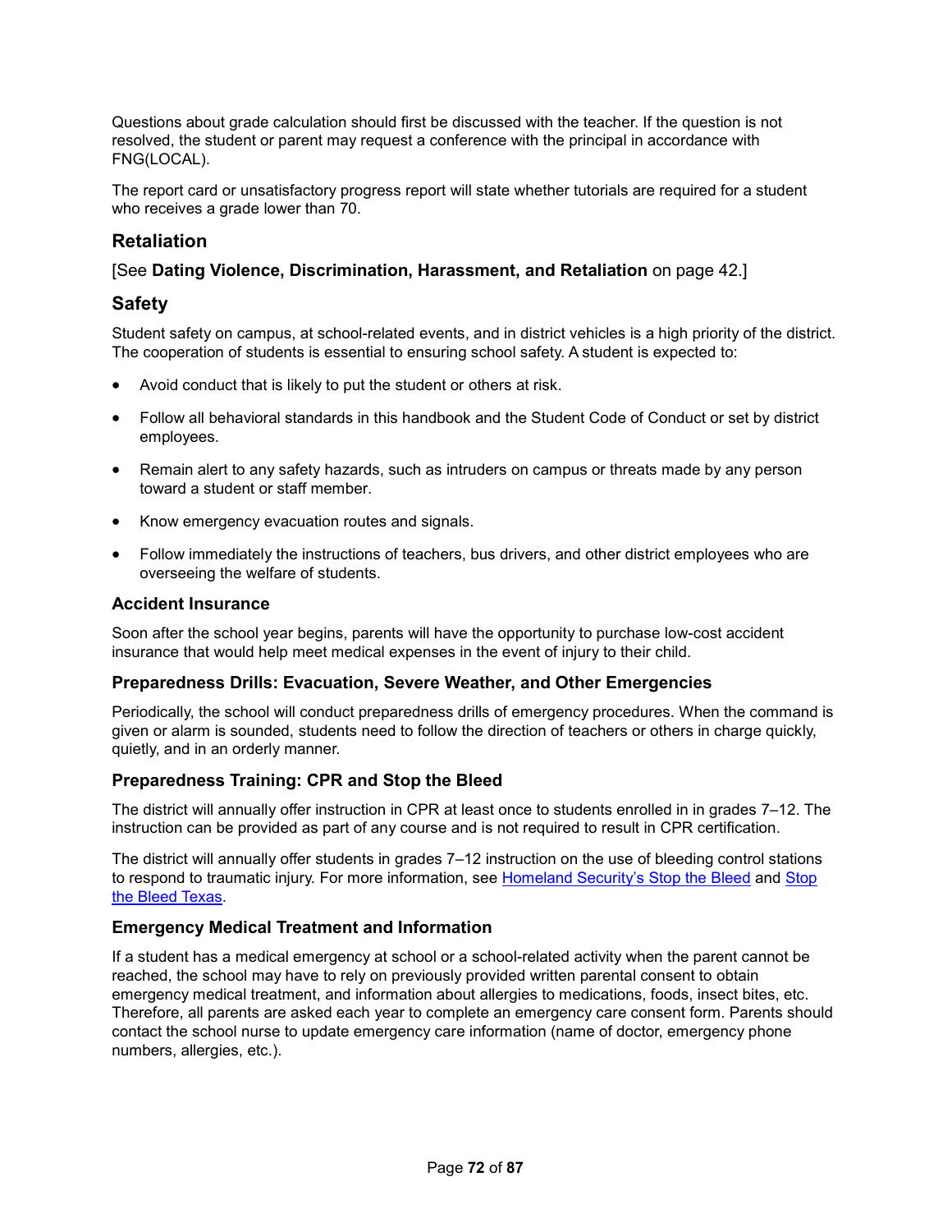Questions about grade calculation should first be discussed with the teacher. If the question is not resolved, the student or parent may request a conference with the principal in accordance with FNG(LOCAL).

The report card or unsatisfactory progress report will state whether tutorials are required for a student who receives a grade lower than 70.

## Retaliation

[See **Dating Violence, Discrimination, Harassment, and Retaliation** on page 42.]

## Safety

Student safety on campus, at school-related events, and in district vehicles is a high priority of the district. The cooperation of students is essential to ensuring school safety. A student is expected to:

- Avoid conduct that is likely to put the student or others at risk.
- Follow all behavioral standards in this handbook and the Student Code of Conduct or set by district employees.
- Remain alert to any safety hazards, such as intruders on campus or threats made by any person toward a student or staff member.
- Know emergency evacuation routes and signals.
- Follow immediately the instructions of teachers, bus drivers, and other district employees who are overseeing the welfare of students.

### Accident Insurance

Soon after the school year begins, parents will have the opportunity to purchase low-cost accident insurance that would help meet medical expenses in the event of injury to their child.

### Preparedness Drills: Evacuation, Severe Weather, and Other Emergencies

Periodically, the school will conduct preparedness drills of emergency procedures. When the command is given or alarm is sounded, students need to follow the direction of teachers or others in charge quickly, quietly, and in an orderly manner.

### Preparedness Training: CPR and Stop the Bleed

The district will annually offer instruction in CPR at least once to students enrolled in in grades 7–12. The instruction can be provided as part of any course and is not required to result in CPR certification.

The district will annually offer students in grades 7–12 instruction on the use of bleeding control stations to respond to traumatic injury. For more information, see Homeland Security's Stop the Bleed and Stop the Bleed Texas.

### Emergency Medical Treatment and Information

If a student has a medical emergency at school or a school-related activity when the parent cannot be reached, the school may have to rely on previously provided written parental consent to obtain emergency medical treatment, and information about allergies to medications, foods, insect bites, etc. Therefore, all parents are asked each year to complete an emergency care consent form. Parents should contact the school nurse to update emergency care information (name of doctor, emergency phone numbers, allergies, etc.).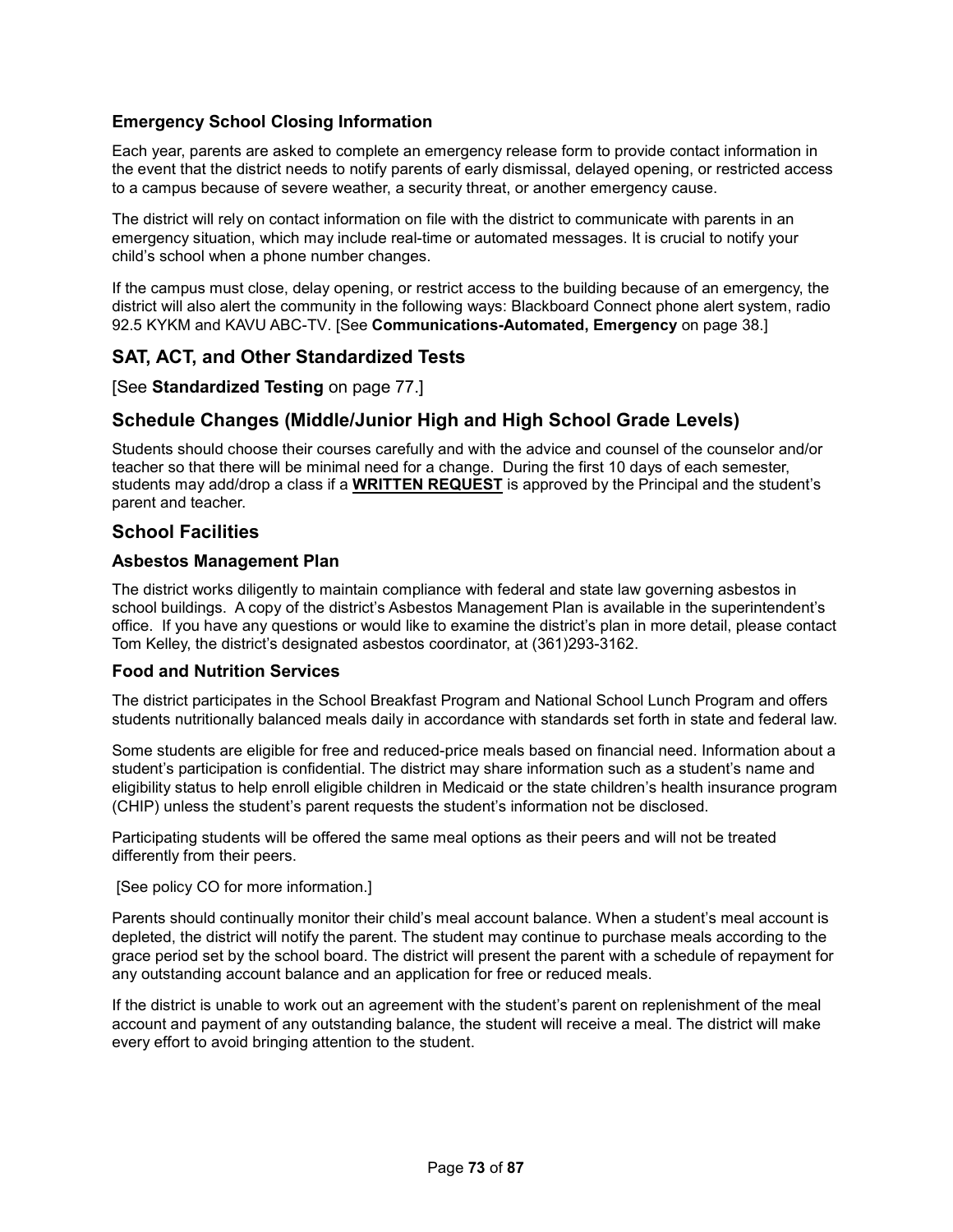### Emergency School Closing Information

Each year, parents are asked to complete an emergency release form to provide contact information in the event that the district needs to notify parents of early dismissal, delayed opening, or restricted access to a campus because of severe weather, a security threat, or another emergency cause.

The district will rely on contact information on file with the district to communicate with parents in an emergency situation, which may include real-time or automated messages. It is crucial to notify your child's school when a phone number changes.

If the campus must close, delay opening, or restrict access to the building because of an emergency, the district will also alert the community in the following ways: Blackboard Connect phone alert system, radio 92.5 KYKM and KAVU ABC-TV. [See **Communications-Automated, Emergency** on page 38.]

## SAT, ACT, and Other Standardized Tests

[See **Standardized Testing** on page 77.]

## Schedule Changes (Middle/Junior High and High School Grade Levels)

Students should choose their courses carefully and with the advice and counsel of the counselor and/or teacher so that there will be minimal need for a change. During the first 10 days of each semester, students may add/drop a class if a **WRITTEN REQUEST** is approved by the Principal and the student's parent and teacher.

## School Facilities

### Asbestos Management Plan

The district works diligently to maintain compliance with federal and state law governing asbestos in school buildings. A copy of the district's Asbestos Management Plan is available in the superintendent's office. If you have any questions or would like to examine the district's plan in more detail, please contact Tom Kelley, the district's designated asbestos coordinator, at (361)293-3162.

### Food and Nutrition Services

The district participates in the School Breakfast Program and National School Lunch Program and offers students nutritionally balanced meals daily in accordance with standards set forth in state and federal law.

Some students are eligible for free and reduced-price meals based on financial need. Information about a student's participation is confidential. The district may share information such as a student's name and eligibility status to help enroll eligible children in Medicaid or the state children's health insurance program (CHIP) unless the student's parent requests the student's information not be disclosed.

Participating students will be offered the same meal options as their peers and will not be treated differently from their peers.

[See policy CO for more information.]

Parents should continually monitor their child's meal account balance. When a student's meal account is depleted, the district will notify the parent. The student may continue to purchase meals according to the grace period set by the school board. The district will present the parent with a schedule of repayment for any outstanding account balance and an application for free or reduced meals.

If the district is unable to work out an agreement with the student's parent on replenishment of the meal account and payment of any outstanding balance, the student will receive a meal. The district will make every effort to avoid bringing attention to the student.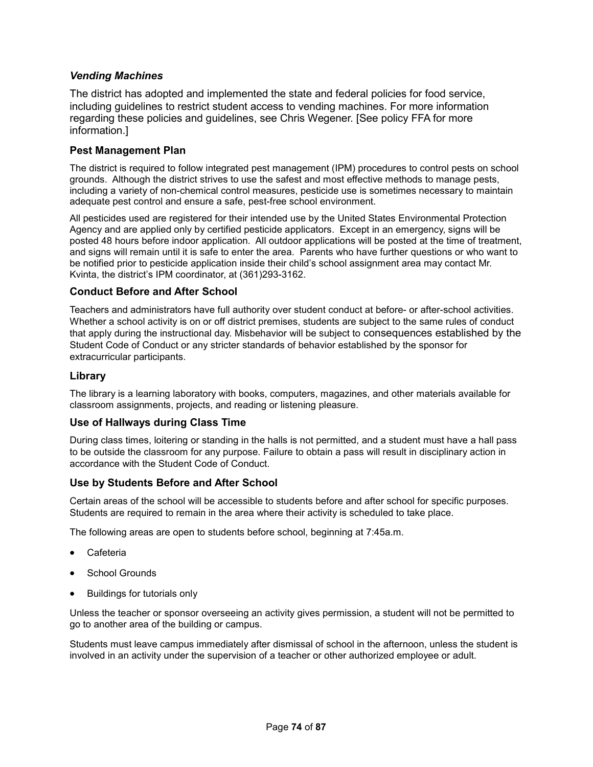### *Vending Machines*

The district has adopted and implemented the state and federal policies for food service, including guidelines to restrict student access to vending machines. For more information regarding these policies and guidelines, see Chris Wegener. [See policy FFA for more information.]

### Pest Management Plan

The district is required to follow integrated pest management (IPM) procedures to control pests on school grounds. Although the district strives to use the safest and most effective methods to manage pests, including a variety of non-chemical control measures, pesticide use is sometimes necessary to maintain adequate pest control and ensure a safe, pest-free school environment.

All pesticides used are registered for their intended use by the United States Environmental Protection Agency and are applied only by certified pesticide applicators. Except in an emergency, signs will be posted 48 hours before indoor application. All outdoor applications will be posted at the time of treatment, and signs will remain until it is safe to enter the area. Parents who have further questions or who want to be notified prior to pesticide application inside their child's school assignment area may contact Mr. Kvinta, the district's IPM coordinator, at (361)293-3162.

### Conduct Before and After School

Teachers and administrators have full authority over student conduct at before- or after-school activities. Whether a school activity is on or off district premises, students are subject to the same rules of conduct that apply during the instructional day. Misbehavior will be subject to consequences established by the Student Code of Conduct or any stricter standards of behavior established by the sponsor for extracurricular participants.

### Library

The library is a learning laboratory with books, computers, magazines, and other materials available for classroom assignments, projects, and reading or listening pleasure.

### Use of Hallways during Class Time

During class times, loitering or standing in the halls is not permitted, and a student must have a hall pass to be outside the classroom for any purpose. Failure to obtain a pass will result in disciplinary action in accordance with the Student Code of Conduct.

### Use by Students Before and After School

Certain areas of the school will be accessible to students before and after school for specific purposes. Students are required to remain in the area where their activity is scheduled to take place.

The following areas are open to students before school, beginning at 7:45a.m.

- Cafeteria
- School Grounds
- Buildings for tutorials only

Unless the teacher or sponsor overseeing an activity gives permission, a student will not be permitted to go to another area of the building or campus.

Students must leave campus immediately after dismissal of school in the afternoon, unless the student is involved in an activity under the supervision of a teacher or other authorized employee or adult.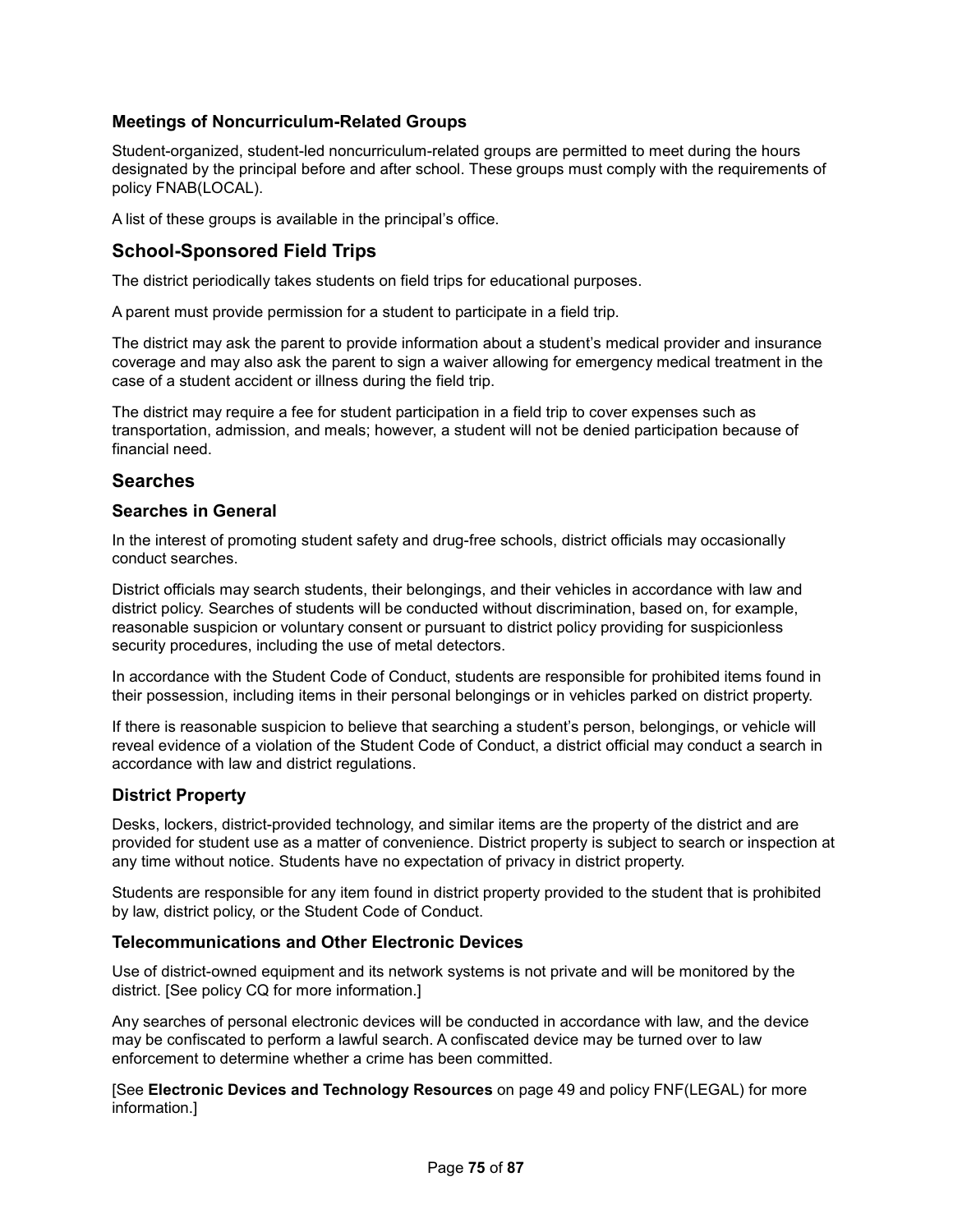### Meetings of Noncurriculum-Related Groups

Student-organized, student-led noncurriculum-related groups are permitted to meet during the hours designated by the principal before and after school. These groups must comply with the requirements of policy FNAB(LOCAL).

A list of these groups is available in the principal's office.

## School-Sponsored Field Trips

The district periodically takes students on field trips for educational purposes.

A parent must provide permission for a student to participate in a field trip.

The district may ask the parent to provide information about a student's medical provider and insurance coverage and may also ask the parent to sign a waiver allowing for emergency medical treatment in the case of a student accident or illness during the field trip.

The district may require a fee for student participation in a field trip to cover expenses such as transportation, admission, and meals; however, a student will not be denied participation because of financial need.

## Searches

### Searches in General

In the interest of promoting student safety and drug-free schools, district officials may occasionally conduct searches.

District officials may search students, their belongings, and their vehicles in accordance with law and district policy. Searches of students will be conducted without discrimination, based on, for example, reasonable suspicion or voluntary consent or pursuant to district policy providing for suspicionless security procedures, including the use of metal detectors.

In accordance with the Student Code of Conduct, students are responsible for prohibited items found in their possession, including items in their personal belongings or in vehicles parked on district property.

If there is reasonable suspicion to believe that searching a student's person, belongings, or vehicle will reveal evidence of a violation of the Student Code of Conduct, a district official may conduct a search in accordance with law and district regulations.

### District Property

Desks, lockers, district-provided technology, and similar items are the property of the district and are provided for student use as a matter of convenience. District property is subject to search or inspection at any time without notice. Students have no expectation of privacy in district property.

Students are responsible for any item found in district property provided to the student that is prohibited by law, district policy, or the Student Code of Conduct.

### Telecommunications and Other Electronic Devices

Use of district-owned equipment and its network systems is not private and will be monitored by the district. [See policy CQ for more information.]

Any searches of personal electronic devices will be conducted in accordance with law, and the device may be confiscated to perform a lawful search. A confiscated device may be turned over to law enforcement to determine whether a crime has been committed.

[See **Electronic Devices and Technology Resources** on page 49 and policy FNF(LEGAL) for more information.]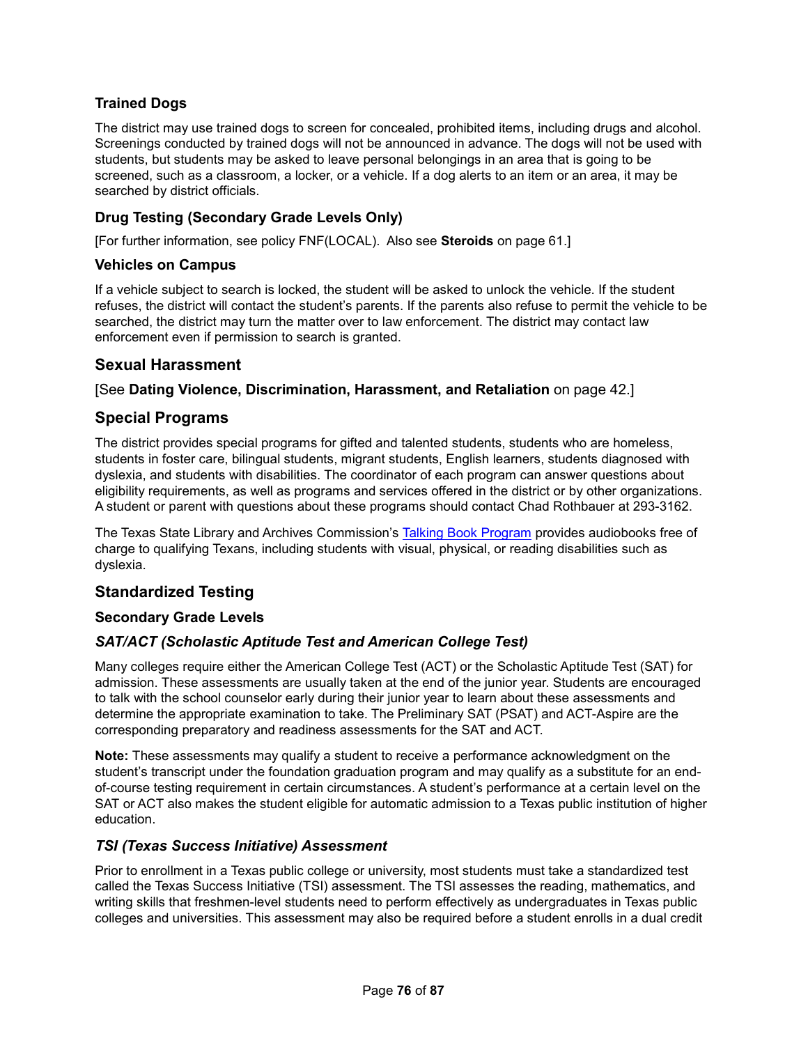### Trained Dogs

The district may use trained dogs to screen for concealed, prohibited items, including drugs and alcohol. Screenings conducted by trained dogs will not be announced in advance. The dogs will not be used with students, but students may be asked to leave personal belongings in an area that is going to be screened, such as a classroom, a locker, or a vehicle. If a dog alerts to an item or an area, it may be searched by district officials.

### Drug Testing (Secondary Grade Levels Only)

[For further information, see policy FNF(LOCAL). Also see **Steroids** on page 61.]

### Vehicles on Campus

If a vehicle subject to search is locked, the student will be asked to unlock the vehicle. If the student refuses, the district will contact the student's parents. If the parents also refuse to permit the vehicle to be searched, the district may turn the matter over to law enforcement. The district may contact law enforcement even if permission to search is granted.

## Sexual Harassment

[See **Dating Violence, Discrimination, Harassment, and Retaliation** on page 42.]

## Special Programs

The district provides special programs for gifted and talented students, students who are homeless, students in foster care, bilingual students, migrant students, English learners, students diagnosed with dyslexia, and students with disabilities. The coordinator of each program can answer questions about eligibility requirements, as well as programs and services offered in the district or by other organizations. A student or parent with questions about these programs should contact Chad Rothbauer at 293-3162.

The Texas State Library and Archives Commission's Talking Book Program provides audiobooks free of charge to qualifying Texans, including students with visual, physical, or reading disabilities such as dyslexia.

## Standardized Testing

### Secondary Grade Levels

#### *SAT/ACT (Scholastic Aptitude Test and American College Test)*

Many colleges require either the American College Test (ACT) or the Scholastic Aptitude Test (SAT) for admission. These assessments are usually taken at the end of the junior year. Students are encouraged to talk with the school counselor early during their junior year to learn about these assessments and determine the appropriate examination to take. The Preliminary SAT (PSAT) and ACT-Aspire are the corresponding preparatory and readiness assessments for the SAT and ACT.

**Note:** These assessments may qualify a student to receive a performance acknowledgment on the student's transcript under the foundation graduation program and may qualify as a substitute for an end-of-course testing requirement in certain circumstances. A student's performance at a certain level on the SAT or ACT also makes the student eligible for automatic admission to a Texas public institution of higher education.

#### *TSI (Texas Success Initiative) Assessment*

Prior to enrollment in a Texas public college or university, most students must take a standardized test called the Texas Success Initiative (TSI) assessment. The TSI assesses the reading, mathematics, and writing skills that freshmen-level students need to perform effectively as undergraduates in Texas public colleges and universities. This assessment may also be required before a student enrolls in a dual credit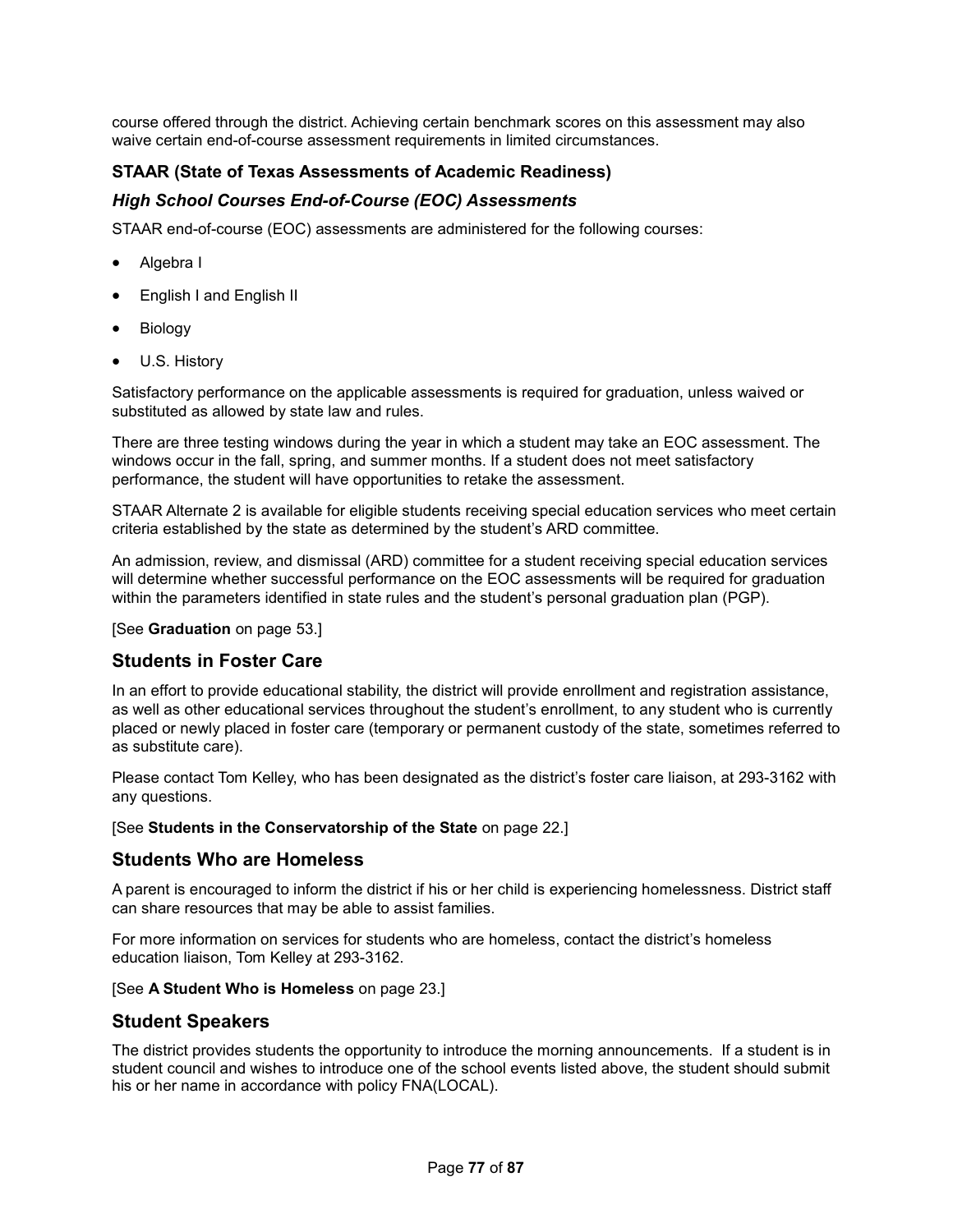course offered through the district. Achieving certain benchmark scores on this assessment may also waive certain end-of-course assessment requirements in limited circumstances.

### STAAR (State of Texas Assessments of Academic Readiness)

#### *High School Courses End-of-Course (EOC) Assessments*

STAAR end-of-course (EOC) assessments are administered for the following courses:

- Algebra I
- English I and English II
- Biology
- U.S. History

Satisfactory performance on the applicable assessments is required for graduation, unless waived or substituted as allowed by state law and rules.

There are three testing windows during the year in which a student may take an EOC assessment. The windows occur in the fall, spring, and summer months. If a student does not meet satisfactory performance, the student will have opportunities to retake the assessment.

STAAR Alternate 2 is available for eligible students receiving special education services who meet certain criteria established by the state as determined by the student's ARD committee.

An admission, review, and dismissal (ARD) committee for a student receiving special education services will determine whether successful performance on the EOC assessments will be required for graduation within the parameters identified in state rules and the student's personal graduation plan (PGP).

[See **Graduation** on page 53.]

## Students in Foster Care

In an effort to provide educational stability, the district will provide enrollment and registration assistance, as well as other educational services throughout the student's enrollment, to any student who is currently placed or newly placed in foster care (temporary or permanent custody of the state, sometimes referred to as substitute care).

Please contact Tom Kelley, who has been designated as the district's foster care liaison, at 293-3162 with any questions.

[See **Students in the Conservatorship of the State** on page 22.]

## Students Who are Homeless

A parent is encouraged to inform the district if his or her child is experiencing homelessness. District staff can share resources that may be able to assist families.

For more information on services for students who are homeless, contact the district's homeless education liaison, Tom Kelley at 293-3162.

[See **A Student Who is Homeless** on page 23.]

## Student Speakers

The district provides students the opportunity to introduce the morning announcements. If a student is in student council and wishes to introduce one of the school events listed above, the student should submit his or her name in accordance with policy FNA(LOCAL).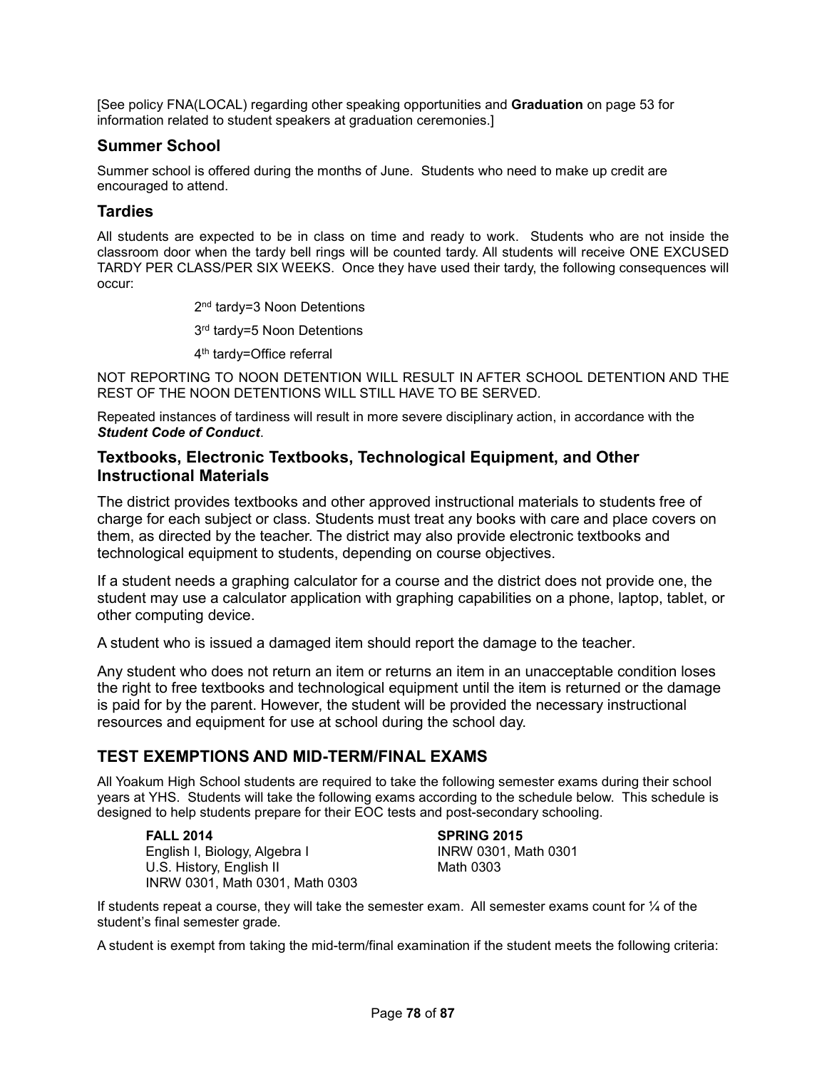[See policy FNA(LOCAL) regarding other speaking opportunities and **Graduation** on page 53 for information related to student speakers at graduation ceremonies.]

## Summer School

Summer school is offered during the months of June. Students who need to make up credit are encouraged to attend.

## Tardies

All students are expected to be in class on time and ready to work. Students who are not inside the classroom door when the tardy bell rings will be counted tardy. All students will receive ONE EXCUSED TARDY PER CLASS/PER SIX WEEKS. Once they have used their tardy, the following consequences will occur:

2nd tardy=3 Noon Detentions

3rd tardy=5 Noon Detentions

4th tardy=Office referral

NOT REPORTING TO NOON DETENTION WILL RESULT IN AFTER SCHOOL DETENTION AND THE REST OF THE NOON DETENTIONS WILL STILL HAVE TO BE SERVED.

Repeated instances of tardiness will result in more severe disciplinary action, in accordance with the ***Student Code of Conduct***.

## Textbooks, Electronic Textbooks, Technological Equipment, and Other Instructional Materials

The district provides textbooks and other approved instructional materials to students free of charge for each subject or class. Students must treat any books with care and place covers on them, as directed by the teacher. The district may also provide electronic textbooks and technological equipment to students, depending on course objectives.

If a student needs a graphing calculator for a course and the district does not provide one, the student may use a calculator application with graphing capabilities on a phone, laptop, tablet, or other computing device.

A student who is issued a damaged item should report the damage to the teacher.

Any student who does not return an item or returns an item in an unacceptable condition loses the right to free textbooks and technological equipment until the item is returned or the damage is paid for by the parent. However, the student will be provided the necessary instructional resources and equipment for use at school during the school day.

## TEST EXEMPTIONS AND MID-TERM/FINAL EXAMS

All Yoakum High School students are required to take the following semester exams during their school years at YHS. Students will take the following exams according to the schedule below. This schedule is designed to help students prepare for their EOC tests and post-secondary schooling.

**FALL 2014**
English I, Biology, Algebra I
U.S. History, English II
INRW 0301, Math 0301, Math 0303

**SPRING 2015**
INRW 0301, Math 0301
Math 0303

If students repeat a course, they will take the semester exam. All semester exams count for ¼ of the student's final semester grade.

A student is exempt from taking the mid-term/final examination if the student meets the following criteria: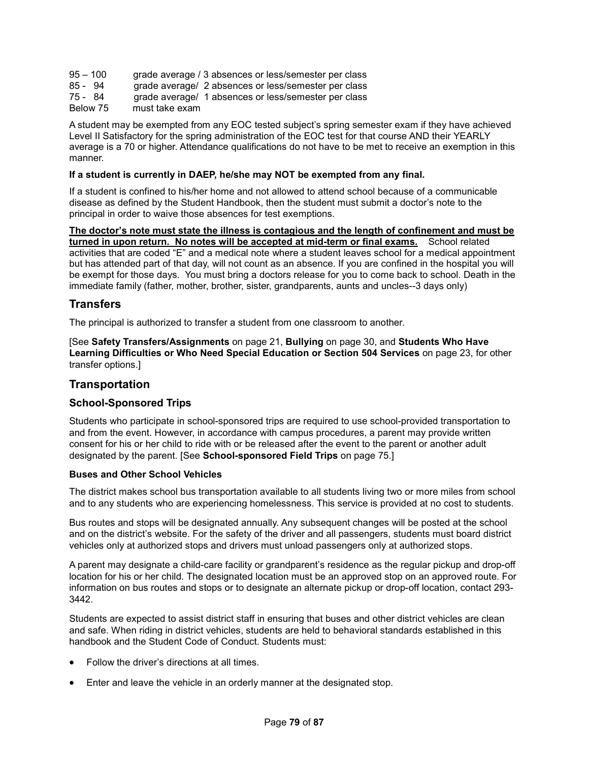95 – 100 grade average / 3 absences or less/semester per class
85 - 94 grade average/ 2 absences or less/semester per class
75 - 84 grade average/ 1 absences or less/semester per class
Below 75 must take exam

A student may be exempted from any EOC tested subject's spring semester exam if they have achieved Level II Satisfactory for the spring administration of the EOC test for that course AND their YEARLY average is a 70 or higher. Attendance qualifications do not have to be met to receive an exemption in this manner.

**If a student is currently in DAEP, he/she may NOT be exempted from any final.**

If a student is confined to his/her home and not allowed to attend school because of a communicable disease as defined by the Student Handbook, then the student must submit a doctor's note to the principal in order to waive those absences for test exemptions.

**The doctor's note must state the illness is contagious and the length of confinement and must be turned in upon return. No notes will be accepted at mid-term or final exams.** School related activities that are coded "E" and a medical note where a student leaves school for a medical appointment but has attended part of that day, will not count as an absence. If you are confined in the hospital you will be exempt for those days. You must bring a doctors release for you to come back to school. Death in the immediate family (father, mother, brother, sister, grandparents, aunts and uncles--3 days only)

## Transfers

The principal is authorized to transfer a student from one classroom to another.

[See **Safety Transfers/Assignments** on page 21, **Bullying** on page 30, and **Students Who Have Learning Difficulties or Who Need Special Education or Section 504 Services** on page 23, for other transfer options.]

## Transportation

### School-Sponsored Trips

Students who participate in school-sponsored trips are required to use school-provided transportation to and from the event. However, in accordance with campus procedures, a parent may provide written consent for his or her child to ride with or be released after the event to the parent or another adult designated by the parent. [See **School-sponsored Field Trips** on page 75.]

#### Buses and Other School Vehicles

The district makes school bus transportation available to all students living two or more miles from school and to any students who are experiencing homelessness. This service is provided at no cost to students.

Bus routes and stops will be designated annually. Any subsequent changes will be posted at the school and on the district's website. For the safety of the driver and all passengers, students must board district vehicles only at authorized stops and drivers must unload passengers only at authorized stops.

A parent may designate a child-care facility or grandparent's residence as the regular pickup and drop-off location for his or her child. The designated location must be an approved stop on an approved route. For information on bus routes and stops or to designate an alternate pickup or drop-off location, contact 293-3442.

Students are expected to assist district staff in ensuring that buses and other district vehicles are clean and safe. When riding in district vehicles, students are held to behavioral standards established in this handbook and the Student Code of Conduct. Students must:

- Follow the driver's directions at all times.
- Enter and leave the vehicle in an orderly manner at the designated stop.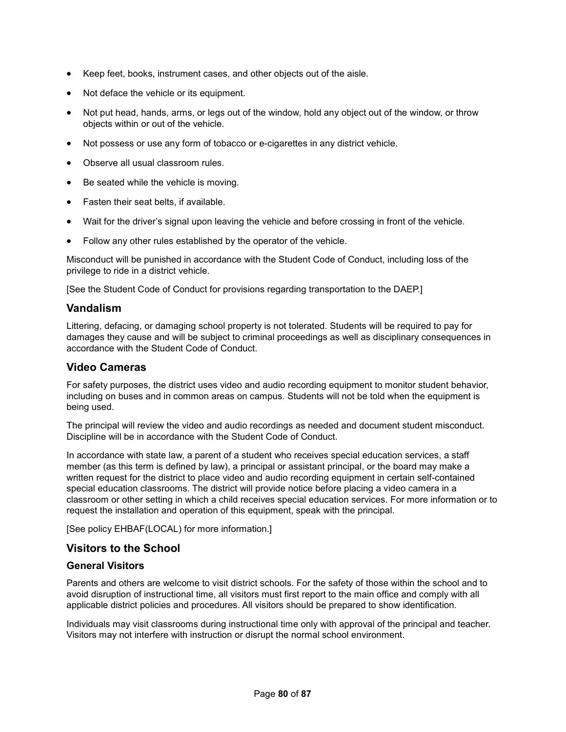- Keep feet, books, instrument cases, and other objects out of the aisle.
- Not deface the vehicle or its equipment.
- Not put head, hands, arms, or legs out of the window, hold any object out of the window, or throw objects within or out of the vehicle.
- Not possess or use any form of tobacco or e-cigarettes in any district vehicle.
- Observe all usual classroom rules.
- Be seated while the vehicle is moving.
- Fasten their seat belts, if available.
- Wait for the driver's signal upon leaving the vehicle and before crossing in front of the vehicle.
- Follow any other rules established by the operator of the vehicle.

Misconduct will be punished in accordance with the Student Code of Conduct, including loss of the privilege to ride in a district vehicle.

[See the Student Code of Conduct for provisions regarding transportation to the DAEP.]

## Vandalism

Littering, defacing, or damaging school property is not tolerated. Students will be required to pay for damages they cause and will be subject to criminal proceedings as well as disciplinary consequences in accordance with the Student Code of Conduct.

## Video Cameras

For safety purposes, the district uses video and audio recording equipment to monitor student behavior, including on buses and in common areas on campus. Students will not be told when the equipment is being used.

The principal will review the video and audio recordings as needed and document student misconduct. Discipline will be in accordance with the Student Code of Conduct.

In accordance with state law, a parent of a student who receives special education services, a staff member (as this term is defined by law), a principal or assistant principal, or the board may make a written request for the district to place video and audio recording equipment in certain self-contained special education classrooms. The district will provide notice before placing a video camera in a classroom or other setting in which a child receives special education services. For more information or to request the installation and operation of this equipment, speak with the principal.

[See policy EHBAF(LOCAL) for more information.]

## Visitors to the School

### General Visitors

Parents and others are welcome to visit district schools. For the safety of those within the school and to avoid disruption of instructional time, all visitors must first report to the main office and comply with all applicable district policies and procedures. All visitors should be prepared to show identification.

Individuals may visit classrooms during instructional time only with approval of the principal and teacher. Visitors may not interfere with instruction or disrupt the normal school environment.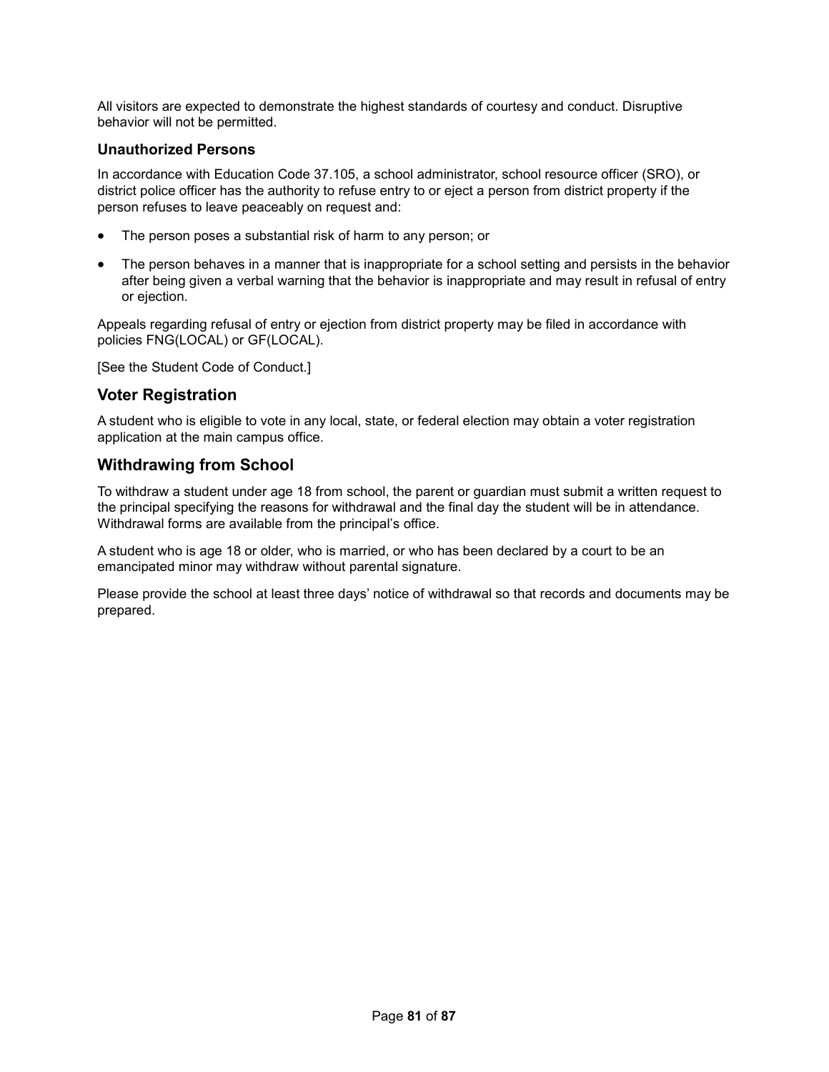All visitors are expected to demonstrate the highest standards of courtesy and conduct. Disruptive behavior will not be permitted.

### Unauthorized Persons

In accordance with Education Code 37.105, a school administrator, school resource officer (SRO), or district police officer has the authority to refuse entry to or eject a person from district property if the person refuses to leave peaceably on request and:

- The person poses a substantial risk of harm to any person; or
- The person behaves in a manner that is inappropriate for a school setting and persists in the behavior after being given a verbal warning that the behavior is inappropriate and may result in refusal of entry or ejection.

Appeals regarding refusal of entry or ejection from district property may be filed in accordance with policies FNG(LOCAL) or GF(LOCAL).

[See the Student Code of Conduct.]

## Voter Registration

A student who is eligible to vote in any local, state, or federal election may obtain a voter registration application at the main campus office.

## Withdrawing from School

To withdraw a student under age 18 from school, the parent or guardian must submit a written request to the principal specifying the reasons for withdrawal and the final day the student will be in attendance. Withdrawal forms are available from the principal's office.

A student who is age 18 or older, who is married, or who has been declared by a court to be an emancipated minor may withdraw without parental signature.

Please provide the school at least three days' notice of withdrawal so that records and documents may be prepared.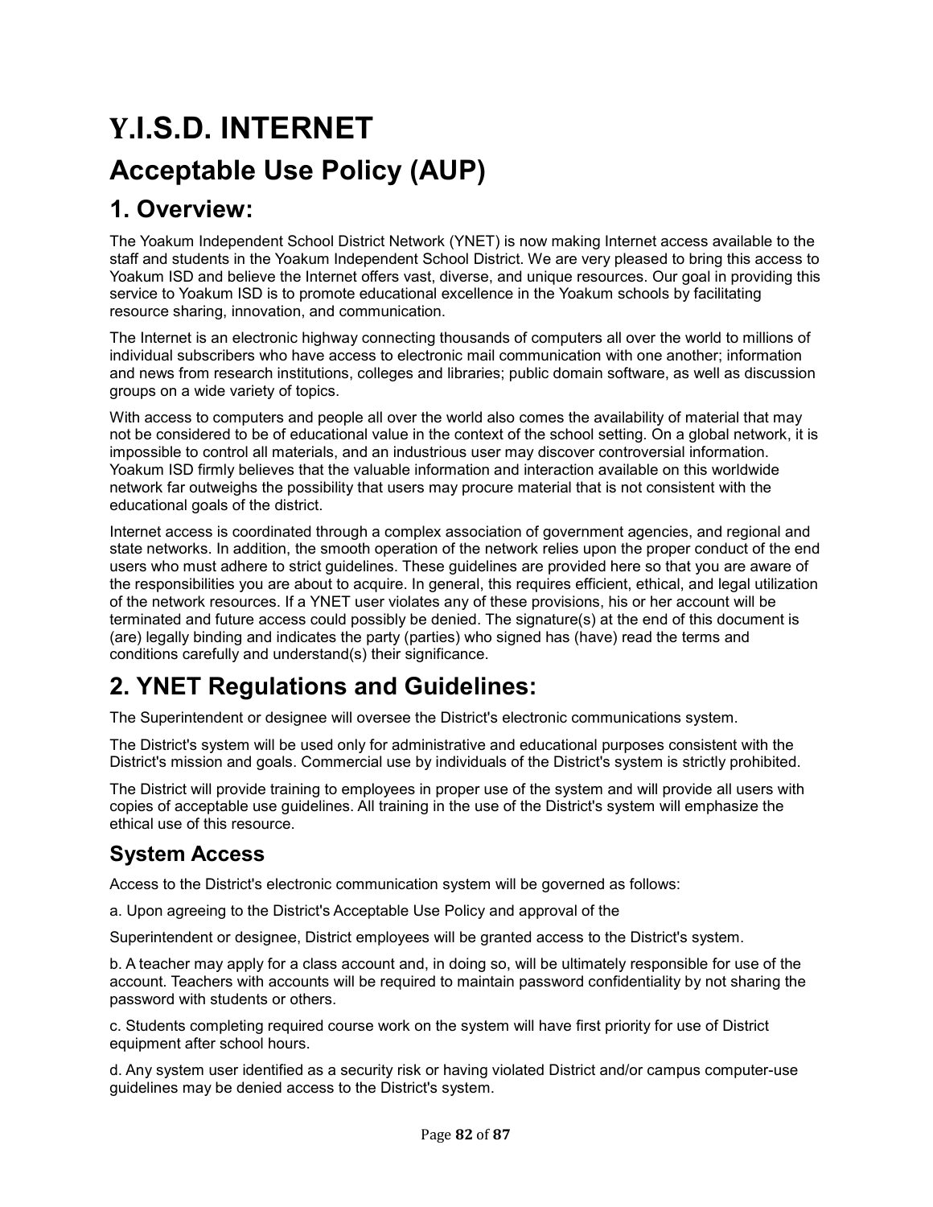# Y.I.S.D. INTERNET

# Acceptable Use Policy (AUP)

## 1. Overview:

The Yoakum Independent School District Network (YNET) is now making Internet access available to the staff and students in the Yoakum Independent School District. We are very pleased to bring this access to Yoakum ISD and believe the Internet offers vast, diverse, and unique resources. Our goal in providing this service to Yoakum ISD is to promote educational excellence in the Yoakum schools by facilitating resource sharing, innovation, and communication.

The Internet is an electronic highway connecting thousands of computers all over the world to millions of individual subscribers who have access to electronic mail communication with one another; information and news from research institutions, colleges and libraries; public domain software, as well as discussion groups on a wide variety of topics.

With access to computers and people all over the world also comes the availability of material that may not be considered to be of educational value in the context of the school setting. On a global network, it is impossible to control all materials, and an industrious user may discover controversial information. Yoakum ISD firmly believes that the valuable information and interaction available on this worldwide network far outweighs the possibility that users may procure material that is not consistent with the educational goals of the district.

Internet access is coordinated through a complex association of government agencies, and regional and state networks. In addition, the smooth operation of the network relies upon the proper conduct of the end users who must adhere to strict guidelines. These guidelines are provided here so that you are aware of the responsibilities you are about to acquire. In general, this requires efficient, ethical, and legal utilization of the network resources. If a YNET user violates any of these provisions, his or her account will be terminated and future access could possibly be denied. The signature(s) at the end of this document is (are) legally binding and indicates the party (parties) who signed has (have) read the terms and conditions carefully and understand(s) their significance.

## 2. YNET Regulations and Guidelines:

The Superintendent or designee will oversee the District's electronic communications system.

The District's system will be used only for administrative and educational purposes consistent with the District's mission and goals. Commercial use by individuals of the District's system is strictly prohibited.

The District will provide training to employees in proper use of the system and will provide all users with copies of acceptable use guidelines. All training in the use of the District's system will emphasize the ethical use of this resource.

### System Access

Access to the District's electronic communication system will be governed as follows:

a. Upon agreeing to the District's Acceptable Use Policy and approval of the

Superintendent or designee, District employees will be granted access to the District's system.

b. A teacher may apply for a class account and, in doing so, will be ultimately responsible for use of the account. Teachers with accounts will be required to maintain password confidentiality by not sharing the password with students or others.

c. Students completing required course work on the system will have first priority for use of District equipment after school hours.

d. Any system user identified as a security risk or having violated District and/or campus computer-use guidelines may be denied access to the District's system.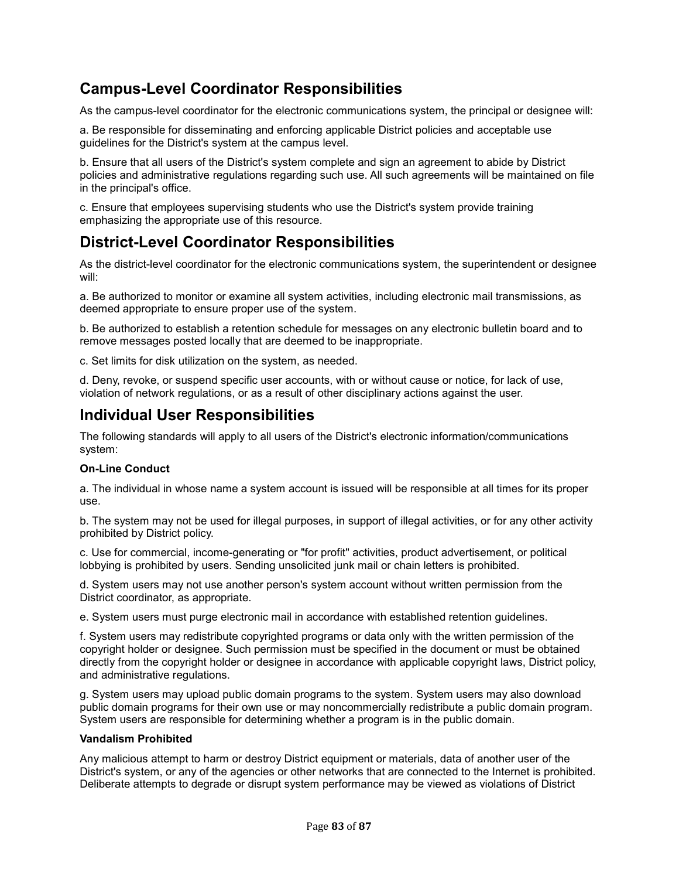## Campus-Level Coordinator Responsibilities

As the campus-level coordinator for the electronic communications system, the principal or designee will:

a. Be responsible for disseminating and enforcing applicable District policies and acceptable use guidelines for the District's system at the campus level.

b. Ensure that all users of the District's system complete and sign an agreement to abide by District policies and administrative regulations regarding such use. All such agreements will be maintained on file in the principal's office.

c. Ensure that employees supervising students who use the District's system provide training emphasizing the appropriate use of this resource.

## District-Level Coordinator Responsibilities

As the district-level coordinator for the electronic communications system, the superintendent or designee will:

a. Be authorized to monitor or examine all system activities, including electronic mail transmissions, as deemed appropriate to ensure proper use of the system.

b. Be authorized to establish a retention schedule for messages on any electronic bulletin board and to remove messages posted locally that are deemed to be inappropriate.

c. Set limits for disk utilization on the system, as needed.

d. Deny, revoke, or suspend specific user accounts, with or without cause or notice, for lack of use, violation of network regulations, or as a result of other disciplinary actions against the user.

## Individual User Responsibilities

The following standards will apply to all users of the District's electronic information/communications system:

**On-Line Conduct**

a. The individual in whose name a system account is issued will be responsible at all times for its proper use.

b. The system may not be used for illegal purposes, in support of illegal activities, or for any other activity prohibited by District policy.

c. Use for commercial, income-generating or "for profit" activities, product advertisement, or political lobbying is prohibited by users. Sending unsolicited junk mail or chain letters is prohibited.

d. System users may not use another person's system account without written permission from the District coordinator, as appropriate.

e. System users must purge electronic mail in accordance with established retention guidelines.

f. System users may redistribute copyrighted programs or data only with the written permission of the copyright holder or designee. Such permission must be specified in the document or must be obtained directly from the copyright holder or designee in accordance with applicable copyright laws, District policy, and administrative regulations.

g. System users may upload public domain programs to the system. System users may also download public domain programs for their own use or may noncommercially redistribute a public domain program. System users are responsible for determining whether a program is in the public domain.

**Vandalism Prohibited**

Any malicious attempt to harm or destroy District equipment or materials, data of another user of the District's system, or any of the agencies or other networks that are connected to the Internet is prohibited. Deliberate attempts to degrade or disrupt system performance may be viewed as violations of District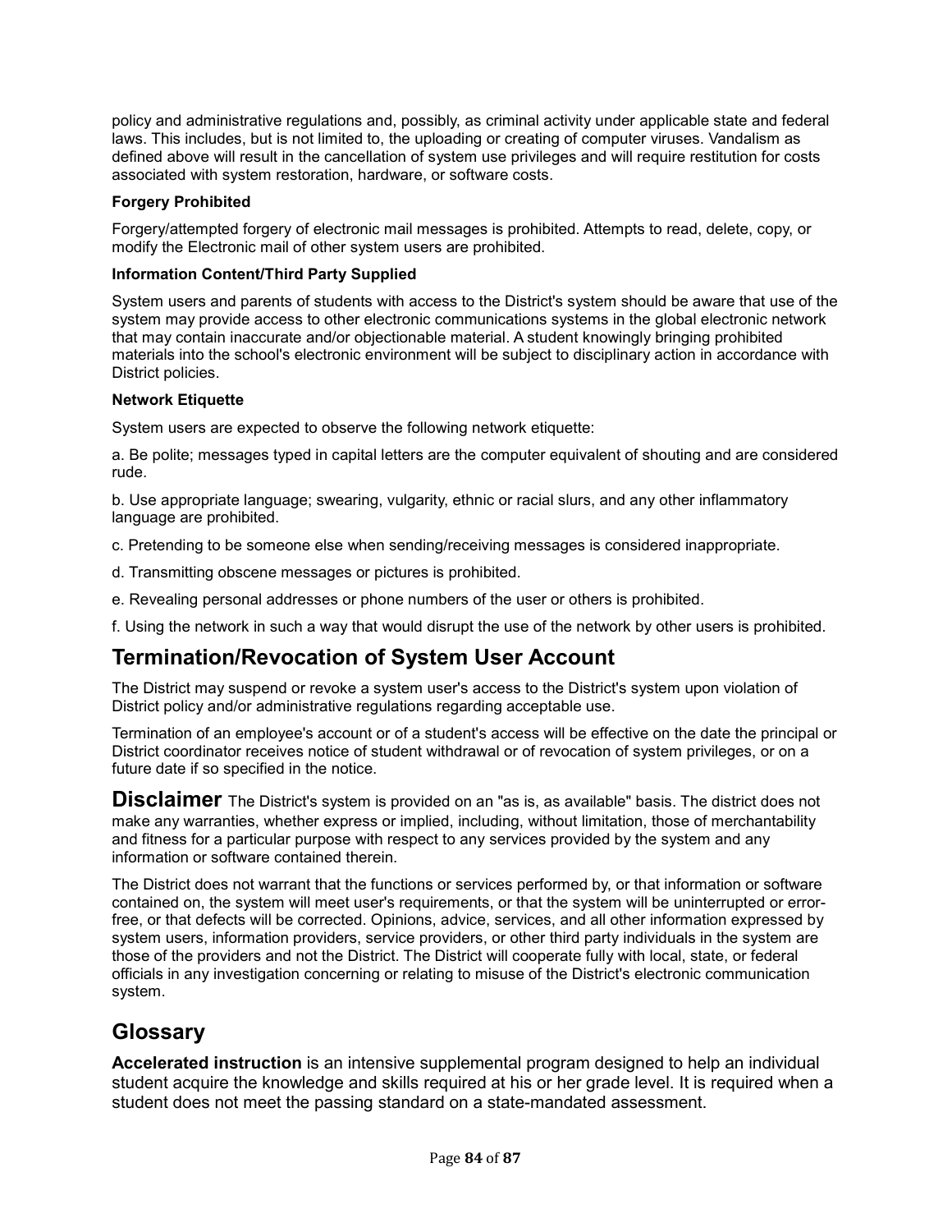policy and administrative regulations and, possibly, as criminal activity under applicable state and federal laws. This includes, but is not limited to, the uploading or creating of computer viruses. Vandalism as defined above will result in the cancellation of system use privileges and will require restitution for costs associated with system restoration, hardware, or software costs.

**Forgery Prohibited**

Forgery/attempted forgery of electronic mail messages is prohibited. Attempts to read, delete, copy, or modify the Electronic mail of other system users are prohibited.

**Information Content/Third Party Supplied**

System users and parents of students with access to the District's system should be aware that use of the system may provide access to other electronic communications systems in the global electronic network that may contain inaccurate and/or objectionable material. A student knowingly bringing prohibited materials into the school's electronic environment will be subject to disciplinary action in accordance with District policies.

**Network Etiquette**

System users are expected to observe the following network etiquette:

a. Be polite; messages typed in capital letters are the computer equivalent of shouting and are considered rude.

b. Use appropriate language; swearing, vulgarity, ethnic or racial slurs, and any other inflammatory language are prohibited.

c. Pretending to be someone else when sending/receiving messages is considered inappropriate.

d. Transmitting obscene messages or pictures is prohibited.

e. Revealing personal addresses or phone numbers of the user or others is prohibited.

f. Using the network in such a way that would disrupt the use of the network by other users is prohibited.

## Termination/Revocation of System User Account

The District may suspend or revoke a system user's access to the District's system upon violation of District policy and/or administrative regulations regarding acceptable use.

Termination of an employee's account or of a student's access will be effective on the date the principal or District coordinator receives notice of student withdrawal or of revocation of system privileges, or on a future date if so specified in the notice.

## Disclaimer

The District's system is provided on an "as is, as available" basis. The district does not make any warranties, whether express or implied, including, without limitation, those of merchantability and fitness for a particular purpose with respect to any services provided by the system and any information or software contained therein.

The District does not warrant that the functions or services performed by, or that information or software contained on, the system will meet user's requirements, or that the system will be uninterrupted or error-free, or that defects will be corrected. Opinions, advice, services, and all other information expressed by system users, information providers, service providers, or other third party individuals in the system are those of the providers and not the District. The District will cooperate fully with local, state, or federal officials in any investigation concerning or relating to misuse of the District's electronic communication system.

## Glossary

**Accelerated instruction** is an intensive supplemental program designed to help an individual student acquire the knowledge and skills required at his or her grade level. It is required when a student does not meet the passing standard on a state-mandated assessment.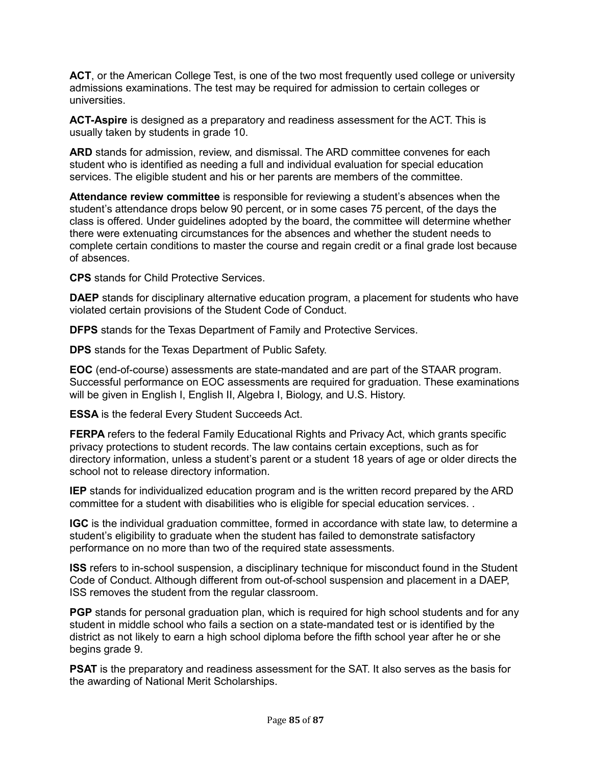**ACT**, or the American College Test, is one of the two most frequently used college or university admissions examinations. The test may be required for admission to certain colleges or universities.

**ACT-Aspire** is designed as a preparatory and readiness assessment for the ACT. This is usually taken by students in grade 10.

**ARD** stands for admission, review, and dismissal. The ARD committee convenes for each student who is identified as needing a full and individual evaluation for special education services. The eligible student and his or her parents are members of the committee.

**Attendance review committee** is responsible for reviewing a student's absences when the student's attendance drops below 90 percent, or in some cases 75 percent, of the days the class is offered. Under guidelines adopted by the board, the committee will determine whether there were extenuating circumstances for the absences and whether the student needs to complete certain conditions to master the course and regain credit or a final grade lost because of absences.

**CPS** stands for Child Protective Services.

**DAEP** stands for disciplinary alternative education program, a placement for students who have violated certain provisions of the Student Code of Conduct.

**DFPS** stands for the Texas Department of Family and Protective Services.

**DPS** stands for the Texas Department of Public Safety.

**EOC** (end-of-course) assessments are state-mandated and are part of the STAAR program. Successful performance on EOC assessments are required for graduation. These examinations will be given in English I, English II, Algebra I, Biology, and U.S. History.

**ESSA** is the federal Every Student Succeeds Act.

**FERPA** refers to the federal Family Educational Rights and Privacy Act, which grants specific privacy protections to student records. The law contains certain exceptions, such as for directory information, unless a student's parent or a student 18 years of age or older directs the school not to release directory information.

**IEP** stands for individualized education program and is the written record prepared by the ARD committee for a student with disabilities who is eligible for special education services. .

**IGC** is the individual graduation committee, formed in accordance with state law, to determine a student's eligibility to graduate when the student has failed to demonstrate satisfactory performance on no more than two of the required state assessments.

**ISS** refers to in-school suspension, a disciplinary technique for misconduct found in the Student Code of Conduct. Although different from out-of-school suspension and placement in a DAEP, ISS removes the student from the regular classroom.

**PGP** stands for personal graduation plan, which is required for high school students and for any student in middle school who fails a section on a state-mandated test or is identified by the district as not likely to earn a high school diploma before the fifth school year after he or she begins grade 9.

**PSAT** is the preparatory and readiness assessment for the SAT. It also serves as the basis for the awarding of National Merit Scholarships.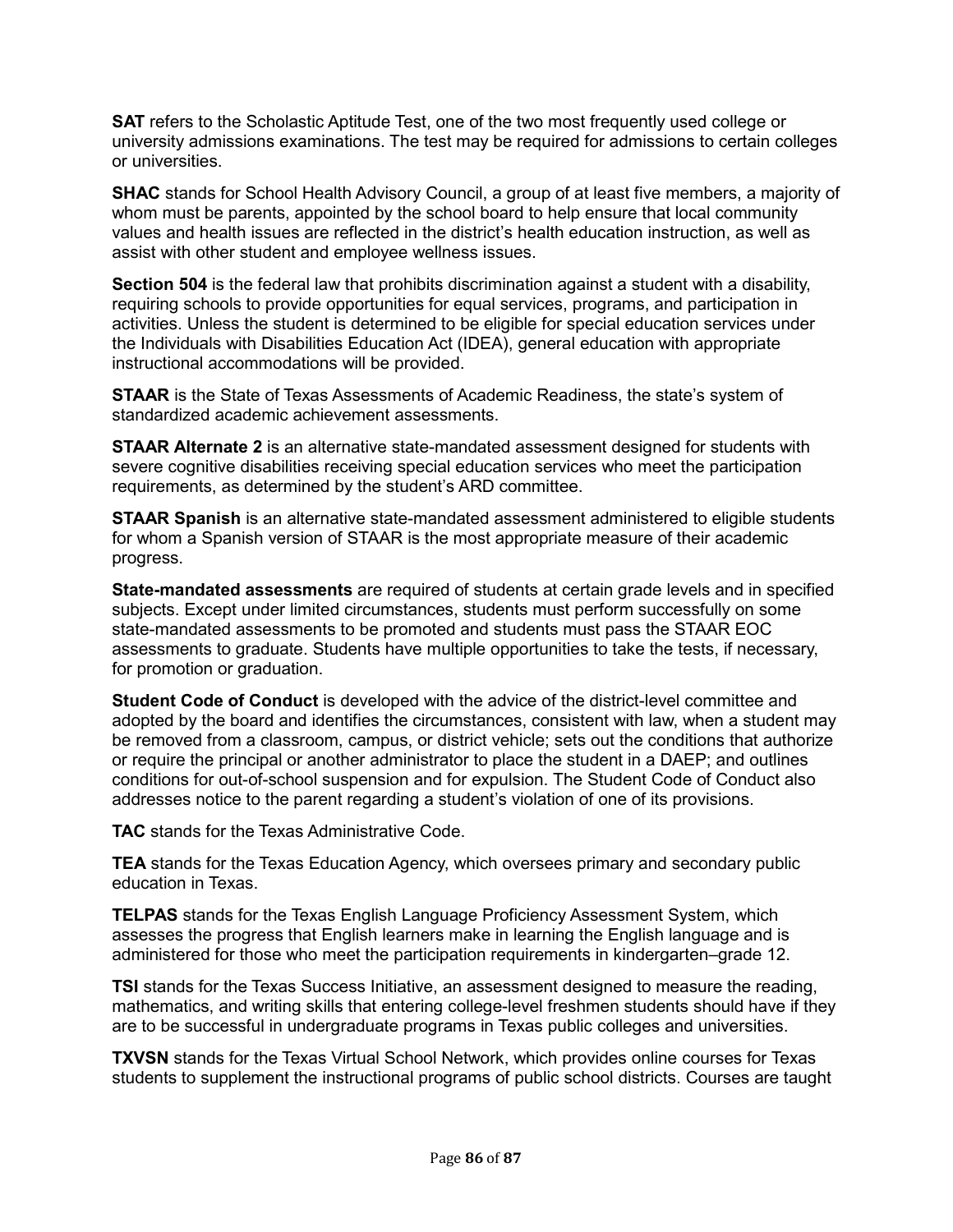**SAT** refers to the Scholastic Aptitude Test, one of the two most frequently used college or university admissions examinations. The test may be required for admissions to certain colleges or universities.

**SHAC** stands for School Health Advisory Council, a group of at least five members, a majority of whom must be parents, appointed by the school board to help ensure that local community values and health issues are reflected in the district's health education instruction, as well as assist with other student and employee wellness issues.

**Section 504** is the federal law that prohibits discrimination against a student with a disability, requiring schools to provide opportunities for equal services, programs, and participation in activities. Unless the student is determined to be eligible for special education services under the Individuals with Disabilities Education Act (IDEA), general education with appropriate instructional accommodations will be provided.

**STAAR** is the State of Texas Assessments of Academic Readiness, the state's system of standardized academic achievement assessments.

**STAAR Alternate 2** is an alternative state-mandated assessment designed for students with severe cognitive disabilities receiving special education services who meet the participation requirements, as determined by the student's ARD committee.

**STAAR Spanish** is an alternative state-mandated assessment administered to eligible students for whom a Spanish version of STAAR is the most appropriate measure of their academic progress.

**State-mandated assessments** are required of students at certain grade levels and in specified subjects. Except under limited circumstances, students must perform successfully on some state-mandated assessments to be promoted and students must pass the STAAR EOC assessments to graduate. Students have multiple opportunities to take the tests, if necessary, for promotion or graduation.

**Student Code of Conduct** is developed with the advice of the district-level committee and adopted by the board and identifies the circumstances, consistent with law, when a student may be removed from a classroom, campus, or district vehicle; sets out the conditions that authorize or require the principal or another administrator to place the student in a DAEP; and outlines conditions for out-of-school suspension and for expulsion. The Student Code of Conduct also addresses notice to the parent regarding a student's violation of one of its provisions.

**TAC** stands for the Texas Administrative Code.

**TEA** stands for the Texas Education Agency, which oversees primary and secondary public education in Texas.

**TELPAS** stands for the Texas English Language Proficiency Assessment System, which assesses the progress that English learners make in learning the English language and is administered for those who meet the participation requirements in kindergarten–grade 12.

**TSI** stands for the Texas Success Initiative, an assessment designed to measure the reading, mathematics, and writing skills that entering college-level freshmen students should have if they are to be successful in undergraduate programs in Texas public colleges and universities.

**TXVSN** stands for the Texas Virtual School Network, which provides online courses for Texas students to supplement the instructional programs of public school districts. Courses are taught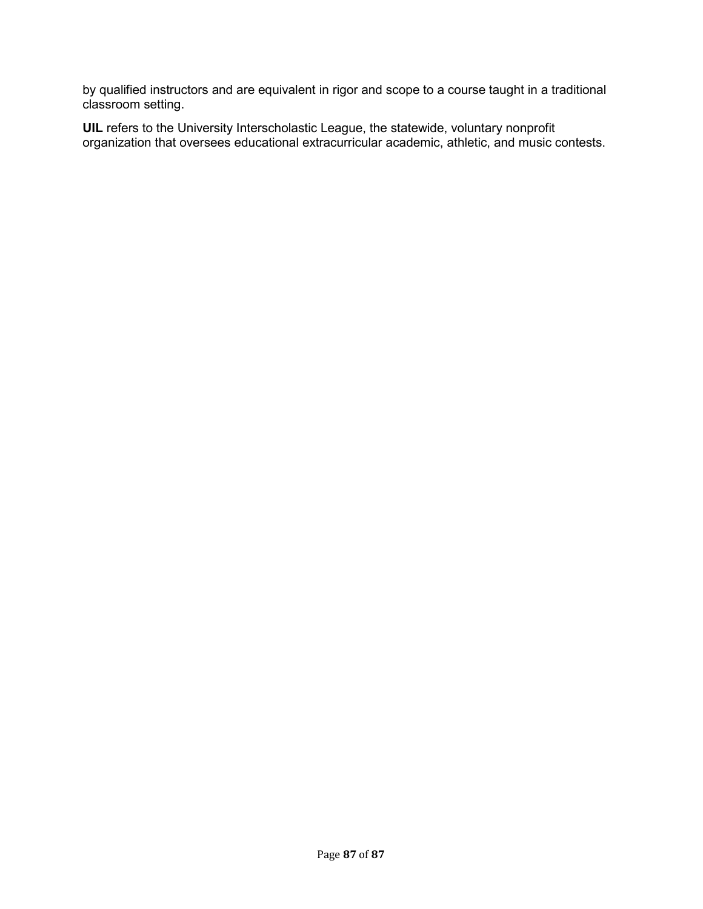by qualified instructors and are equivalent in rigor and scope to a course taught in a traditional classroom setting.

**UIL** refers to the University Interscholastic League, the statewide, voluntary nonprofit organization that oversees educational extracurricular academic, athletic, and music contests.